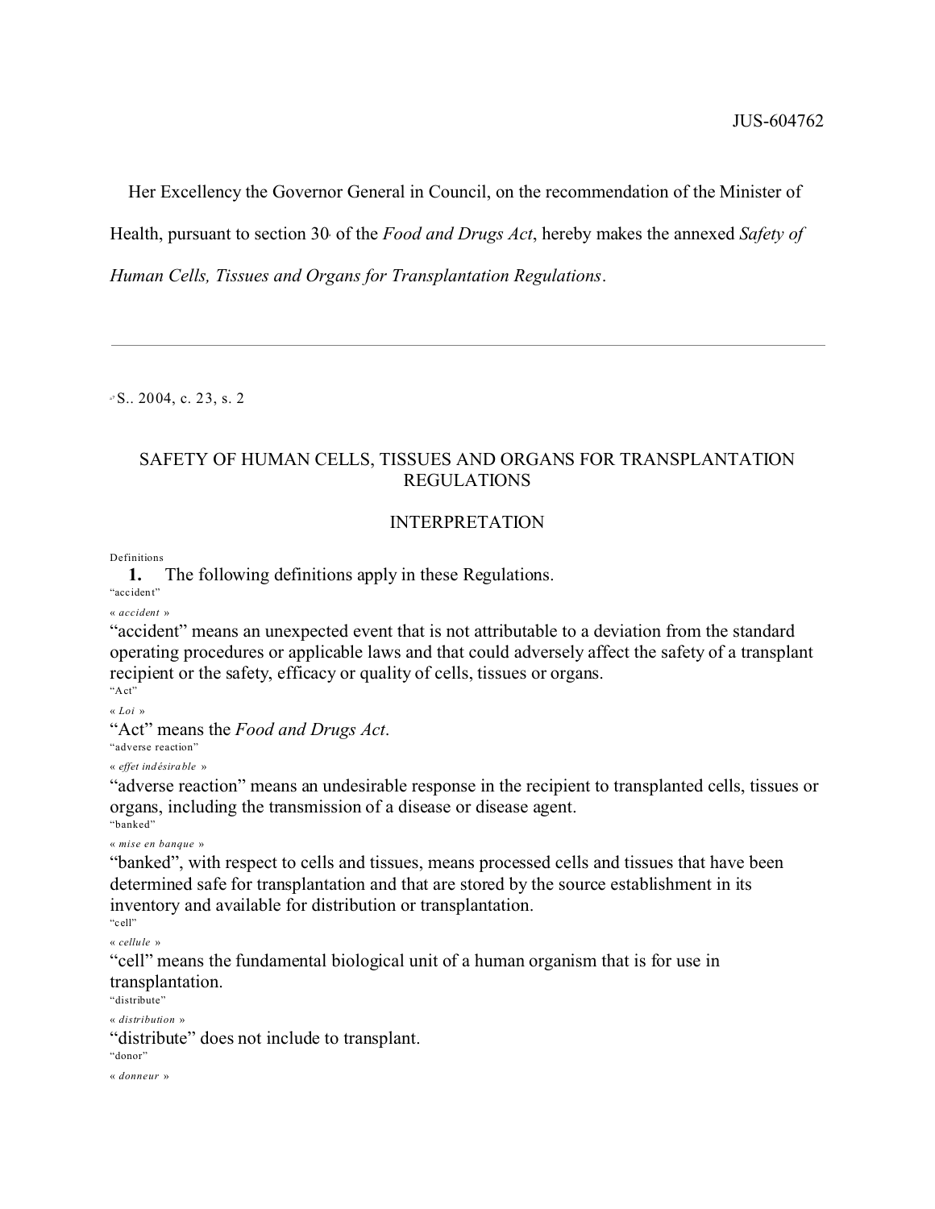JUS-604762

Her Excellency the Governor General in Council, on the recommendation of the Minister of Health, pursuant to section 30[a] of the *Food and Drugs Act*, hereby makes the annexed *Safety of Human Cells, Tissues and Organs for Transplantation Regulations*.

---

[a] S.. 2004, c. 23, s. 2

## SAFETY OF HUMAN CELLS, TISSUES AND ORGANS FOR TRANSPLANTATION REGULATIONS

### INTERPRETATION

Definitions

**1.** The following definitions apply in these Regulations.

"accident"
« *accident* »

"accident" means an unexpected event that is not attributable to a deviation from the standard operating procedures or applicable laws and that could adversely affect the safety of a transplant recipient or the safety, efficacy or quality of cells, tissues or organs.

"Act"
« *Loi* »

"Act" means the *Food and Drugs Act*.

"adverse reaction"
« *effet indésirable* »

"adverse reaction" means an undesirable response in the recipient to transplanted cells, tissues or organs, including the transmission of a disease or disease agent.

"banked"
« *mise en banque* »

"banked", with respect to cells and tissues, means processed cells and tissues that have been determined safe for transplantation and that are stored by the source establishment in its inventory and available for distribution or transplantation.

"cell"
« *cellule* »

"cell" means the fundamental biological unit of a human organism that is for use in transplantation.

"distribute"
« *distribution* »

"distribute" does not include to transplant.

"donor"
« *donneur* »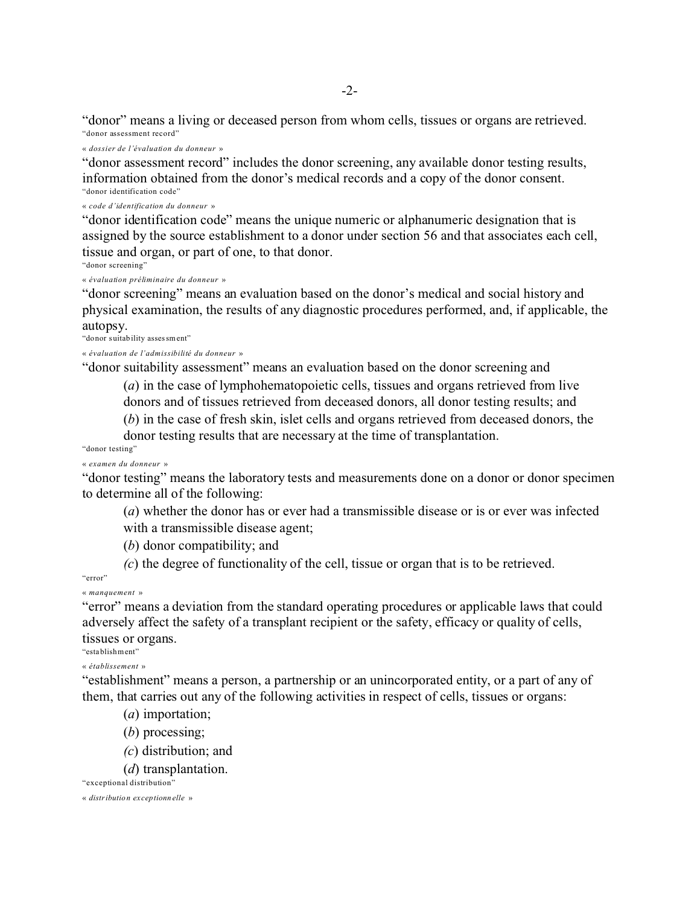"donor" means a living or deceased person from whom cells, tissues or organs are retrieved.

"donor assessment record"

« *dossier de l'évaluation du donneur* »

"donor assessment record" includes the donor screening, any available donor testing results, information obtained from the donor's medical records and a copy of the donor consent.

"donor identification code"

« *code d'identification du donneur* »

"donor identification code" means the unique numeric or alphanumeric designation that is assigned by the source establishment to a donor under section 56 and that associates each cell, tissue and organ, or part of one, to that donor.

"donor screening"

« *évaluation préliminaire du donneur* »

"donor screening" means an evaluation based on the donor's medical and social history and physical examination, the results of any diagnostic procedures performed, and, if applicable, the autopsy.

"donor suitability assessment"

« *évaluation de l'admissibilité du donneur* »

"donor suitability assessment" means an evaluation based on the donor screening and

(*a*) in the case of lymphohematopoietic cells, tissues and organs retrieved from live donors and of tissues retrieved from deceased donors, all donor testing results; and

(*b*) in the case of fresh skin, islet cells and organs retrieved from deceased donors, the donor testing results that are necessary at the time of transplantation.

"donor testing"

« *examen du donneur* »

"donor testing" means the laboratory tests and measurements done on a donor or donor specimen to determine all of the following:

(*a*) whether the donor has or ever had a transmissible disease or is or ever was infected with a transmissible disease agent;

(*b*) donor compatibility; and

*(c)* the degree of functionality of the cell, tissue or organ that is to be retrieved.

"error"

« *manquement* »

"error" means a deviation from the standard operating procedures or applicable laws that could adversely affect the safety of a transplant recipient or the safety, efficacy or quality of cells, tissues or organs.

"establishment"

« *établissement* »

"establishment" means a person, a partnership or an unincorporated entity, or a part of any of them, that carries out any of the following activities in respect of cells, tissues or organs:

(*a*) importation;

(*b*) processing;

*(c)* distribution; and

(*d*) transplantation.

"exceptional distribution"

« *distribution exceptionnelle* »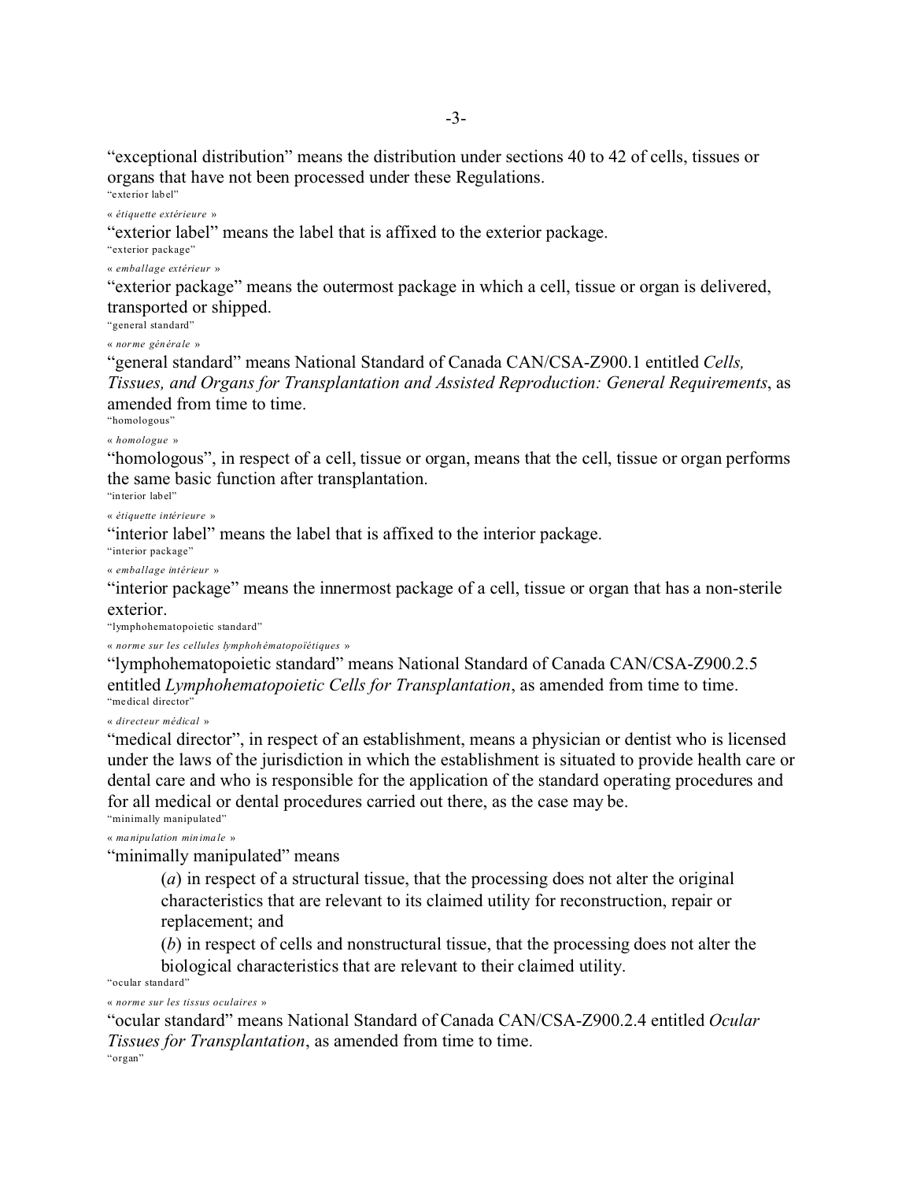"exceptional distribution" means the distribution under sections 40 to 42 of cells, tissues or organs that have not been processed under these Regulations.

"exterior label"
« *étiquette extérieure* »
"exterior label" means the label that is affixed to the exterior package.

"exterior package"
« *emballage extérieur* »
"exterior package" means the outermost package in which a cell, tissue or organ is delivered, transported or shipped.

"general standard"
« *norme générale* »
"general standard" means National Standard of Canada CAN/CSA-Z900.1 entitled *Cells, Tissues, and Organs for Transplantation and Assisted Reproduction: General Requirements*, as amended from time to time.

"homologous"
« *homologue* »
"homologous", in respect of a cell, tissue or organ, means that the cell, tissue or organ performs the same basic function after transplantation.

"interior label"
« *étiquette intérieure* »
"interior label" means the label that is affixed to the interior package.

"interior package"
« *emballage intérieur* »
"interior package" means the innermost package of a cell, tissue or organ that has a non-sterile exterior.

"lymphohematopoietic standard"
« *norme sur les cellules lymphohématopoïétiques* »
"lymphohematopoietic standard" means National Standard of Canada CAN/CSA-Z900.2.5 entitled *Lymphohematopoietic Cells for Transplantation*, as amended from time to time.

"medical director"
« *directeur médical* »
"medical director", in respect of an establishment, means a physician or dentist who is licensed under the laws of the jurisdiction in which the establishment is situated to provide health care or dental care and who is responsible for the application of the standard operating procedures and for all medical or dental procedures carried out there, as the case may be.

"minimally manipulated"
« *manipulation minimale* »
"minimally manipulated" means

(*a*) in respect of a structural tissue, that the processing does not alter the original characteristics that are relevant to its claimed utility for reconstruction, repair or replacement; and

(*b*) in respect of cells and nonstructural tissue, that the processing does not alter the biological characteristics that are relevant to their claimed utility.

"ocular standard"
« *norme sur les tissus oculaires* »
"ocular standard" means National Standard of Canada CAN/CSA-Z900.2.4 entitled *Ocular Tissues for Transplantation*, as amended from time to time.

"organ"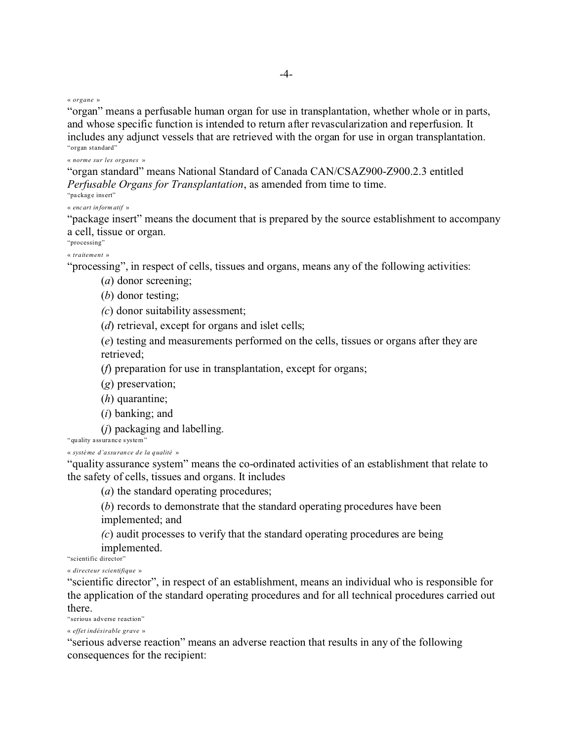« *organe* »

"organ" means a perfusable human organ for use in transplantation, whether whole or in parts, and whose specific function is intended to return after revascularization and reperfusion. It includes any adjunct vessels that are retrieved with the organ for use in organ transplantation.

"organ standard"

« *norme sur les organes* »

"organ standard" means National Standard of Canada CAN/CSAZ900-Z900.2.3 entitled *Perfusable Organs for Transplantation*, as amended from time to time.

"package insert"

« *encart informatif* »

"package insert" means the document that is prepared by the source establishment to accompany a cell, tissue or organ.

"processing"

« *traitement* »

"processing", in respect of cells, tissues and organs, means any of the following activities:

(*a*) donor screening;

(*b*) donor testing;

(*c*) donor suitability assessment;

(*d*) retrieval, except for organs and islet cells;

(*e*) testing and measurements performed on the cells, tissues or organs after they are retrieved;

(*f*) preparation for use in transplantation, except for organs;

(*g*) preservation;

(*h*) quarantine;

(*i*) banking; and

(*j*) packaging and labelling.

"quality assurance system"

« *système d'assurance de la qualité* »

"quality assurance system" means the co-ordinated activities of an establishment that relate to the safety of cells, tissues and organs. It includes

(*a*) the standard operating procedures;

(*b*) records to demonstrate that the standard operating procedures have been implemented; and

(*c*) audit processes to verify that the standard operating procedures are being implemented.

"scientific director"

« *directeur scientifique* »

"scientific director", in respect of an establishment, means an individual who is responsible for the application of the standard operating procedures and for all technical procedures carried out there.

"serious adverse reaction"

« *effet indésirable grave* »

"serious adverse reaction" means an adverse reaction that results in any of the following consequences for the recipient: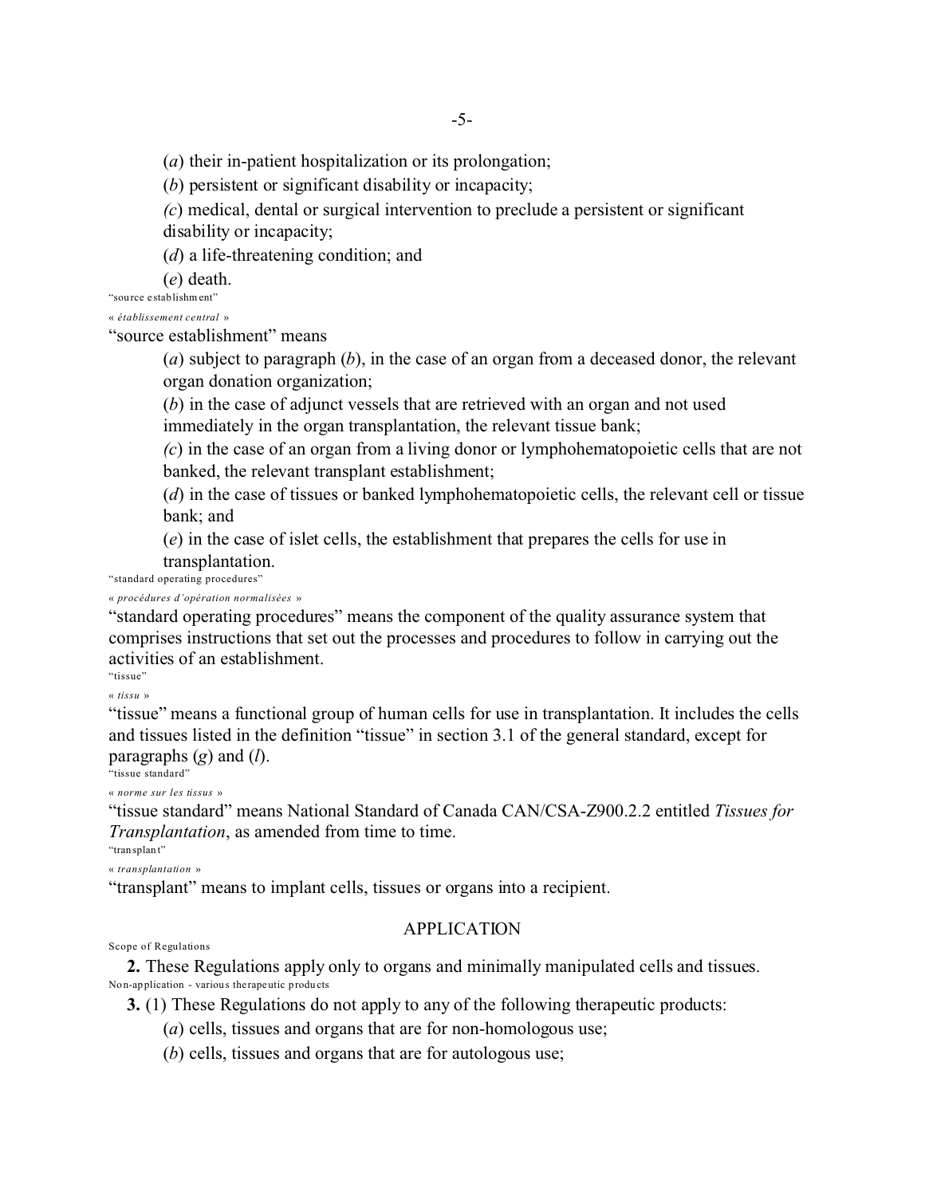(*a*) their in-patient hospitalization or its prolongation;

(*b*) persistent or significant disability or incapacity;

(*c*) medical, dental or surgical intervention to preclude a persistent or significant disability or incapacity;

(*d*) a life-threatening condition; and

(*e*) death.

"source establishment"
« *établissement central* »

"source establishment" means

(*a*) subject to paragraph (*b*), in the case of an organ from a deceased donor, the relevant organ donation organization;

(*b*) in the case of adjunct vessels that are retrieved with an organ and not used immediately in the organ transplantation, the relevant tissue bank;

(*c*) in the case of an organ from a living donor or lymphohematopoietic cells that are not banked, the relevant transplant establishment;

(*d*) in the case of tissues or banked lymphohematopoietic cells, the relevant cell or tissue bank; and

(*e*) in the case of islet cells, the establishment that prepares the cells for use in transplantation.

"standard operating procedures"
« *procédures d'opération normalisées* »

"standard operating procedures" means the component of the quality assurance system that comprises instructions that set out the processes and procedures to follow in carrying out the activities of an establishment.

"tissue"
« *tissu* »

"tissue" means a functional group of human cells for use in transplantation. It includes the cells and tissues listed in the definition "tissue" in section 3.1 of the general standard, except for paragraphs (*g*) and (*l*).

"tissue standard"
« *norme sur les tissus* »

"tissue standard" means National Standard of Canada CAN/CSA-Z900.2.2 entitled *Tissues for Transplantation*, as amended from time to time.

"transplant"
« *transplantation* »

"transplant" means to implant cells, tissues or organs into a recipient.

## APPLICATION

Scope of Regulations

**2.** These Regulations apply only to organs and minimally manipulated cells and tissues.

Non-application - various therapeutic products

**3.** (1) These Regulations do not apply to any of the following therapeutic products:

(*a*) cells, tissues and organs that are for non-homologous use;

(*b*) cells, tissues and organs that are for autologous use;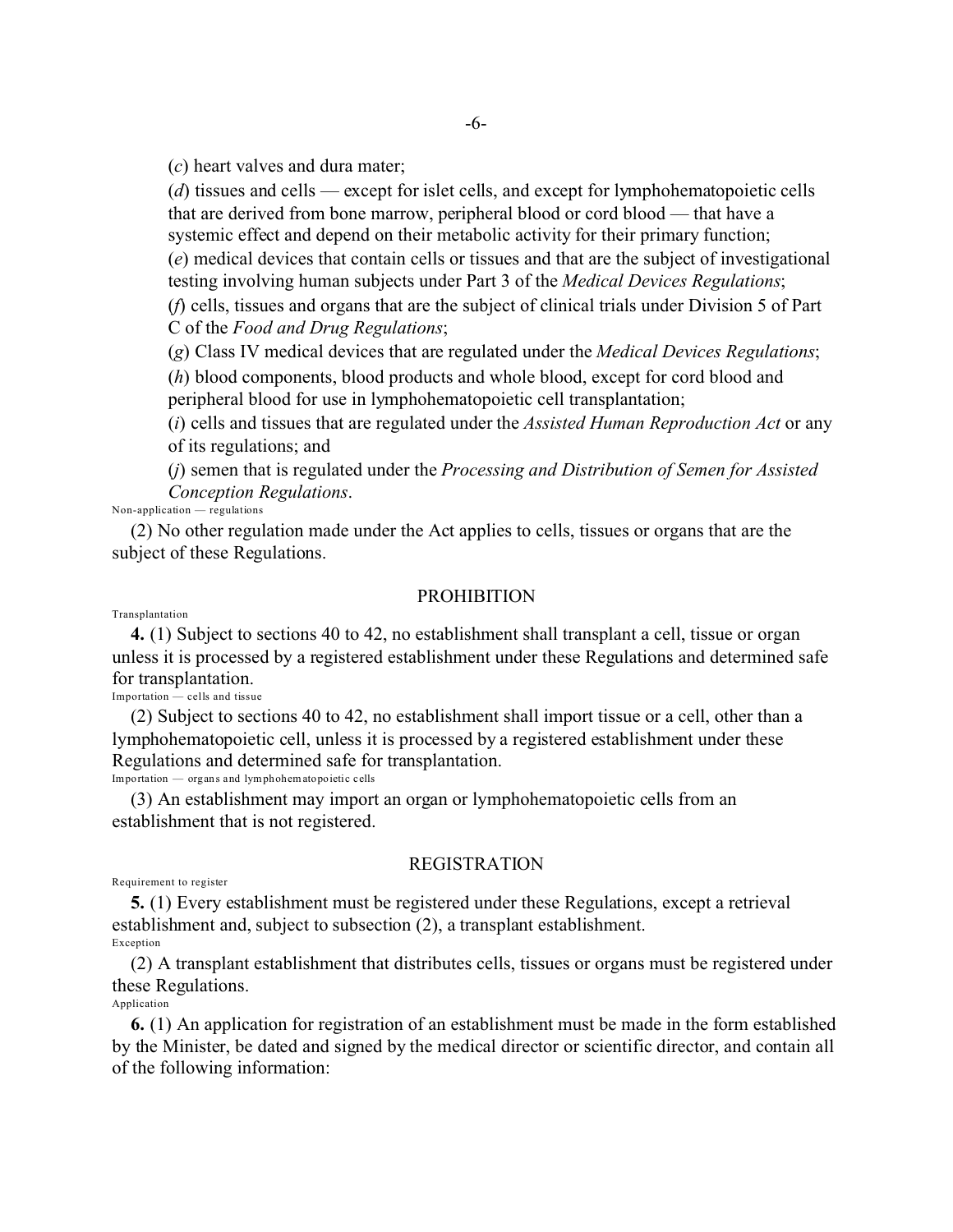(*c*) heart valves and dura mater;

(*d*) tissues and cells — except for islet cells, and except for lymphohematopoietic cells that are derived from bone marrow, peripheral blood or cord blood — that have a systemic effect and depend on their metabolic activity for their primary function;

(*e*) medical devices that contain cells or tissues and that are the subject of investigational testing involving human subjects under Part 3 of the *Medical Devices Regulations*;

(*f*) cells, tissues and organs that are the subject of clinical trials under Division 5 of Part C of the *Food and Drug Regulations*;

(*g*) Class IV medical devices that are regulated under the *Medical Devices Regulations*;

(*h*) blood components, blood products and whole blood, except for cord blood and peripheral blood for use in lymphohematopoietic cell transplantation;

(*i*) cells and tissues that are regulated under the *Assisted Human Reproduction Act* or any of its regulations; and

(*j*) semen that is regulated under the *Processing and Distribution of Semen for Assisted Conception Regulations*.

Non-application — regulations

(2) No other regulation made under the Act applies to cells, tissues or organs that are the subject of these Regulations.

## PROHIBITION

Transplantation

**4.** (1) Subject to sections 40 to 42, no establishment shall transplant a cell, tissue or organ unless it is processed by a registered establishment under these Regulations and determined safe for transplantation.

Importation — cells and tissue

(2) Subject to sections 40 to 42, no establishment shall import tissue or a cell, other than a lymphohematopoietic cell, unless it is processed by a registered establishment under these Regulations and determined safe for transplantation.

Importation — organs and lymphohematopoietic cells

(3) An establishment may import an organ or lymphohematopoietic cells from an establishment that is not registered.

## REGISTRATION

Requirement to register

**5.** (1) Every establishment must be registered under these Regulations, except a retrieval establishment and, subject to subsection (2), a transplant establishment.

Exception

(2) A transplant establishment that distributes cells, tissues or organs must be registered under these Regulations.

Application

**6.** (1) An application for registration of an establishment must be made in the form established by the Minister, be dated and signed by the medical director or scientific director, and contain all of the following information: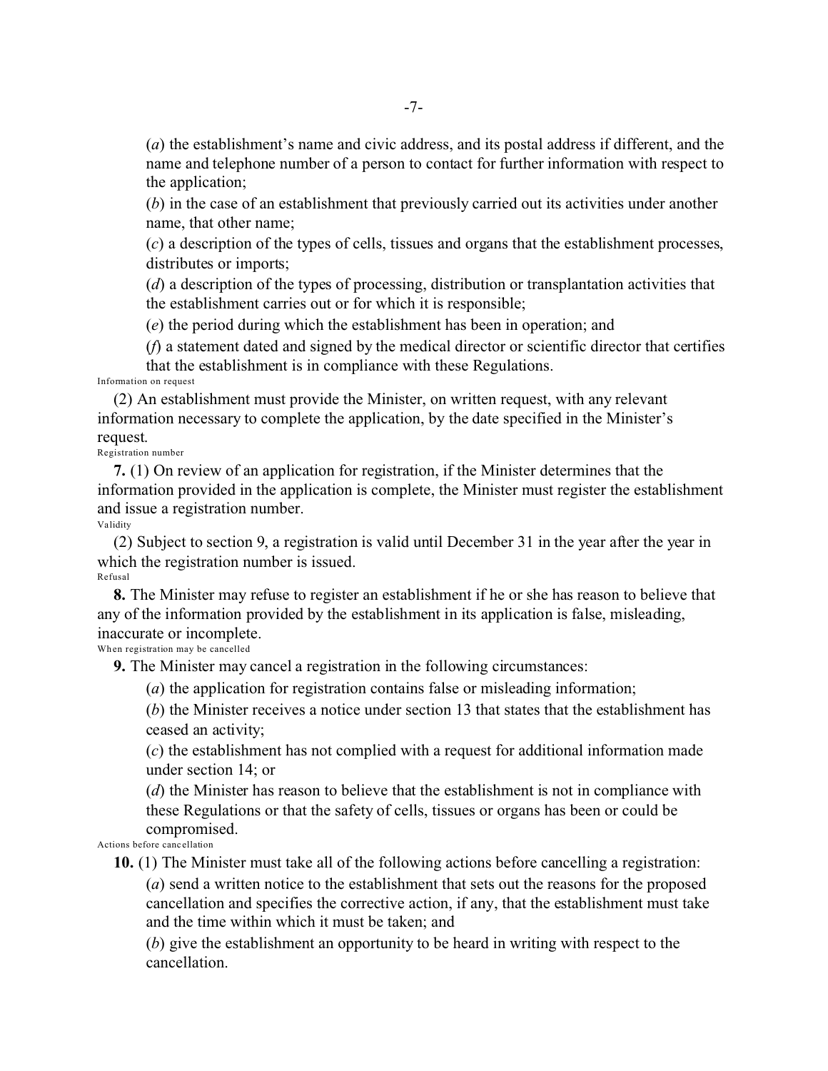(*a*) the establishment's name and civic address, and its postal address if different, and the name and telephone number of a person to contact for further information with respect to the application;

(*b*) in the case of an establishment that previously carried out its activities under another name, that other name;

(*c*) a description of the types of cells, tissues and organs that the establishment processes, distributes or imports;

(*d*) a description of the types of processing, distribution or transplantation activities that the establishment carries out or for which it is responsible;

(*e*) the period during which the establishment has been in operation; and

(*f*) a statement dated and signed by the medical director or scientific director that certifies that the establishment is in compliance with these Regulations.

Information on request

(2) An establishment must provide the Minister, on written request, with any relevant information necessary to complete the application, by the date specified in the Minister's request.

Registration number

**7.** (1) On review of an application for registration, if the Minister determines that the information provided in the application is complete, the Minister must register the establishment and issue a registration number.

Validity

(2) Subject to section 9, a registration is valid until December 31 in the year after the year in which the registration number is issued.

Refusal

**8.** The Minister may refuse to register an establishment if he or she has reason to believe that any of the information provided by the establishment in its application is false, misleading, inaccurate or incomplete.

When registration may be cancelled

**9.** The Minister may cancel a registration in the following circumstances:

(*a*) the application for registration contains false or misleading information;

(*b*) the Minister receives a notice under section 13 that states that the establishment has ceased an activity;

(*c*) the establishment has not complied with a request for additional information made under section 14; or

(*d*) the Minister has reason to believe that the establishment is not in compliance with these Regulations or that the safety of cells, tissues or organs has been or could be compromised.

Actions before cancellation

**10.** (1) The Minister must take all of the following actions before cancelling a registration:

(*a*) send a written notice to the establishment that sets out the reasons for the proposed cancellation and specifies the corrective action, if any, that the establishment must take and the time within which it must be taken; and

(*b*) give the establishment an opportunity to be heard in writing with respect to the cancellation.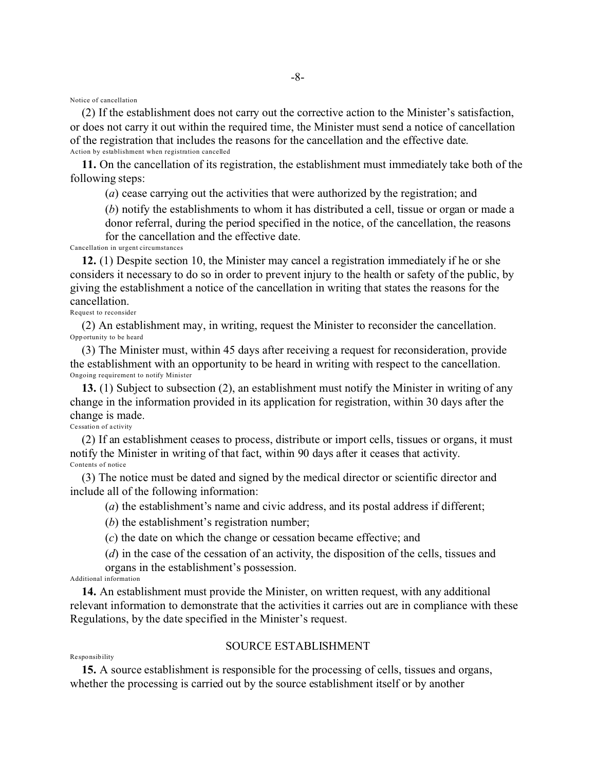Notice of cancellation

(2) If the establishment does not carry out the corrective action to the Minister's satisfaction, or does not carry it out within the required time, the Minister must send a notice of cancellation of the registration that includes the reasons for the cancellation and the effective date.

Action by establishment when registration cancelled

**11.** On the cancellation of its registration, the establishment must immediately take both of the following steps:

(*a*) cease carrying out the activities that were authorized by the registration; and

(*b*) notify the establishments to whom it has distributed a cell, tissue or organ or made a donor referral, during the period specified in the notice, of the cancellation, the reasons for the cancellation and the effective date.

Cancellation in urgent circumstances

**12.** (1) Despite section 10, the Minister may cancel a registration immediately if he or she considers it necessary to do so in order to prevent injury to the health or safety of the public, by giving the establishment a notice of the cancellation in writing that states the reasons for the cancellation.

Request to reconsider

(2) An establishment may, in writing, request the Minister to reconsider the cancellation.

Opportunity to be heard

(3) The Minister must, within 45 days after receiving a request for reconsideration, provide the establishment with an opportunity to be heard in writing with respect to the cancellation.

Ongoing requirement to notify Minister

**13.** (1) Subject to subsection (2), an establishment must notify the Minister in writing of any change in the information provided in its application for registration, within 30 days after the change is made.

Cessation of activity

(2) If an establishment ceases to process, distribute or import cells, tissues or organs, it must notify the Minister in writing of that fact, within 90 days after it ceases that activity.

Contents of notice

(3) The notice must be dated and signed by the medical director or scientific director and include all of the following information:

(*a*) the establishment's name and civic address, and its postal address if different;

(*b*) the establishment's registration number;

(*c*) the date on which the change or cessation became effective; and

(*d*) in the case of the cessation of an activity, the disposition of the cells, tissues and organs in the establishment's possession.

Additional information

**14.** An establishment must provide the Minister, on written request, with any additional relevant information to demonstrate that the activities it carries out are in compliance with these Regulations, by the date specified in the Minister's request.

## SOURCE ESTABLISHMENT

Responsibility

**15.** A source establishment is responsible for the processing of cells, tissues and organs, whether the processing is carried out by the source establishment itself or by another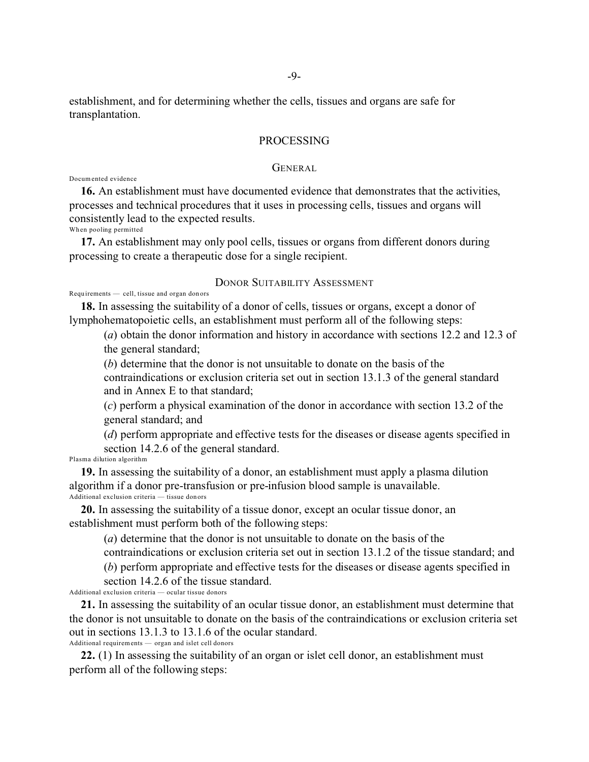establishment, and for determining whether the cells, tissues and organs are safe for transplantation.

## PROCESSING

### GENERAL

Documented evidence

**16.** An establishment must have documented evidence that demonstrates that the activities, processes and technical procedures that it uses in processing cells, tissues and organs will consistently lead to the expected results.

When pooling permitted

**17.** An establishment may only pool cells, tissues or organs from different donors during processing to create a therapeutic dose for a single recipient.

### DONOR SUITABILITY ASSESSMENT

Requirements — cell, tissue and organ donors

**18.** In assessing the suitability of a donor of cells, tissues or organs, except a donor of lymphohematopoietic cells, an establishment must perform all of the following steps:

(*a*) obtain the donor information and history in accordance with sections 12.2 and 12.3 of the general standard;

(*b*) determine that the donor is not unsuitable to donate on the basis of the contraindications or exclusion criteria set out in section 13.1.3 of the general standard and in Annex E to that standard;

(*c*) perform a physical examination of the donor in accordance with section 13.2 of the general standard; and

(*d*) perform appropriate and effective tests for the diseases or disease agents specified in section 14.2.6 of the general standard.

Plasma dilution algorithm

**19.** In assessing the suitability of a donor, an establishment must apply a plasma dilution algorithm if a donor pre-transfusion or pre-infusion blood sample is unavailable.

Additional exclusion criteria — tissue donors

**20.** In assessing the suitability of a tissue donor, except an ocular tissue donor, an establishment must perform both of the following steps:

(*a*) determine that the donor is not unsuitable to donate on the basis of the contraindications or exclusion criteria set out in section 13.1.2 of the tissue standard; and

(*b*) perform appropriate and effective tests for the diseases or disease agents specified in section 14.2.6 of the tissue standard.

Additional exclusion criteria — ocular tissue donors

**21.** In assessing the suitability of an ocular tissue donor, an establishment must determine that the donor is not unsuitable to donate on the basis of the contraindications or exclusion criteria set out in sections 13.1.3 to 13.1.6 of the ocular standard.

Additional requirements — organ and islet cell donors

**22.** (1) In assessing the suitability of an organ or islet cell donor, an establishment must perform all of the following steps: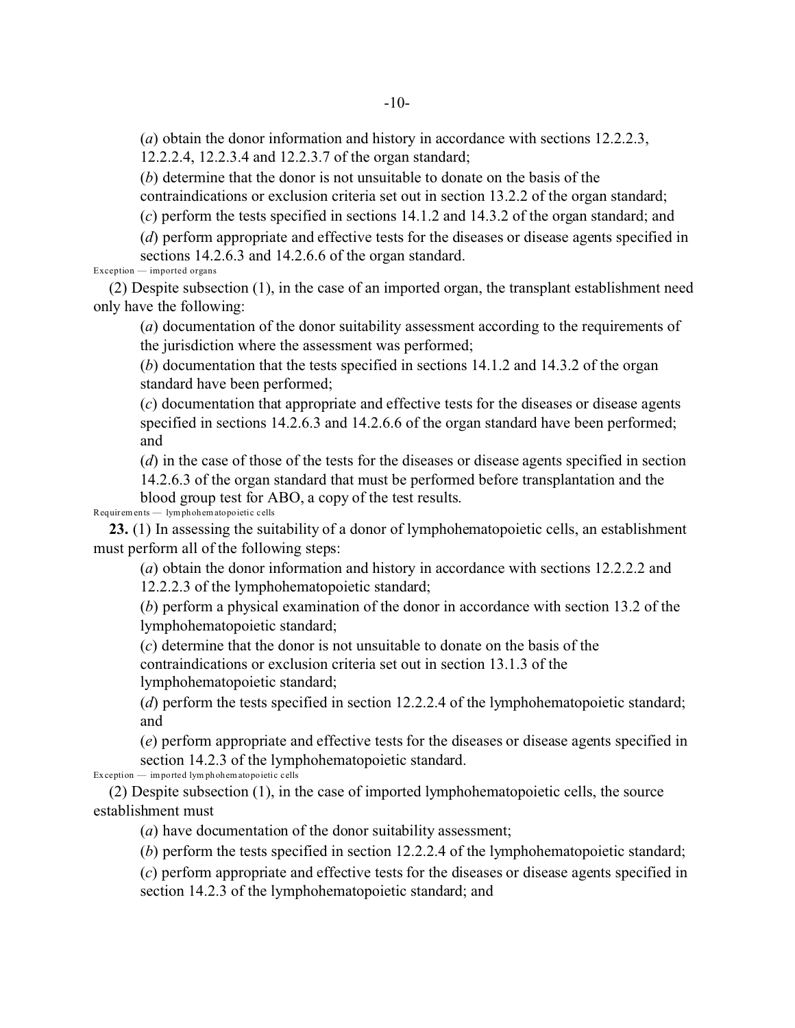(*a*) obtain the donor information and history in accordance with sections 12.2.2.3, 12.2.2.4, 12.2.3.4 and 12.2.3.7 of the organ standard;

(*b*) determine that the donor is not unsuitable to donate on the basis of the contraindications or exclusion criteria set out in section 13.2.2 of the organ standard;

(*c*) perform the tests specified in sections 14.1.2 and 14.3.2 of the organ standard; and

(*d*) perform appropriate and effective tests for the diseases or disease agents specified in sections 14.2.6.3 and 14.2.6.6 of the organ standard.

Exception — imported organs

(2) Despite subsection (1), in the case of an imported organ, the transplant establishment need only have the following:

(*a*) documentation of the donor suitability assessment according to the requirements of the jurisdiction where the assessment was performed;

(*b*) documentation that the tests specified in sections 14.1.2 and 14.3.2 of the organ standard have been performed;

(*c*) documentation that appropriate and effective tests for the diseases or disease agents specified in sections 14.2.6.3 and 14.2.6.6 of the organ standard have been performed; and

(*d*) in the case of those of the tests for the diseases or disease agents specified in section 14.2.6.3 of the organ standard that must be performed before transplantation and the blood group test for ABO, a copy of the test results.

Requirements — lymphohematopoietic cells

**23.** (1) In assessing the suitability of a donor of lymphohematopoietic cells, an establishment must perform all of the following steps:

(*a*) obtain the donor information and history in accordance with sections 12.2.2.2 and 12.2.2.3 of the lymphohematopoietic standard;

(*b*) perform a physical examination of the donor in accordance with section 13.2 of the lymphohematopoietic standard;

(*c*) determine that the donor is not unsuitable to donate on the basis of the contraindications or exclusion criteria set out in section 13.1.3 of the lymphohematopoietic standard;

(*d*) perform the tests specified in section 12.2.2.4 of the lymphohematopoietic standard; and

(*e*) perform appropriate and effective tests for the diseases or disease agents specified in section 14.2.3 of the lymphohematopoietic standard.

Exception — imported lymphohematopoietic cells

(2) Despite subsection (1), in the case of imported lymphohematopoietic cells, the source establishment must

(*a*) have documentation of the donor suitability assessment;

(*b*) perform the tests specified in section 12.2.2.4 of the lymphohematopoietic standard;

(*c*) perform appropriate and effective tests for the diseases or disease agents specified in section 14.2.3 of the lymphohematopoietic standard; and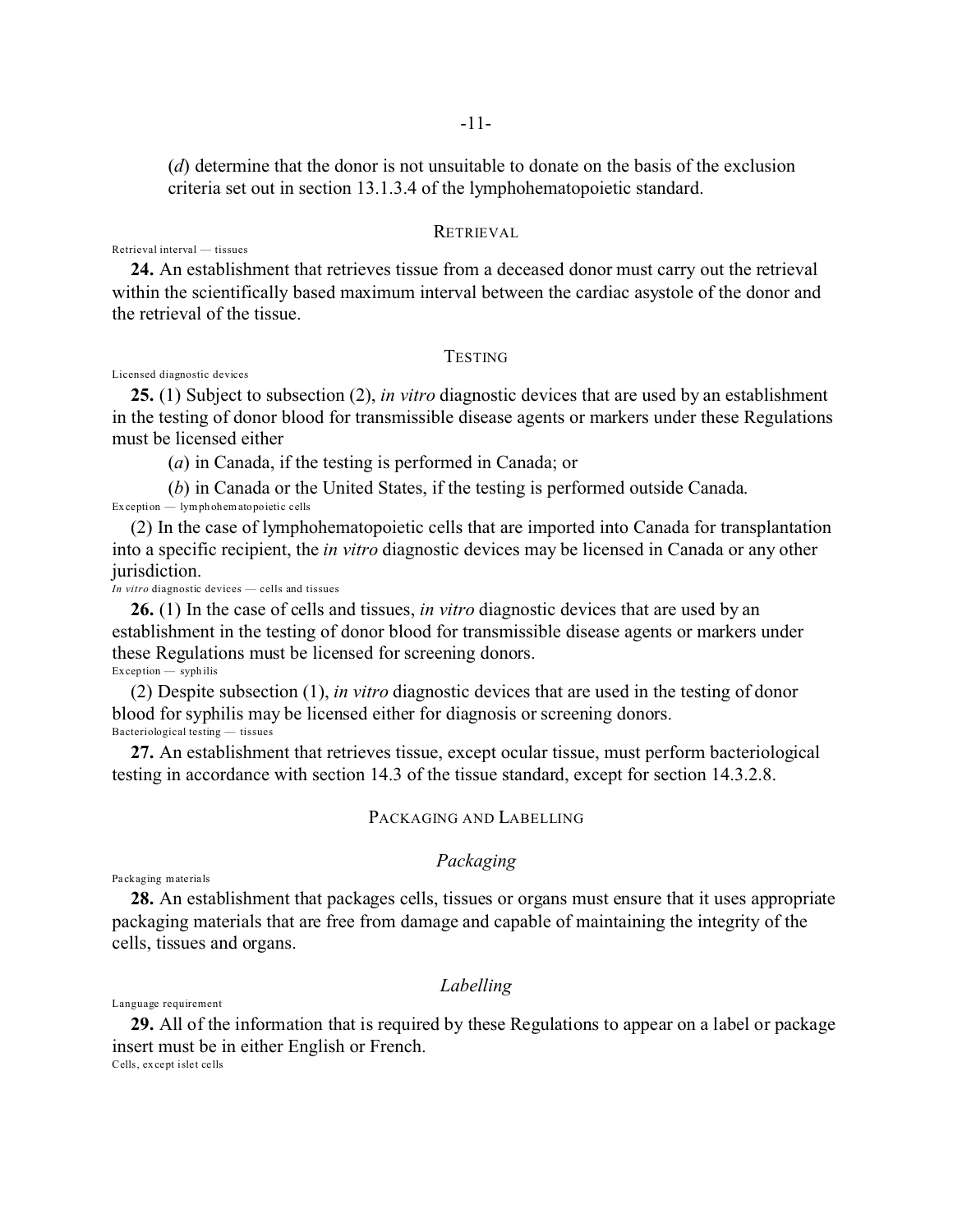(*d*) determine that the donor is not unsuitable to donate on the basis of the exclusion criteria set out in section 13.1.3.4 of the lymphohematopoietic standard.

## RETRIEVAL

Retrieval interval — tissues

**24.** An establishment that retrieves tissue from a deceased donor must carry out the retrieval within the scientifically based maximum interval between the cardiac asystole of the donor and the retrieval of the tissue.

## TESTING

Licensed diagnostic devices

**25.** (1) Subject to subsection (2), *in vitro* diagnostic devices that are used by an establishment in the testing of donor blood for transmissible disease agents or markers under these Regulations must be licensed either

(*a*) in Canada, if the testing is performed in Canada; or

(*b*) in Canada or the United States, if the testing is performed outside Canada.

Exception — lymphohematopoietic cells

(2) In the case of lymphohematopoietic cells that are imported into Canada for transplantation into a specific recipient, the *in vitro* diagnostic devices may be licensed in Canada or any other jurisdiction.

*In vitro* diagnostic devices — cells and tissues

**26.** (1) In the case of cells and tissues, *in vitro* diagnostic devices that are used by an establishment in the testing of donor blood for transmissible disease agents or markers under these Regulations must be licensed for screening donors.

Exception — syphilis

(2) Despite subsection (1), *in vitro* diagnostic devices that are used in the testing of donor blood for syphilis may be licensed either for diagnosis or screening donors.

Bacteriological testing — tissues

**27.** An establishment that retrieves tissue, except ocular tissue, must perform bacteriological testing in accordance with section 14.3 of the tissue standard, except for section 14.3.2.8.

## PACKAGING AND LABELLING

### *Packaging*

Packaging materials

**28.** An establishment that packages cells, tissues or organs must ensure that it uses appropriate packaging materials that are free from damage and capable of maintaining the integrity of the cells, tissues and organs.

### *Labelling*

Language requirement

**29.** All of the information that is required by these Regulations to appear on a label or package insert must be in either English or French.

Cells, except islet cells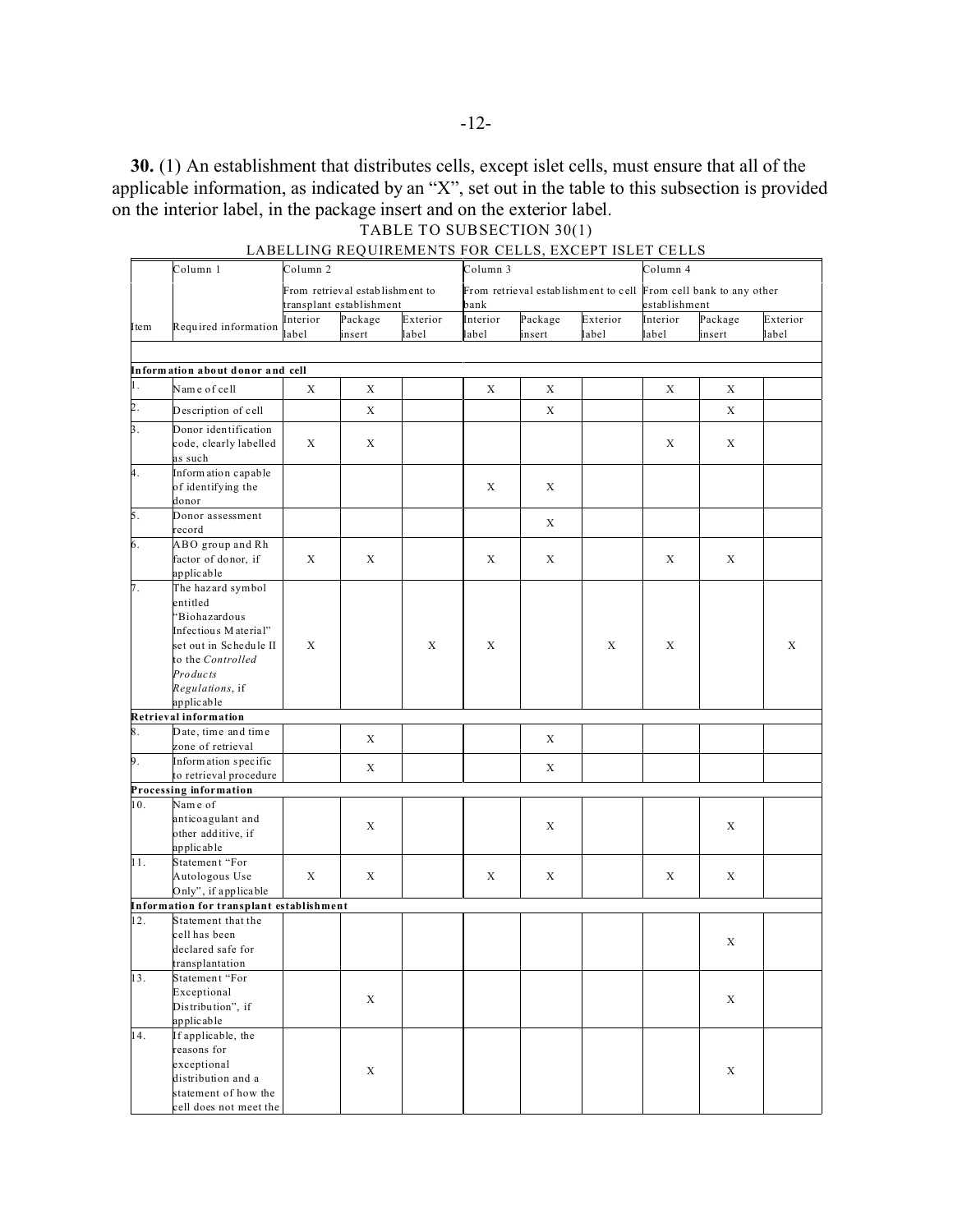**30.** (1) An establishment that distributes cells, except islet cells, must ensure that all of the applicable information, as indicated by an "X", set out in the table to this subsection is provided on the interior label, in the package insert and on the exterior label.

TABLE TO SUBSECTION 30(1)

LABELLING REQUIREMENTS FOR CELLS, EXCEPT ISLET CELLS

| | Column 1 | Column 2 | | | Column 3 | | | Column 4 | | |
|---|---|---|---|---|---|---|---|---|---|---|
| | | From retrieval establishment to transplant establishment | | | From retrieval establishment to cell bank | | | From cell bank to any other establishment | | |
| Item | Required information | Interior label | Package insert | Exterior label | Interior label | Package insert | Exterior label | Interior label | Package insert | Exterior label |
| **Information about donor and cell** | | | | | | | | | | |
| 1. | Name of cell | X | X | | X | X | | X | X | |
| 2. | Description of cell | | X | | | X | | | X | |
| 3. | Donor identification code, clearly labelled as such | X | X | | | | | X | X | |
| 4. | Information capable of identifying the donor | | | | X | X | | | | |
| 5. | Donor assessment record | | | | | X | | | | |
| 6. | ABO group and Rh factor of donor, if applicable | X | X | | X | X | | X | X | |
| 7. | The hazard symbol entitled "Biohazardous Infectious Material" set out in Schedule II to the *Controlled Products Regulations*, if applicable | X | | X | X | | X | X | | X |
| **Retrieval information** | | | | | | | | | | |
| 8. | Date, time and time zone of retrieval | | X | | | X | | | | |
| 9. | Information specific to retrieval procedure | | X | | | X | | | | |
| **Processing information** | | | | | | | | | | |
| 10. | Name of anticoagulant and other additive, if applicable | | X | | | X | | | X | |
| 11. | Statement "For Autologous Use Only", if applicable | X | X | | X | X | | X | X | |
| **Information for transplant establishment** | | | | | | | | | | |
| 12. | Statement that the cell has been declared safe for transplantation | | | | | | | | X | |
| 13. | Statement "For Exceptional Distribution", if applicable | | X | | | | | | X | |
| 14. | If applicable, the reasons for exceptional distribution and a statement of how the cell does not meet the | | X | | | | | | X | |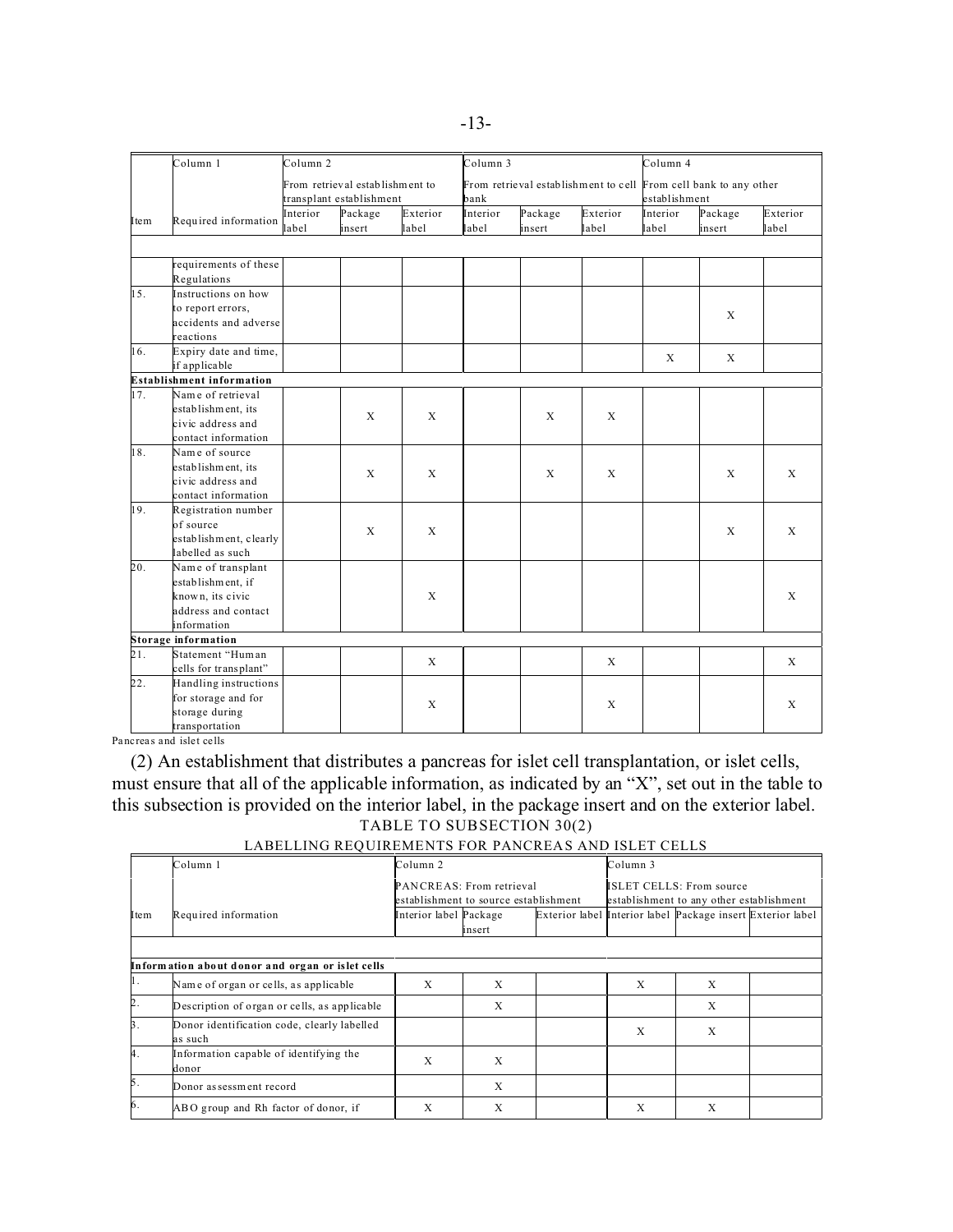| Item | Column 1 | Column 2 | | | Column 3 | | | Column 4 | | |
|---|---|---|---|---|---|---|---|---|---|---|
| | | From retrieval establishment to transplant establishment | | | From retrieval establishment to cell bank | | | From cell bank to any other establishment | | |
| | Required information | Interior label | Package insert | Exterior label | Interior label | Package insert | Exterior label | Interior label | Package insert | Exterior label |
| | requirements of these Regulations | | | | | | | | | |
| 15. | Instructions on how to report errors, accidents and adverse reactions | | | | | | | | X | |
| 16. | Expiry date and time, if applicable | | | | | | | X | X | |
| **Establishment information** | | | | | | | | | | |
| 17. | Name of retrieval establishment, its civic address and contact information | | X | X | | X | X | | | |
| 18. | Name of source establishment, its civic address and contact information | | X | X | | X | X | | X | X |
| 19. | Registration number of source establishment, clearly labelled as such | | X | X | | | | | X | X |
| 20. | Name of transplant establishment, if known, its civic address and contact information | | | X | | | | | | X |
| **Storage information** | | | | | | | | | | |
| 21. | Statement "Human cells for transplant" | | | X | | | X | | | X |
| 22. | Handling instructions for storage and for storage during transportation | | | X | | | X | | | X |

Pancreas and islet cells

(2) An establishment that distributes a pancreas for islet cell transplantation, or islet cells, must ensure that all of the applicable information, as indicated by an "X", set out in the table to this subsection is provided on the interior label, in the package insert and on the exterior label.

TABLE TO SUBSECTION 30(2)

LABELLING REQUIREMENTS FOR PANCREAS AND ISLET CELLS

| Item | Column 1 | Column 2 | | | Column 3 | | |
|---|---|---|---|---|---|---|---|
| | | PANCREAS: From retrieval establishment to source establishment | | | ISLET CELLS: From source establishment to any other establishment | | |
| | Required information | Interior label | Package insert | Exterior label | Interior label | Package insert | Exterior label |
| **Information about donor and organ or islet cells** | | | | | | | |
| 1. | Name of organ or cells, as applicable | X | X | | X | X | |
| 2. | Description of organ or cells, as applicable | | X | | | X | |
| 3. | Donor identification code, clearly labelled as such | | | | X | X | |
| 4. | Information capable of identifying the donor | X | X | | | | |
| 5. | Donor assessment record | | X | | | | |
| 6. | ABO group and Rh factor of donor, if | X | X | | X | X | |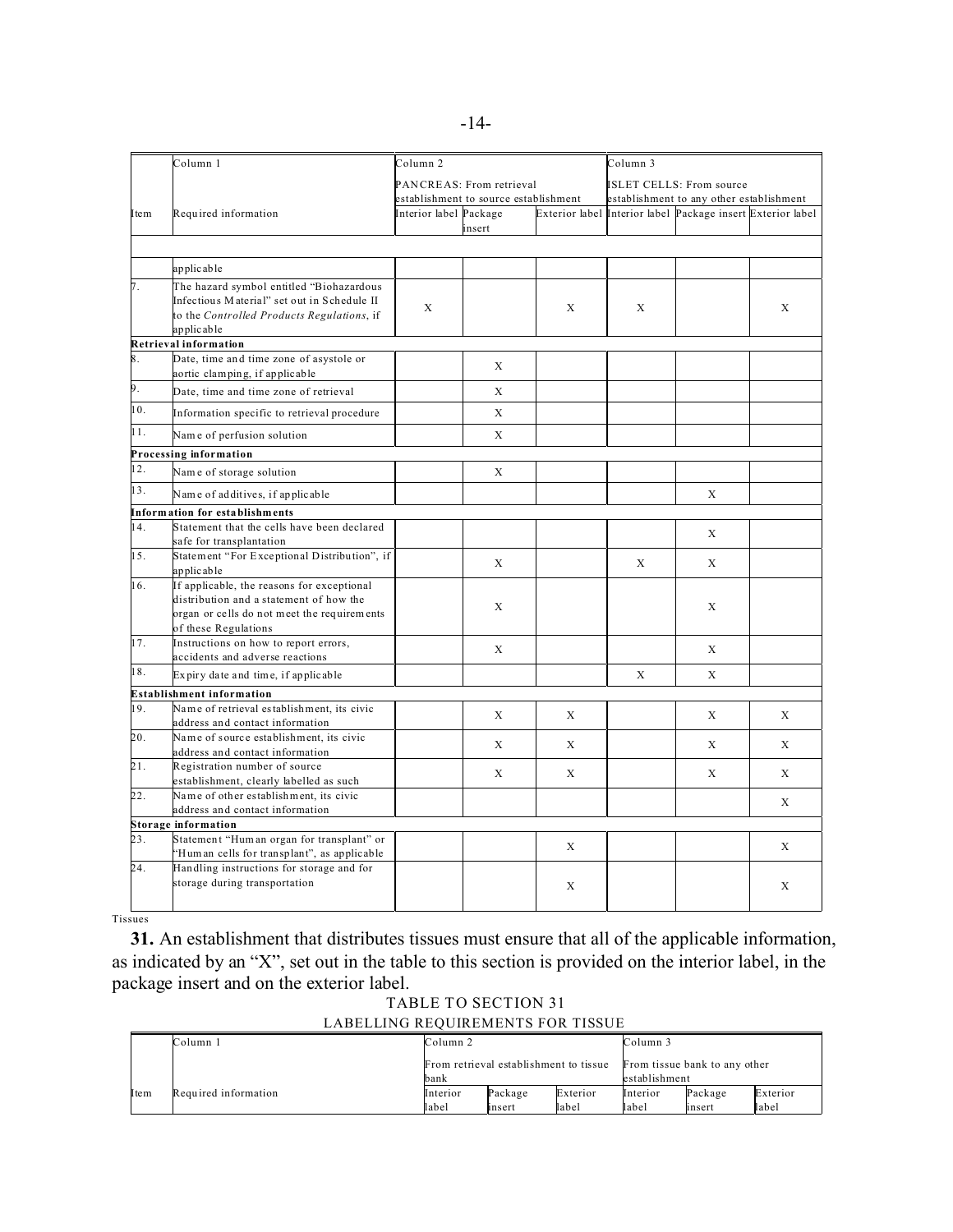| Item | Column 1 | Column 2 | | | Column 3 | | |
|---|---|---|---|---|---|---|---|
| | | PANCREAS: From retrieval establishment to source establishment | | | ISLET CELLS: From source establishment to any other establishment | | |
| Item | Required information | Interior label | Package insert | Exterior label | Interior label | Package insert | Exterior label |
| | applicable | | | | | | |
| 7. | The hazard symbol entitled "Biohazardous Infectious Material" set out in Schedule II to the *Controlled Products Regulations*, if applicable | X | | X | X | | X |
| **Retrieval information** | | | | | | | |
| 8. | Date, time and time zone of asystole or aortic clamping, if applicable | | X | | | | |
| 9. | Date, time and time zone of retrieval | | X | | | | |
| 10. | Information specific to retrieval procedure | | X | | | | |
| 11. | Name of perfusion solution | | X | | | | |
| **Processing information** | | | | | | | |
| 12. | Name of storage solution | | X | | | | |
| 13. | Name of additives, if applicable | | | | | X | |
| **Information for establishments** | | | | | | | |
| 14. | Statement that the cells have been declared safe for transplantation | | | | | X | |
| 15. | Statement "For Exceptional Distribution", if applicable | | X | | X | X | |
| 16. | If applicable, the reasons for exceptional distribution and a statement of how the organ or cells do not meet the requirements of these Regulations | | X | | | X | |
| 17. | Instructions on how to report errors, accidents and adverse reactions | | X | | | X | |
| 18. | Expiry date and time, if applicable | | | | X | X | |
| **Establishment information** | | | | | | | |
| 19. | Name of retrieval establishment, its civic address and contact information | | X | X | | X | X |
| 20. | Name of source establishment, its civic address and contact information | | X | X | | X | X |
| 21. | Registration number of source establishment, clearly labelled as such | | X | X | | X | X |
| 22. | Name of other establishment, its civic address and contact information | | | | | | X |
| **Storage information** | | | | | | | |
| 23. | Statement "Human organ for transplant" or "Human cells for transplant", as applicable | | | X | | | X |
| 24. | Handling instructions for storage and for storage during transportation | | | X | | | X |

Tissues

**31.** An establishment that distributes tissues must ensure that all of the applicable information, as indicated by an "X", set out in the table to this section is provided on the interior label, in the package insert and on the exterior label.

TABLE TO SECTION 31

LABELLING REQUIREMENTS FOR TISSUE

| Item | Column 1 | Column 2 | | | Column 3 | | |
|---|---|---|---|---|---|---|---|
| | | From retrieval establishment to tissue bank | | | From tissue bank to any other establishment | | |
| Item | Required information | Interior label | Package insert | Exterior label | Interior label | Package insert | Exterior label |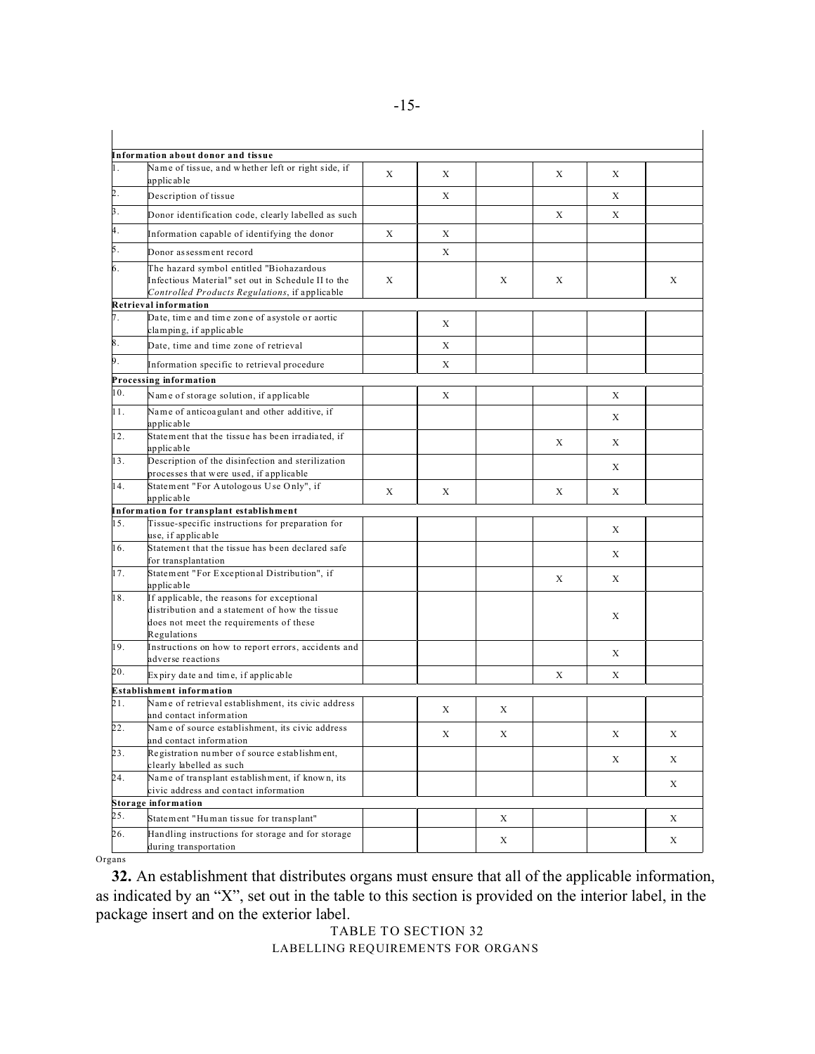| | | | | | | | |
|---|---|---|---|---|---|---|---|
| **Information about donor and tissue** | | | | | | | |
| 1. | Name of tissue, and whether left or right side, if applicable | X | X | | X | X | |
| 2. | Description of tissue | | X | | | X | |
| 3. | Donor identification code, clearly labelled as such | | | | X | X | |
| 4. | Information capable of identifying the donor | X | X | | | | |
| 5. | Donor assessment record | | X | | | | |
| 6. | The hazard symbol entitled "Biohazardous Infectious Material" set out in Schedule II to the *Controlled Products Regulations*, if applicable | X | | X | X | | X |
| **Retrieval information** | | | | | | | |
| 7. | Date, time and time zone of asystole or aortic clamping, if applicable | | X | | | | |
| 8. | Date, time and time zone of retrieval | | X | | | | |
| 9. | Information specific to retrieval procedure | | X | | | | |
| **Processing information** | | | | | | | |
| 10. | Name of storage solution, if applicable | | X | | | X | |
| 11. | Name of anticoagulant and other additive, if applicable | | | | | X | |
| 12. | Statement that the tissue has been irradiated, if applicable | | | | X | X | |
| 13. | Description of the disinfection and sterilization processes that were used, if applicable | | | | | X | |
| 14. | Statement "For Autologous Use Only", if applicable | X | X | | X | X | |
| **Information for transplant establishment** | | | | | | | |
| 15. | Tissue-specific instructions for preparation for use, if applicable | | | | | X | |
| 16. | Statement that the tissue has been declared safe for transplantation | | | | | X | |
| 17. | Statement "For Exceptional Distribution", if applicable | | | | X | X | |
| 18. | If applicable, the reasons for exceptional distribution and a statement of how the tissue does not meet the requirements of these Regulations | | | | | X | |
| 19. | Instructions on how to report errors, accidents and adverse reactions | | | | | X | |
| 20. | Expiry date and time, if applicable | | | | X | X | |
| **Establishment information** | | | | | | | |
| 21. | Name of retrieval establishment, its civic address and contact information | | X | X | | | |
| 22. | Name of source establishment, its civic address and contact information | | X | X | | X | X |
| 23. | Registration number of source establishment, clearly labelled as such | | | | | X | X |
| 24. | Name of transplant establishment, if known, its civic address and contact information | | | | | | X |
| **Storage information** | | | | | | | |
| 25. | Statement "Human tissue for transplant" | | | X | | | X |
| 26. | Handling instructions for storage and for storage during transportation | | | X | | | X |

Organs

**32.** An establishment that distributes organs must ensure that all of the applicable information, as indicated by an "X", set out in the table to this section is provided on the interior label, in the package insert and on the exterior label.

TABLE TO SECTION 32

LABELLING REQUIREMENTS FOR ORGANS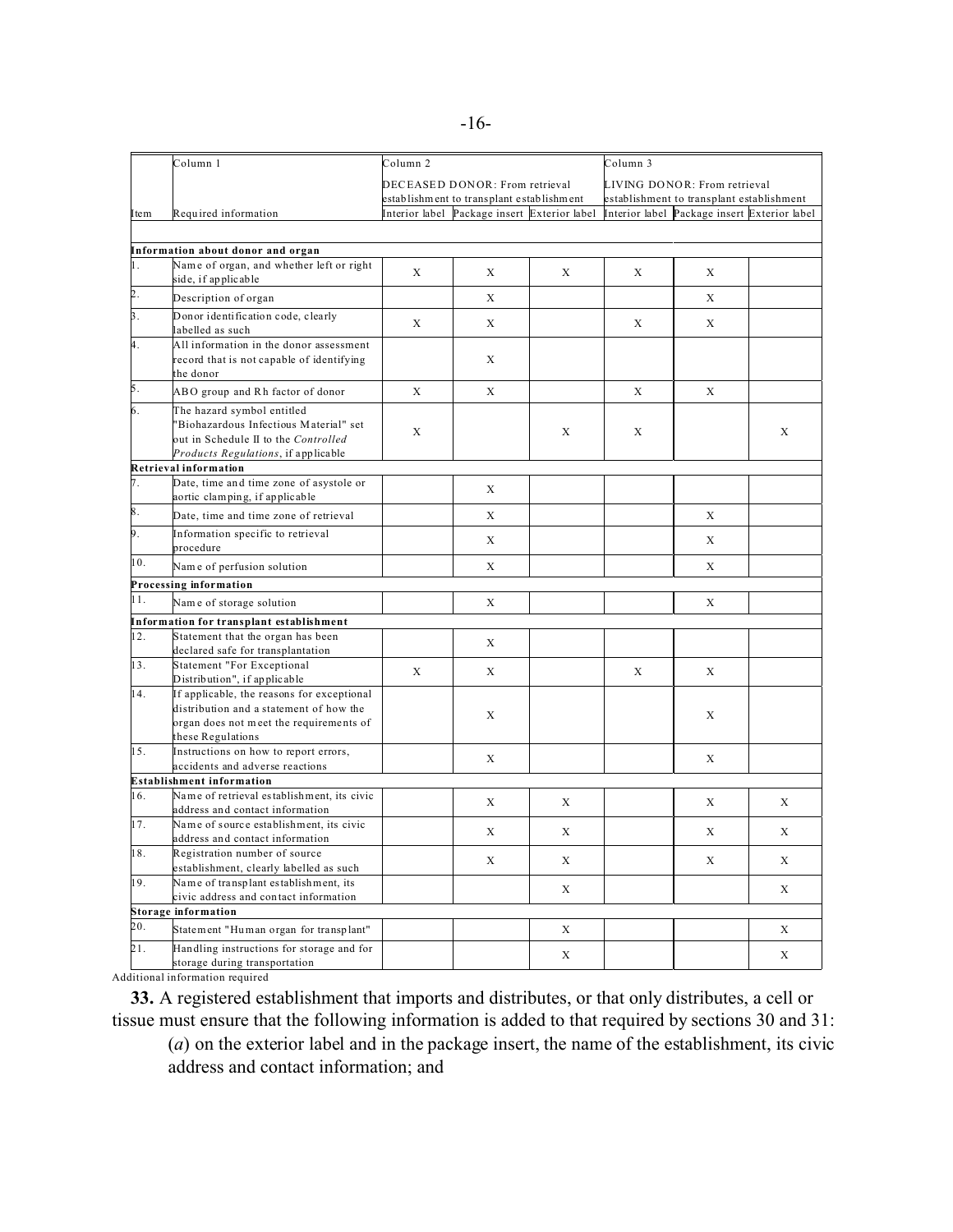| Item | Column 1 | Column 2 | | | Column 3 | | |
|---|---|---|---|---|---|---|---|
| | | DECEASED DONOR: From retrieval establishment to transplant establishment | | | LIVING DONOR: From retrieval establishment to transplant establishment | | |
| | Required information | Interior label | Package insert | Exterior label | Interior label | Package insert | Exterior label |
| | **Information about donor and organ** | | | | | | |
| 1. | Name of organ, and whether left or right side, if applicable | X | X | X | X | X | |
| 2. | Description of organ | | X | | | X | |
| 3. | Donor identification code, clearly labelled as such | X | X | | X | X | |
| 4. | All information in the donor assessment record that is not capable of identifying the donor | | X | | | | |
| 5. | ABO group and Rh factor of donor | X | X | | X | X | |
| 6. | The hazard symbol entitled "Biohazardous Infectious Material" set out in Schedule II to the *Controlled Products Regulations*, if applicable | X | | X | X | | X |
| | **Retrieval information** | | | | | | |
| 7. | Date, time and time zone of asystole or aortic clamping, if applicable | | X | | | | |
| 8. | Date, time and time zone of retrieval | | X | | | X | |
| 9. | Information specific to retrieval procedure | | X | | | X | |
| 10. | Name of perfusion solution | | X | | | X | |
| | **Processing information** | | | | | | |
| 11. | Name of storage solution | | X | | | X | |
| | **Information for transplant establishment** | | | | | | |
| 12. | Statement that the organ has been declared safe for transplantation | | X | | | | |
| 13. | Statement "For Exceptional Distribution", if applicable | X | X | | X | X | |
| 14. | If applicable, the reasons for exceptional distribution and a statement of how the organ does not meet the requirements of these Regulations | | X | | | X | |
| 15. | Instructions on how to report errors, accidents and adverse reactions | | X | | | X | |
| | **Establishment information** | | | | | | |
| 16. | Name of retrieval establishment, its civic address and contact information | | X | X | | X | X |
| 17. | Name of source establishment, its civic address and contact information | | X | X | | X | X |
| 18. | Registration number of source establishment, clearly labelled as such | | X | X | | X | X |
| 19. | Name of transplant establishment, its civic address and contact information | | | X | | | X |
| | **Storage information** | | | | | | |
| 20. | Statement "Human organ for transplant" | | | X | | | X |
| 21. | Handling instructions for storage and for storage during transportation | | | X | | | X |

Additional information required

**33.** A registered establishment that imports and distributes, or that only distributes, a cell or tissue must ensure that the following information is added to that required by sections 30 and 31:

(*a*) on the exterior label and in the package insert, the name of the establishment, its civic address and contact information; and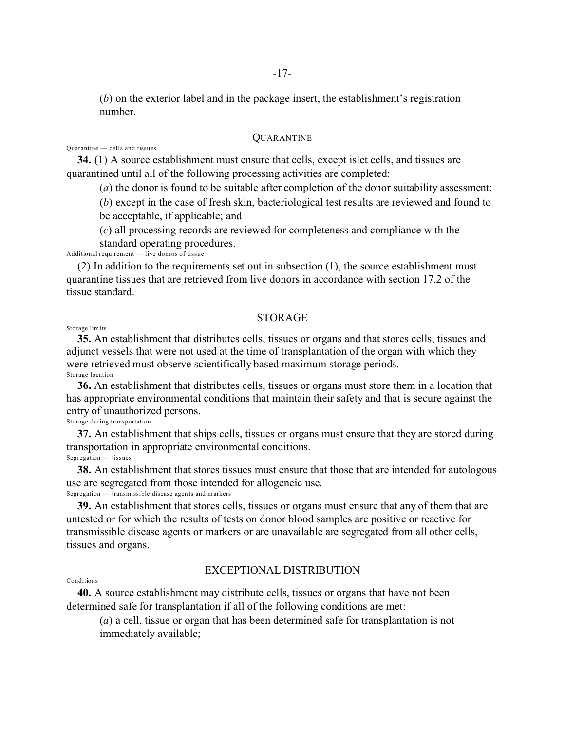(*b*) on the exterior label and in the package insert, the establishment's registration number.

## QUARANTINE

Quarantine — cells and tissues

**34.** (1) A source establishment must ensure that cells, except islet cells, and tissues are quarantined until all of the following processing activities are completed:

(*a*) the donor is found to be suitable after completion of the donor suitability assessment;

(*b*) except in the case of fresh skin, bacteriological test results are reviewed and found to be acceptable, if applicable; and

(*c*) all processing records are reviewed for completeness and compliance with the standard operating procedures.

Additional requirement — live donors of tissue

(2) In addition to the requirements set out in subsection (1), the source establishment must quarantine tissues that are retrieved from live donors in accordance with section 17.2 of the tissue standard.

## STORAGE

Storage limits

**35.** An establishment that distributes cells, tissues or organs and that stores cells, tissues and adjunct vessels that were not used at the time of transplantation of the organ with which they were retrieved must observe scientifically based maximum storage periods.

Storage location

**36.** An establishment that distributes cells, tissues or organs must store them in a location that has appropriate environmental conditions that maintain their safety and that is secure against the entry of unauthorized persons.

Storage during transportation

**37.** An establishment that ships cells, tissues or organs must ensure that they are stored during transportation in appropriate environmental conditions.

Segregation — tissues

**38.** An establishment that stores tissues must ensure that those that are intended for autologous use are segregated from those intended for allogeneic use.

Segregation — transmissible disease agents and markers

**39.** An establishment that stores cells, tissues or organs must ensure that any of them that are untested or for which the results of tests on donor blood samples are positive or reactive for transmissible disease agents or markers or are unavailable are segregated from all other cells, tissues and organs.

## EXCEPTIONAL DISTRIBUTION

Conditions

**40.** A source establishment may distribute cells, tissues or organs that have not been determined safe for transplantation if all of the following conditions are met:

(*a*) a cell, tissue or organ that has been determined safe for transplantation is not immediately available;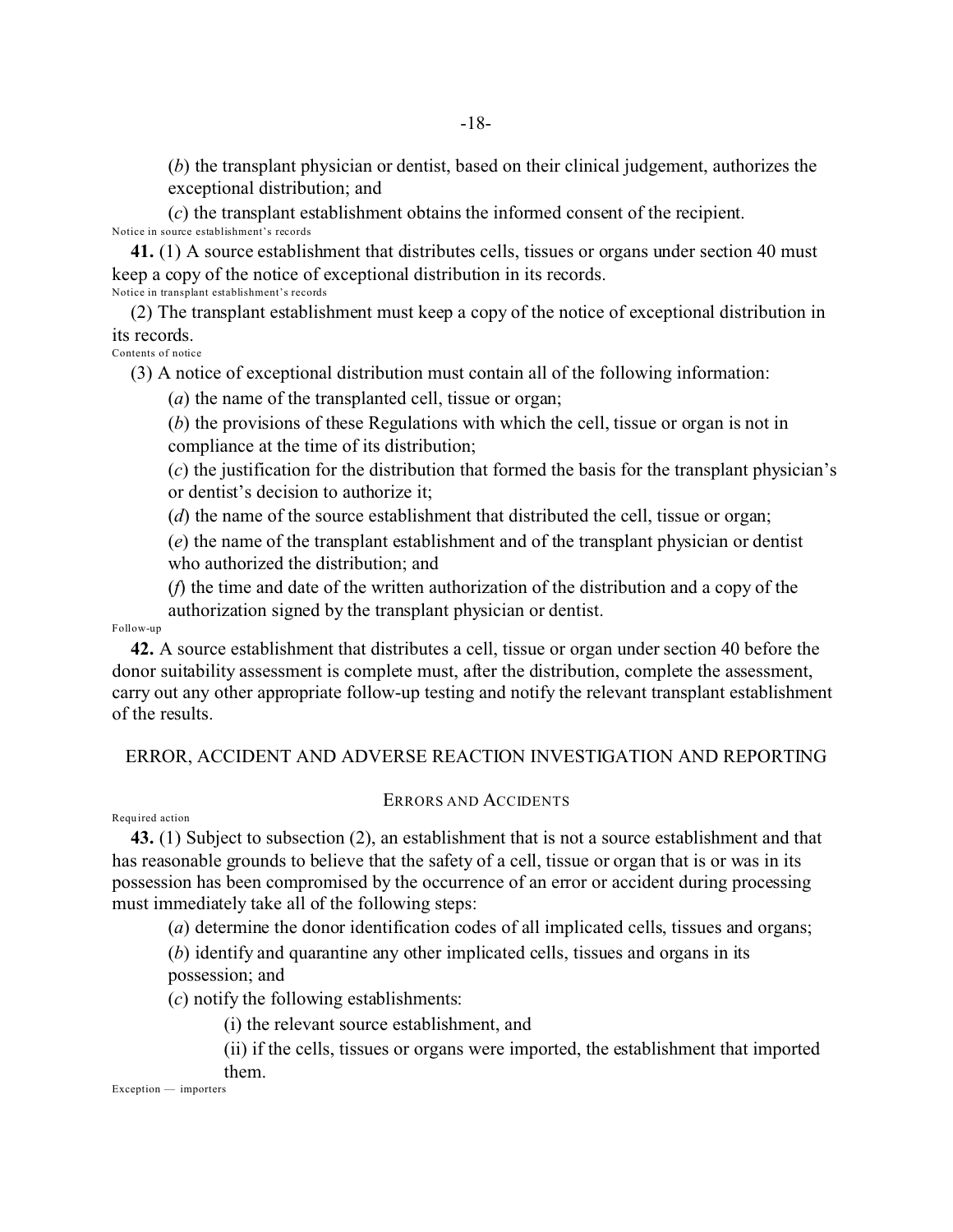(*b*) the transplant physician or dentist, based on their clinical judgement, authorizes the exceptional distribution; and

(*c*) the transplant establishment obtains the informed consent of the recipient.

Notice in source establishment's records

**41.** (1) A source establishment that distributes cells, tissues or organs under section 40 must keep a copy of the notice of exceptional distribution in its records.

Notice in transplant establishment's records

(2) The transplant establishment must keep a copy of the notice of exceptional distribution in its records.

Contents of notice

(3) A notice of exceptional distribution must contain all of the following information:

(*a*) the name of the transplanted cell, tissue or organ;

(*b*) the provisions of these Regulations with which the cell, tissue or organ is not in compliance at the time of its distribution;

(*c*) the justification for the distribution that formed the basis for the transplant physician's or dentist's decision to authorize it;

(*d*) the name of the source establishment that distributed the cell, tissue or organ;

(*e*) the name of the transplant establishment and of the transplant physician or dentist who authorized the distribution; and

(*f*) the time and date of the written authorization of the distribution and a copy of the authorization signed by the transplant physician or dentist.

Follow-up

**42.** A source establishment that distributes a cell, tissue or organ under section 40 before the donor suitability assessment is complete must, after the distribution, complete the assessment, carry out any other appropriate follow-up testing and notify the relevant transplant establishment of the results.

## ERROR, ACCIDENT AND ADVERSE REACTION INVESTIGATION AND REPORTING

### ERRORS AND ACCIDENTS

Required action

**43.** (1) Subject to subsection (2), an establishment that is not a source establishment and that has reasonable grounds to believe that the safety of a cell, tissue or organ that is or was in its possession has been compromised by the occurrence of an error or accident during processing must immediately take all of the following steps:

(*a*) determine the donor identification codes of all implicated cells, tissues and organs;

(*b*) identify and quarantine any other implicated cells, tissues and organs in its possession; and

(*c*) notify the following establishments:

(i) the relevant source establishment, and

(ii) if the cells, tissues or organs were imported, the establishment that imported them.

Exception — importers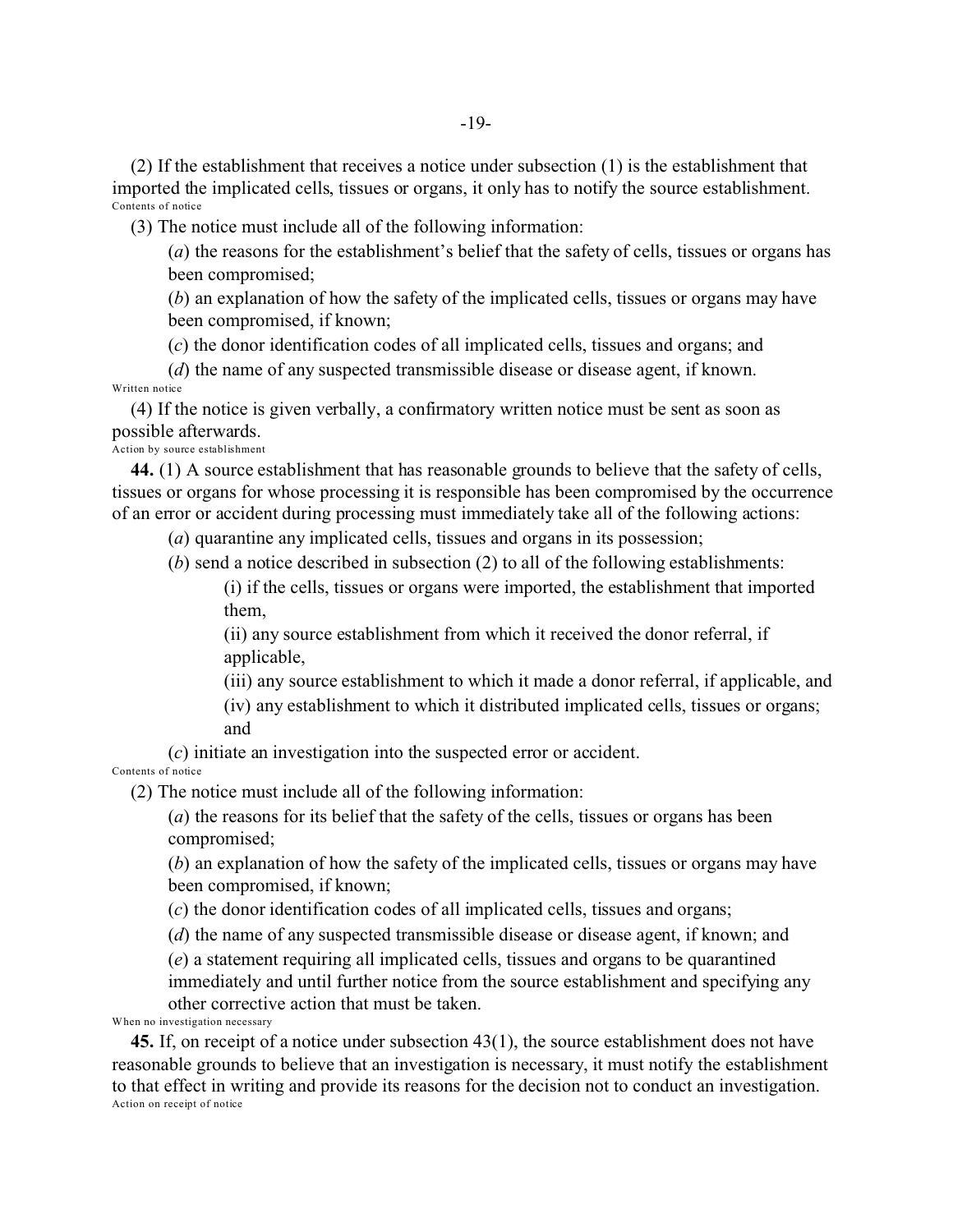(2) If the establishment that receives a notice under subsection (1) is the establishment that imported the implicated cells, tissues or organs, it only has to notify the source establishment.

Contents of notice

(3) The notice must include all of the following information:

(*a*) the reasons for the establishment's belief that the safety of cells, tissues or organs has been compromised;

(*b*) an explanation of how the safety of the implicated cells, tissues or organs may have been compromised, if known;

(*c*) the donor identification codes of all implicated cells, tissues and organs; and

(*d*) the name of any suspected transmissible disease or disease agent, if known.

Written notice

(4) If the notice is given verbally, a confirmatory written notice must be sent as soon as possible afterwards.

Action by source establishment

**44.** (1) A source establishment that has reasonable grounds to believe that the safety of cells, tissues or organs for whose processing it is responsible has been compromised by the occurrence of an error or accident during processing must immediately take all of the following actions:

(*a*) quarantine any implicated cells, tissues and organs in its possession;

(*b*) send a notice described in subsection (2) to all of the following establishments:

(i) if the cells, tissues or organs were imported, the establishment that imported them,

(ii) any source establishment from which it received the donor referral, if applicable,

(iii) any source establishment to which it made a donor referral, if applicable, and

(iv) any establishment to which it distributed implicated cells, tissues or organs; and

(*c*) initiate an investigation into the suspected error or accident.

Contents of notice

(2) The notice must include all of the following information:

(*a*) the reasons for its belief that the safety of the cells, tissues or organs has been compromised;

(*b*) an explanation of how the safety of the implicated cells, tissues or organs may have been compromised, if known;

(*c*) the donor identification codes of all implicated cells, tissues and organs;

(*d*) the name of any suspected transmissible disease or disease agent, if known; and

(*e*) a statement requiring all implicated cells, tissues and organs to be quarantined immediately and until further notice from the source establishment and specifying any other corrective action that must be taken.

When no investigation necessary

**45.** If, on receipt of a notice under subsection 43(1), the source establishment does not have reasonable grounds to believe that an investigation is necessary, it must notify the establishment to that effect in writing and provide its reasons for the decision not to conduct an investigation.

Action on receipt of notice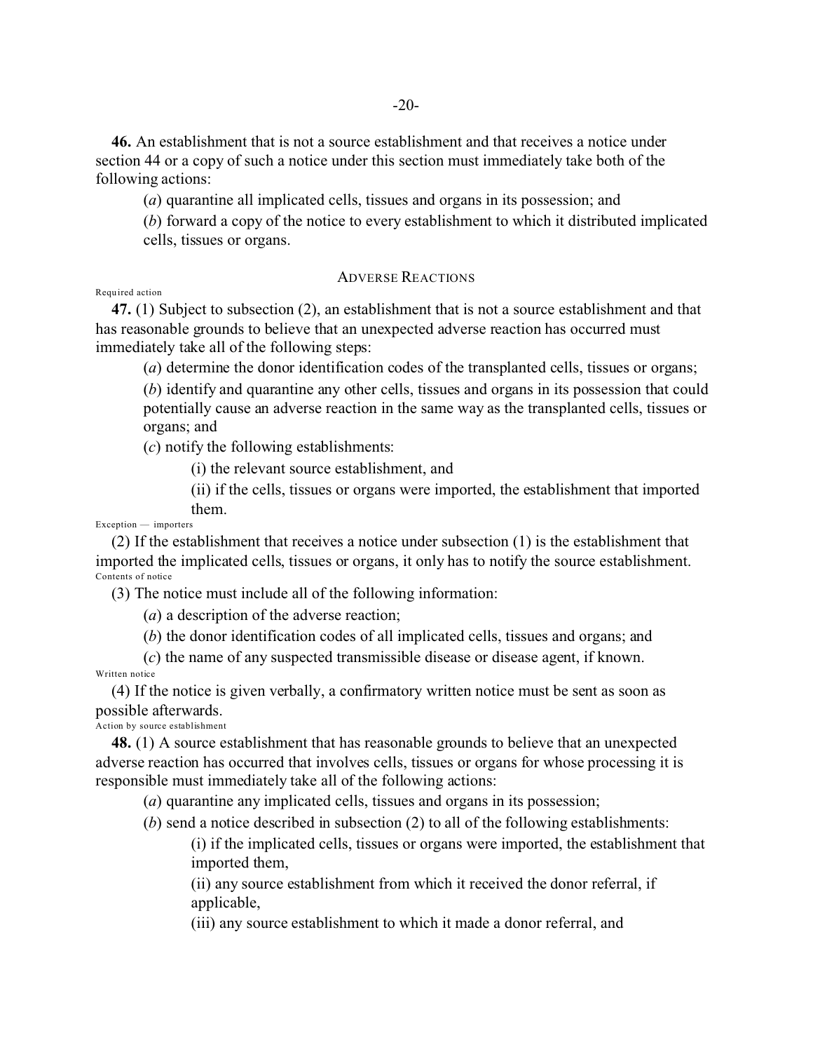**46.** An establishment that is not a source establishment and that receives a notice under section 44 or a copy of such a notice under this section must immediately take both of the following actions:

(*a*) quarantine all implicated cells, tissues and organs in its possession; and

(*b*) forward a copy of the notice to every establishment to which it distributed implicated cells, tissues or organs.

## ADVERSE REACTIONS

Required action

**47.** (1) Subject to subsection (2), an establishment that is not a source establishment and that has reasonable grounds to believe that an unexpected adverse reaction has occurred must immediately take all of the following steps:

(*a*) determine the donor identification codes of the transplanted cells, tissues or organs;

(*b*) identify and quarantine any other cells, tissues and organs in its possession that could potentially cause an adverse reaction in the same way as the transplanted cells, tissues or organs; and

(*c*) notify the following establishments:

(i) the relevant source establishment, and

(ii) if the cells, tissues or organs were imported, the establishment that imported them.

Exception — importers

(2) If the establishment that receives a notice under subsection (1) is the establishment that imported the implicated cells, tissues or organs, it only has to notify the source establishment.

Contents of notice

(3) The notice must include all of the following information:

(*a*) a description of the adverse reaction;

(*b*) the donor identification codes of all implicated cells, tissues and organs; and

(*c*) the name of any suspected transmissible disease or disease agent, if known.

Written notice

(4) If the notice is given verbally, a confirmatory written notice must be sent as soon as possible afterwards.

Action by source establishment

**48.** (1) A source establishment that has reasonable grounds to believe that an unexpected adverse reaction has occurred that involves cells, tissues or organs for whose processing it is responsible must immediately take all of the following actions:

(*a*) quarantine any implicated cells, tissues and organs in its possession;

(*b*) send a notice described in subsection (2) to all of the following establishments:

(i) if the implicated cells, tissues or organs were imported, the establishment that imported them,

(ii) any source establishment from which it received the donor referral, if applicable,

(iii) any source establishment to which it made a donor referral, and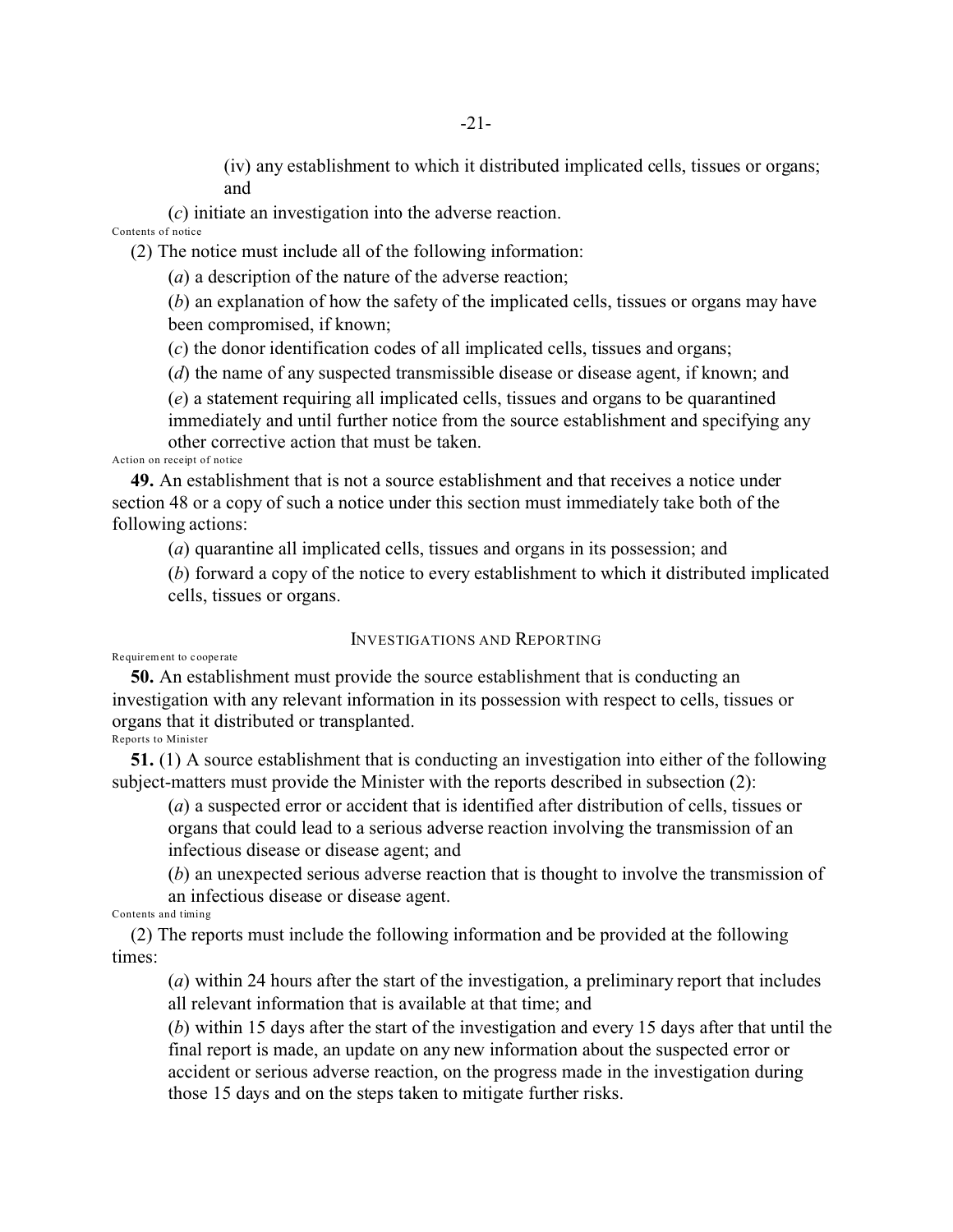(iv) any establishment to which it distributed implicated cells, tissues or organs; and

(*c*) initiate an investigation into the adverse reaction.

Contents of notice

(2) The notice must include all of the following information:

(*a*) a description of the nature of the adverse reaction;

(*b*) an explanation of how the safety of the implicated cells, tissues or organs may have been compromised, if known;

(*c*) the donor identification codes of all implicated cells, tissues and organs;

(*d*) the name of any suspected transmissible disease or disease agent, if known; and

(*e*) a statement requiring all implicated cells, tissues and organs to be quarantined immediately and until further notice from the source establishment and specifying any other corrective action that must be taken.

Action on receipt of notice

**49.** An establishment that is not a source establishment and that receives a notice under section 48 or a copy of such a notice under this section must immediately take both of the following actions:

(*a*) quarantine all implicated cells, tissues and organs in its possession; and

(*b*) forward a copy of the notice to every establishment to which it distributed implicated cells, tissues or organs.

## INVESTIGATIONS AND REPORTING

Requirement to cooperate

**50.** An establishment must provide the source establishment that is conducting an investigation with any relevant information in its possession with respect to cells, tissues or organs that it distributed or transplanted.

Reports to Minister

**51.** (1) A source establishment that is conducting an investigation into either of the following subject-matters must provide the Minister with the reports described in subsection (2):

(*a*) a suspected error or accident that is identified after distribution of cells, tissues or organs that could lead to a serious adverse reaction involving the transmission of an infectious disease or disease agent; and

(*b*) an unexpected serious adverse reaction that is thought to involve the transmission of an infectious disease or disease agent.

Contents and timing

(2) The reports must include the following information and be provided at the following times:

(*a*) within 24 hours after the start of the investigation, a preliminary report that includes all relevant information that is available at that time; and

(*b*) within 15 days after the start of the investigation and every 15 days after that until the final report is made, an update on any new information about the suspected error or accident or serious adverse reaction, on the progress made in the investigation during those 15 days and on the steps taken to mitigate further risks.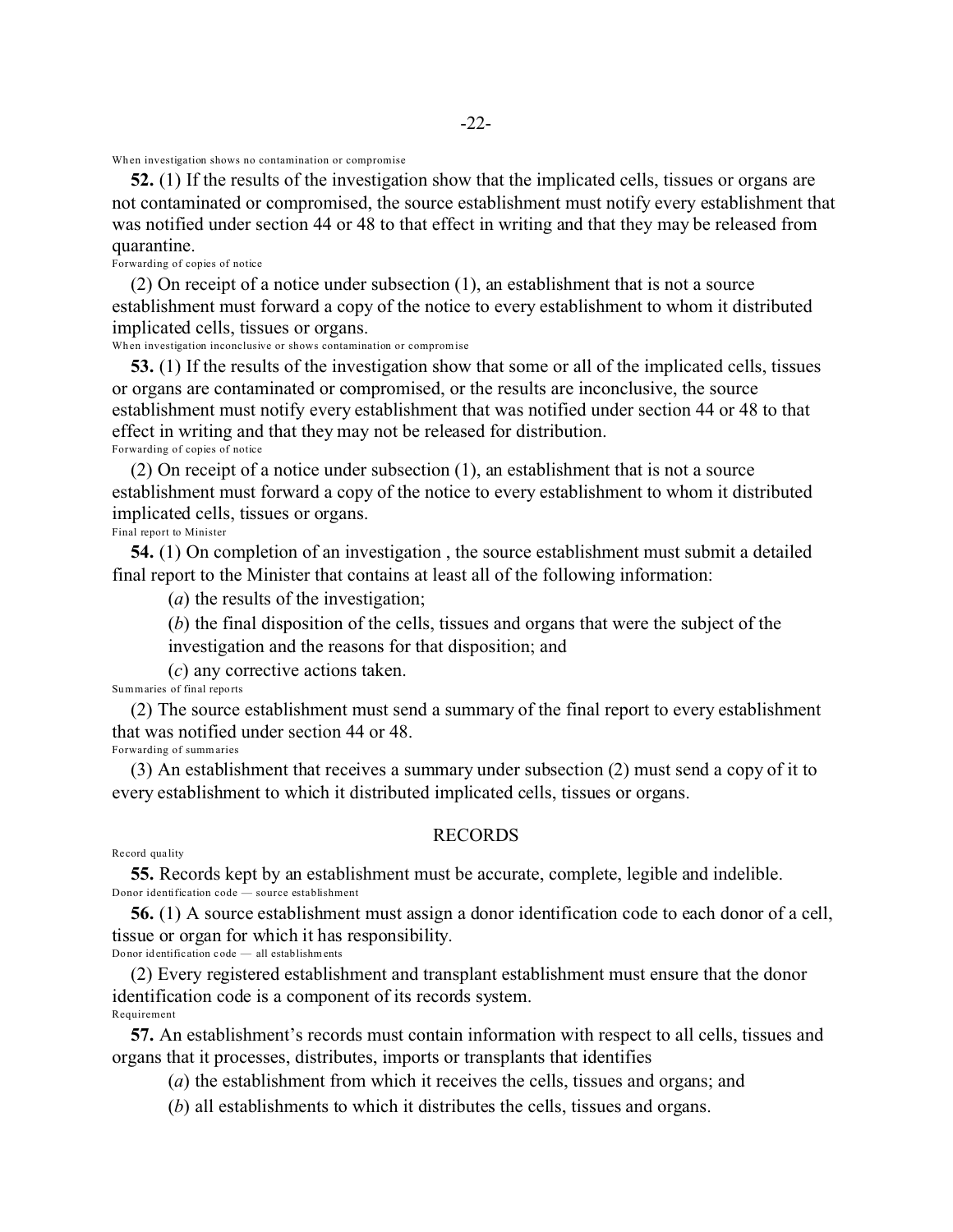When investigation shows no contamination or compromise

**52.** (1) If the results of the investigation show that the implicated cells, tissues or organs are not contaminated or compromised, the source establishment must notify every establishment that was notified under section 44 or 48 to that effect in writing and that they may be released from quarantine.

Forwarding of copies of notice

(2) On receipt of a notice under subsection (1), an establishment that is not a source establishment must forward a copy of the notice to every establishment to whom it distributed implicated cells, tissues or organs.

When investigation inconclusive or shows contamination or compromise

**53.** (1) If the results of the investigation show that some or all of the implicated cells, tissues or organs are contaminated or compromised, or the results are inconclusive, the source establishment must notify every establishment that was notified under section 44 or 48 to that effect in writing and that they may not be released for distribution.

Forwarding of copies of notice

(2) On receipt of a notice under subsection (1), an establishment that is not a source establishment must forward a copy of the notice to every establishment to whom it distributed implicated cells, tissues or organs.

Final report to Minister

**54.** (1) On completion of an investigation , the source establishment must submit a detailed final report to the Minister that contains at least all of the following information:

(*a*) the results of the investigation;

(*b*) the final disposition of the cells, tissues and organs that were the subject of the investigation and the reasons for that disposition; and

(*c*) any corrective actions taken.

Summaries of final reports

(2) The source establishment must send a summary of the final report to every establishment that was notified under section 44 or 48.

Forwarding of summaries

(3) An establishment that receives a summary under subsection (2) must send a copy of it to every establishment to which it distributed implicated cells, tissues or organs.

## RECORDS

Record quality

**55.** Records kept by an establishment must be accurate, complete, legible and indelible.

Donor identification code — source establishment

**56.** (1) A source establishment must assign a donor identification code to each donor of a cell, tissue or organ for which it has responsibility.

Donor identification code — all establishments

(2) Every registered establishment and transplant establishment must ensure that the donor identification code is a component of its records system.

Requirement

**57.** An establishment's records must contain information with respect to all cells, tissues and organs that it processes, distributes, imports or transplants that identifies

(*a*) the establishment from which it receives the cells, tissues and organs; and

(*b*) all establishments to which it distributes the cells, tissues and organs.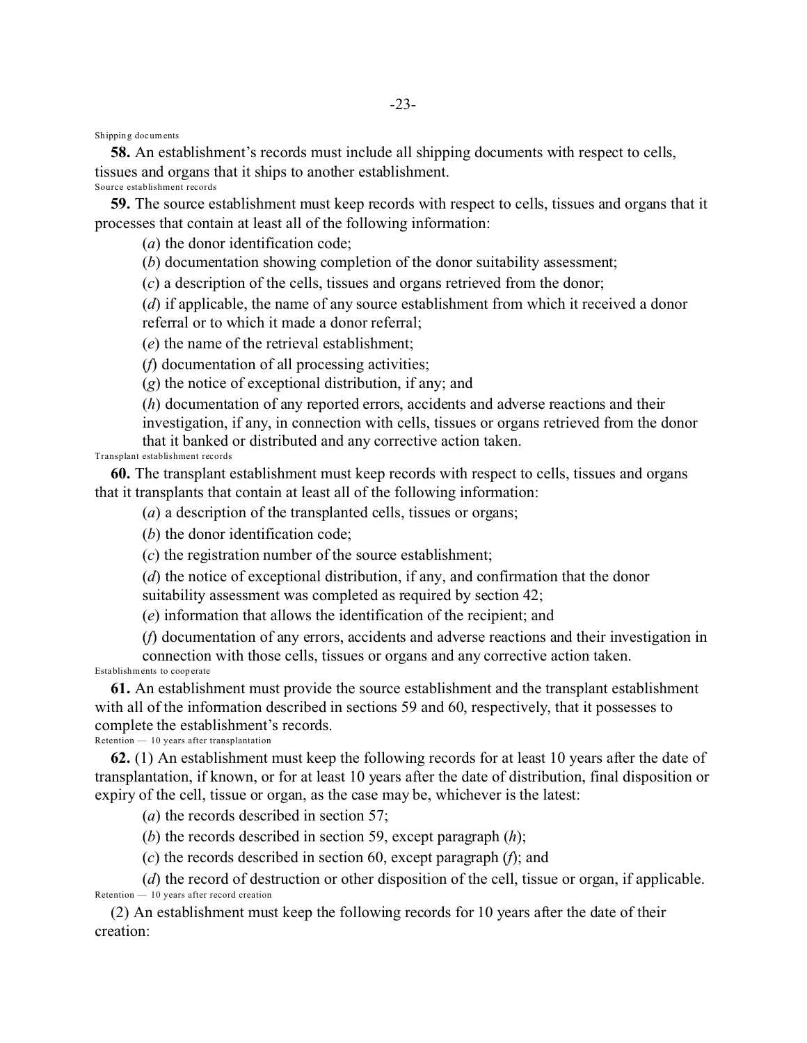Shipping documents

**58.** An establishment's records must include all shipping documents with respect to cells, tissues and organs that it ships to another establishment.

Source establishment records

**59.** The source establishment must keep records with respect to cells, tissues and organs that it processes that contain at least all of the following information:

(*a*) the donor identification code;

(*b*) documentation showing completion of the donor suitability assessment;

(*c*) a description of the cells, tissues and organs retrieved from the donor;

(*d*) if applicable, the name of any source establishment from which it received a donor referral or to which it made a donor referral;

(*e*) the name of the retrieval establishment;

(*f*) documentation of all processing activities;

(*g*) the notice of exceptional distribution, if any; and

(*h*) documentation of any reported errors, accidents and adverse reactions and their investigation, if any, in connection with cells, tissues or organs retrieved from the donor that it banked or distributed and any corrective action taken.

Transplant establishment records

**60.** The transplant establishment must keep records with respect to cells, tissues and organs that it transplants that contain at least all of the following information:

(*a*) a description of the transplanted cells, tissues or organs;

(*b*) the donor identification code;

(*c*) the registration number of the source establishment;

(*d*) the notice of exceptional distribution, if any, and confirmation that the donor suitability assessment was completed as required by section 42;

(*e*) information that allows the identification of the recipient; and

(*f*) documentation of any errors, accidents and adverse reactions and their investigation in connection with those cells, tissues or organs and any corrective action taken.

Establishments to cooperate

**61.** An establishment must provide the source establishment and the transplant establishment with all of the information described in sections 59 and 60, respectively, that it possesses to complete the establishment's records.

Retention — 10 years after transplantation

**62.** (1) An establishment must keep the following records for at least 10 years after the date of transplantation, if known, or for at least 10 years after the date of distribution, final disposition or expiry of the cell, tissue or organ, as the case may be, whichever is the latest:

(*a*) the records described in section 57;

(*b*) the records described in section 59, except paragraph (*h*);

(*c*) the records described in section 60, except paragraph (*f*); and

(*d*) the record of destruction or other disposition of the cell, tissue or organ, if applicable.

Retention — 10 years after record creation

(2) An establishment must keep the following records for 10 years after the date of their creation: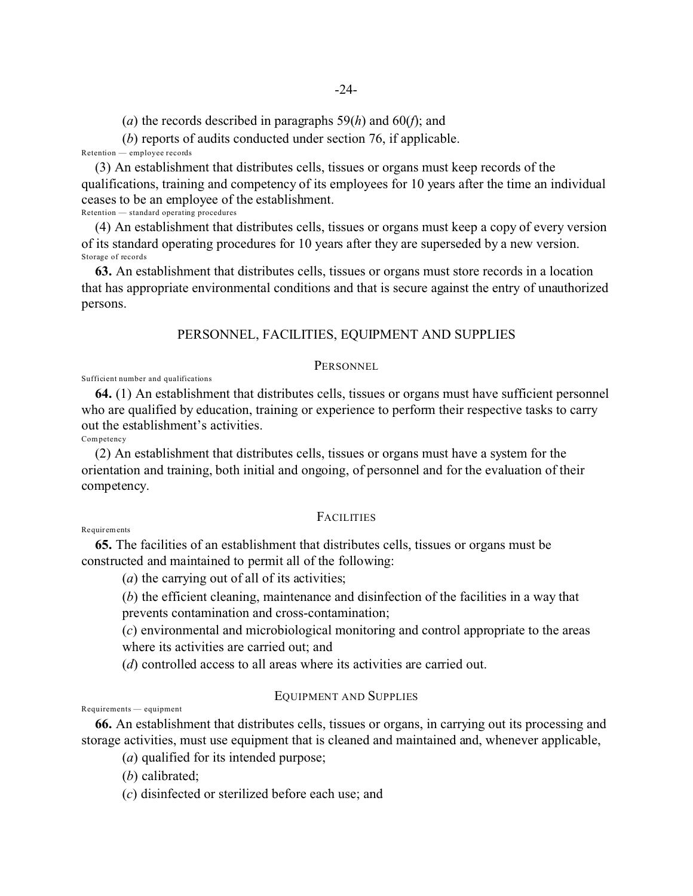(*a*) the records described in paragraphs 59(*h*) and 60(*f*); and

(*b*) reports of audits conducted under section 76, if applicable.

Retention — employee records

(3) An establishment that distributes cells, tissues or organs must keep records of the qualifications, training and competency of its employees for 10 years after the time an individual ceases to be an employee of the establishment.

Retention — standard operating procedures

(4) An establishment that distributes cells, tissues or organs must keep a copy of every version of its standard operating procedures for 10 years after they are superseded by a new version.

Storage of records

**63.** An establishment that distributes cells, tissues or organs must store records in a location that has appropriate environmental conditions and that is secure against the entry of unauthorized persons.

## PERSONNEL, FACILITIES, EQUIPMENT AND SUPPLIES

### PERSONNEL

Sufficient number and qualifications

**64.** (1) An establishment that distributes cells, tissues or organs must have sufficient personnel who are qualified by education, training or experience to perform their respective tasks to carry out the establishment's activities.

Competency

(2) An establishment that distributes cells, tissues or organs must have a system for the orientation and training, both initial and ongoing, of personnel and for the evaluation of their competency.

### FACILITIES

Requirements

**65.** The facilities of an establishment that distributes cells, tissues or organs must be constructed and maintained to permit all of the following:

(*a*) the carrying out of all of its activities;

(*b*) the efficient cleaning, maintenance and disinfection of the facilities in a way that prevents contamination and cross-contamination;

(*c*) environmental and microbiological monitoring and control appropriate to the areas where its activities are carried out; and

(*d*) controlled access to all areas where its activities are carried out.

### EQUIPMENT AND SUPPLIES

Requirements — equipment

**66.** An establishment that distributes cells, tissues or organs, in carrying out its processing and storage activities, must use equipment that is cleaned and maintained and, whenever applicable,

(*a*) qualified for its intended purpose;

(*b*) calibrated;

(*c*) disinfected or sterilized before each use; and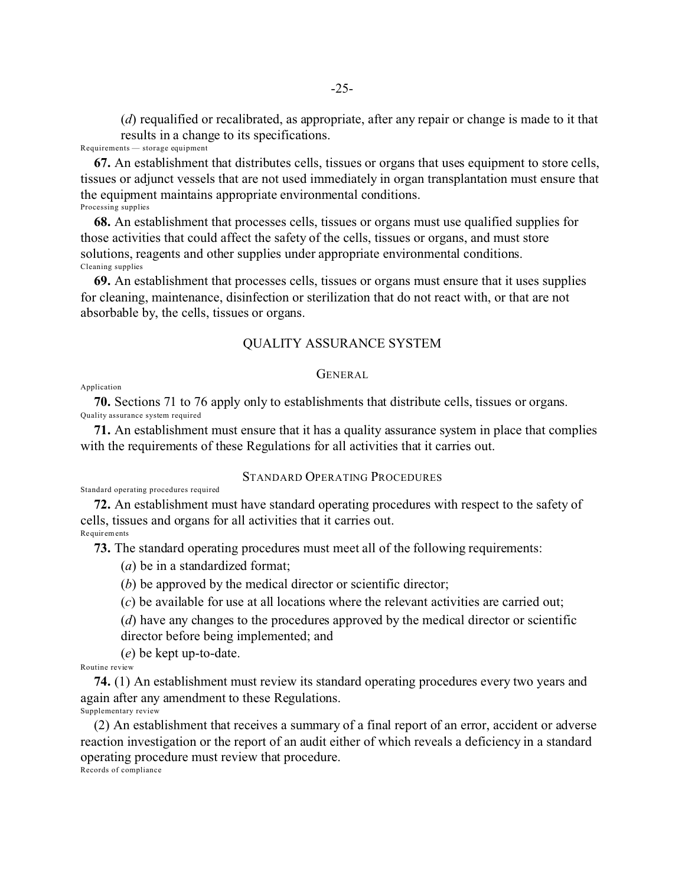(*d*) requalified or recalibrated, as appropriate, after any repair or change is made to it that results in a change to its specifications.

Requirements — storage equipment

**67.** An establishment that distributes cells, tissues or organs that uses equipment to store cells, tissues or adjunct vessels that are not used immediately in organ transplantation must ensure that the equipment maintains appropriate environmental conditions.

Processing supplies

**68.** An establishment that processes cells, tissues or organs must use qualified supplies for those activities that could affect the safety of the cells, tissues or organs, and must store solutions, reagents and other supplies under appropriate environmental conditions.

Cleaning supplies

**69.** An establishment that processes cells, tissues or organs must ensure that it uses supplies for cleaning, maintenance, disinfection or sterilization that do not react with, or that are not absorbable by, the cells, tissues or organs.

## QUALITY ASSURANCE SYSTEM

### GENERAL

Application

**70.** Sections 71 to 76 apply only to establishments that distribute cells, tissues or organs.

Quality assurance system required

**71.** An establishment must ensure that it has a quality assurance system in place that complies with the requirements of these Regulations for all activities that it carries out.

### STANDARD OPERATING PROCEDURES

Standard operating procedures required

**72.** An establishment must have standard operating procedures with respect to the safety of cells, tissues and organs for all activities that it carries out.

Requirements

**73.** The standard operating procedures must meet all of the following requirements:

(*a*) be in a standardized format;

(*b*) be approved by the medical director or scientific director;

(*c*) be available for use at all locations where the relevant activities are carried out;

(*d*) have any changes to the procedures approved by the medical director or scientific director before being implemented; and

(*e*) be kept up-to-date.

Routine review

**74.** (1) An establishment must review its standard operating procedures every two years and again after any amendment to these Regulations.

Supplementary review

(2) An establishment that receives a summary of a final report of an error, accident or adverse reaction investigation or the report of an audit either of which reveals a deficiency in a standard operating procedure must review that procedure.

Records of compliance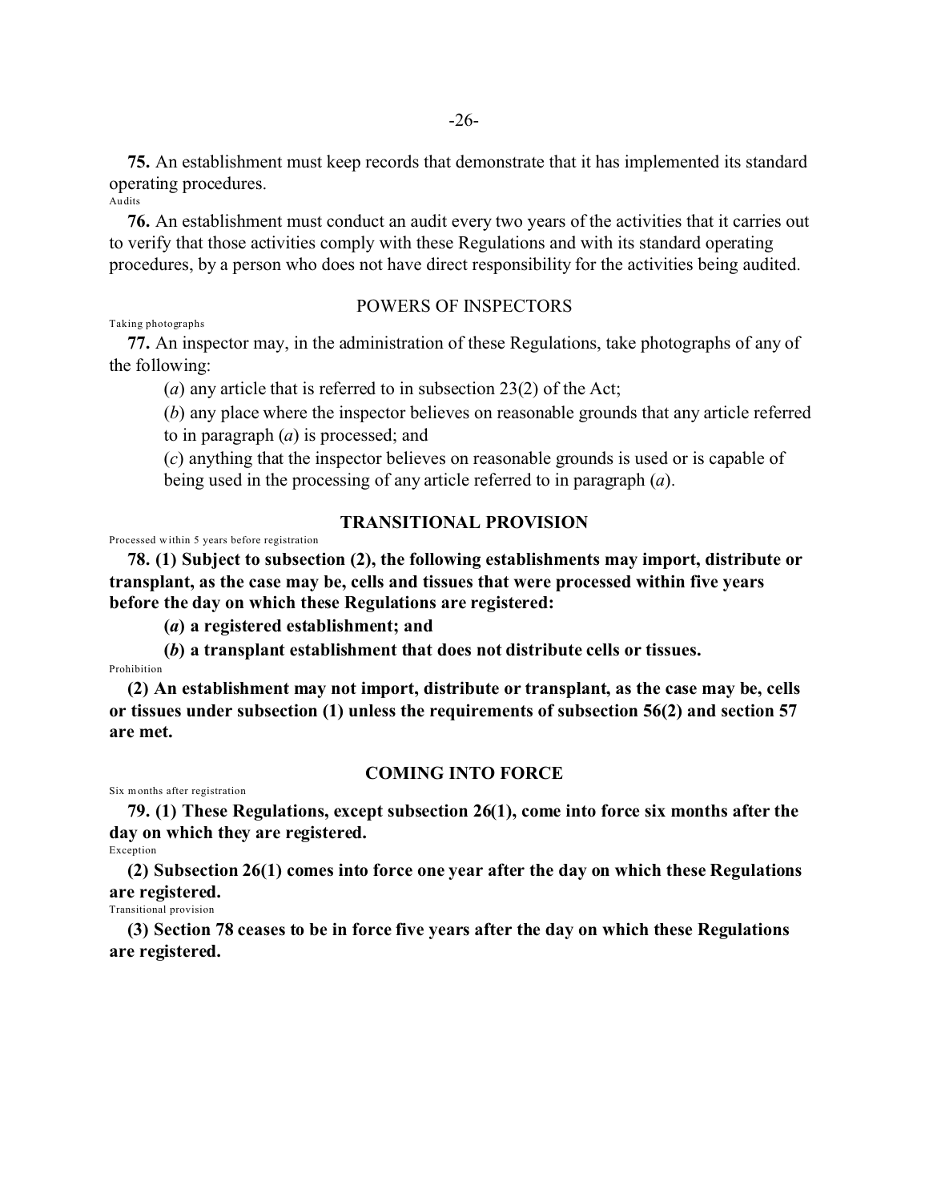**75.** An establishment must keep records that demonstrate that it has implemented its standard operating procedures.

Audits

**76.** An establishment must conduct an audit every two years of the activities that it carries out to verify that those activities comply with these Regulations and with its standard operating procedures, by a person who does not have direct responsibility for the activities being audited.

## POWERS OF INSPECTORS

Taking photographs

**77.** An inspector may, in the administration of these Regulations, take photographs of any of the following:

(*a*) any article that is referred to in subsection 23(2) of the Act;

(*b*) any place where the inspector believes on reasonable grounds that any article referred to in paragraph (*a*) is processed; and

(*c*) anything that the inspector believes on reasonable grounds is used or is capable of being used in the processing of any article referred to in paragraph (*a*).

## TRANSITIONAL PROVISION

Processed within 5 years before registration

**78. (1) Subject to subsection (2), the following establishments may import, distribute or transplant, as the case may be, cells and tissues that were processed within five years before the day on which these Regulations are registered:**

**(*a*) a registered establishment; and**

**(*b*) a transplant establishment that does not distribute cells or tissues.**

Prohibition

**(2) An establishment may not import, distribute or transplant, as the case may be, cells or tissues under subsection (1) unless the requirements of subsection 56(2) and section 57 are met.**

## COMING INTO FORCE

Six months after registration

**79. (1) These Regulations, except subsection 26(1), come into force six months after the day on which they are registered.**

Exception

**(2) Subsection 26(1) comes into force one year after the day on which these Regulations are registered.**

Transitional provision

**(3) Section 78 ceases to be in force five years after the day on which these Regulations are registered.**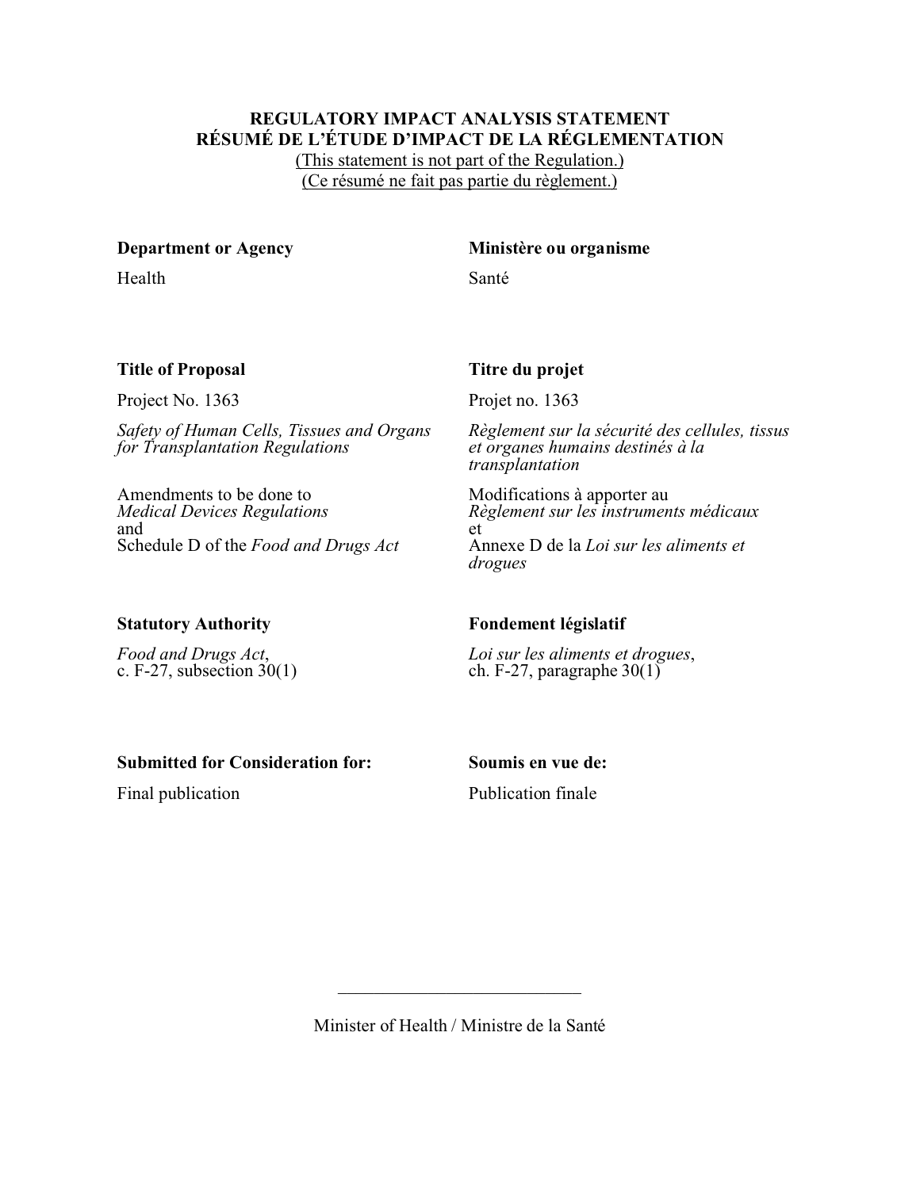**REGULATORY IMPACT ANALYSIS STATEMENT**
**RÉSUMÉ DE L'ÉTUDE D'IMPACT DE LA RÉGLEMENTATION**

(This statement is not part of the Regulation.)
(Ce résumé ne fait pas partie du règlement.)

**Department or Agency**

Health

**Ministère ou organisme**

Santé

**Title of Proposal**

Project No. 1363

*Safety of Human Cells, Tissues and Organs for Transplantation Regulations*

Amendments to be done to
*Medical Devices Regulations*
and
Schedule D of the *Food and Drugs Act*

**Titre du projet**

Projet no. 1363

*Règlement sur la sécurité des cellules, tissus et organes humains destinés à la transplantation*

Modifications à apporter au
*Règlement sur les instruments médicaux*
et
Annexe D de la *Loi sur les aliments et drogues*

**Statutory Authority**

*Food and Drugs Act*,
c. F-27, subsection 30(1)

**Fondement législatif**

*Loi sur les aliments et drogues*,
ch. F-27, paragraphe 30(1)

**Submitted for Consideration for:**

Final publication

**Soumis en vue de:**

Publication finale

\_\_\_\_\_\_\_\_\_\_\_\_\_\_\_\_\_\_\_\_\_\_\_\_\_\_\_\_

Minister of Health / Ministre de la Santé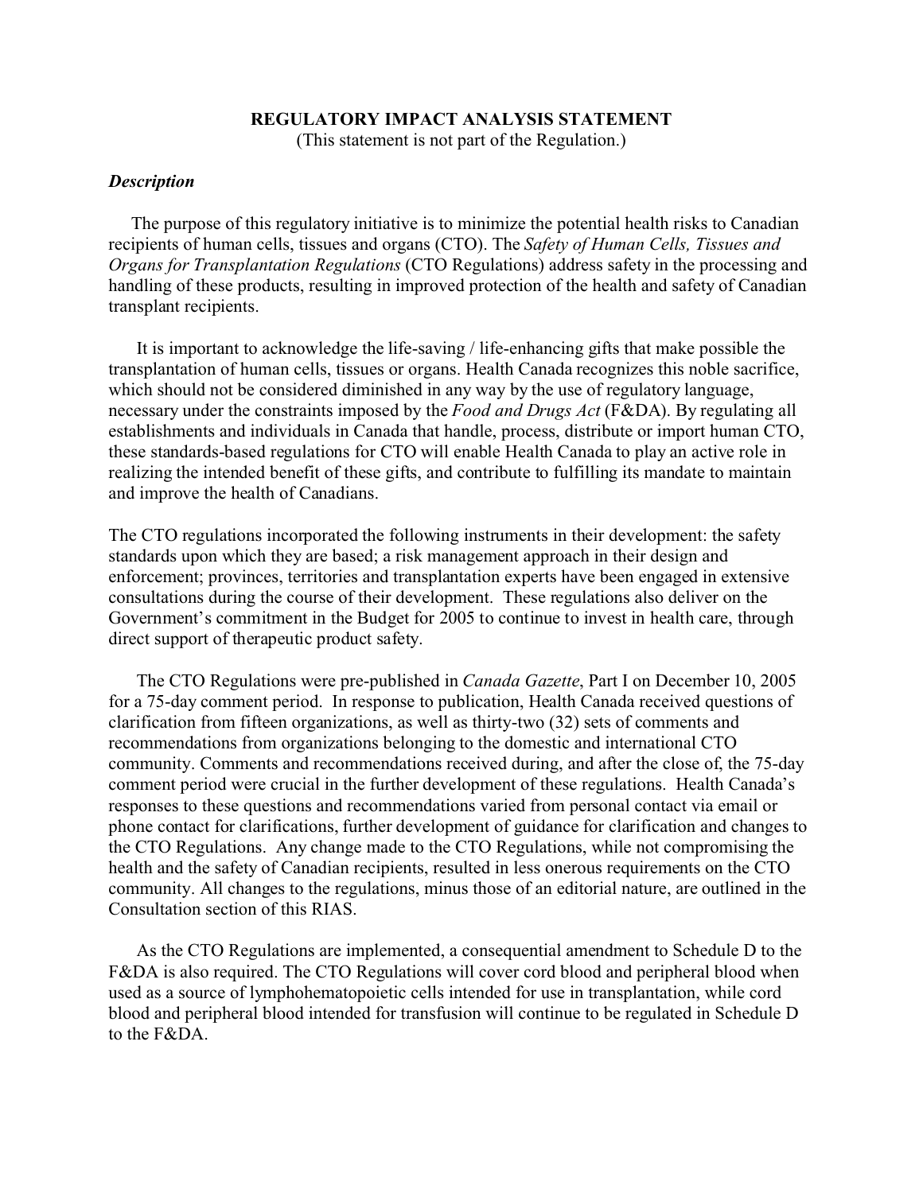**REGULATORY IMPACT ANALYSIS STATEMENT**

(This statement is not part of the Regulation.)

### *Description*

The purpose of this regulatory initiative is to minimize the potential health risks to Canadian recipients of human cells, tissues and organs (CTO). The *Safety of Human Cells, Tissues and Organs for Transplantation Regulations* (CTO Regulations) address safety in the processing and handling of these products, resulting in improved protection of the health and safety of Canadian transplant recipients.

It is important to acknowledge the life-saving / life-enhancing gifts that make possible the transplantation of human cells, tissues or organs. Health Canada recognizes this noble sacrifice, which should not be considered diminished in any way by the use of regulatory language, necessary under the constraints imposed by the *Food and Drugs Act* (F&DA). By regulating all establishments and individuals in Canada that handle, process, distribute or import human CTO, these standards-based regulations for CTO will enable Health Canada to play an active role in realizing the intended benefit of these gifts, and contribute to fulfilling its mandate to maintain and improve the health of Canadians.

The CTO regulations incorporated the following instruments in their development: the safety standards upon which they are based; a risk management approach in their design and enforcement; provinces, territories and transplantation experts have been engaged in extensive consultations during the course of their development. These regulations also deliver on the Government's commitment in the Budget for 2005 to continue to invest in health care, through direct support of therapeutic product safety.

The CTO Regulations were pre-published in *Canada Gazette*, Part I on December 10, 2005 for a 75-day comment period. In response to publication, Health Canada received questions of clarification from fifteen organizations, as well as thirty-two (32) sets of comments and recommendations from organizations belonging to the domestic and international CTO community. Comments and recommendations received during, and after the close of, the 75-day comment period were crucial in the further development of these regulations. Health Canada's responses to these questions and recommendations varied from personal contact via email or phone contact for clarifications, further development of guidance for clarification and changes to the CTO Regulations. Any change made to the CTO Regulations, while not compromising the health and the safety of Canadian recipients, resulted in less onerous requirements on the CTO community. All changes to the regulations, minus those of an editorial nature, are outlined in the Consultation section of this RIAS.

As the CTO Regulations are implemented, a consequential amendment to Schedule D to the F&DA is also required. The CTO Regulations will cover cord blood and peripheral blood when used as a source of lymphohematopoietic cells intended for use in transplantation, while cord blood and peripheral blood intended for transfusion will continue to be regulated in Schedule D to the F&DA.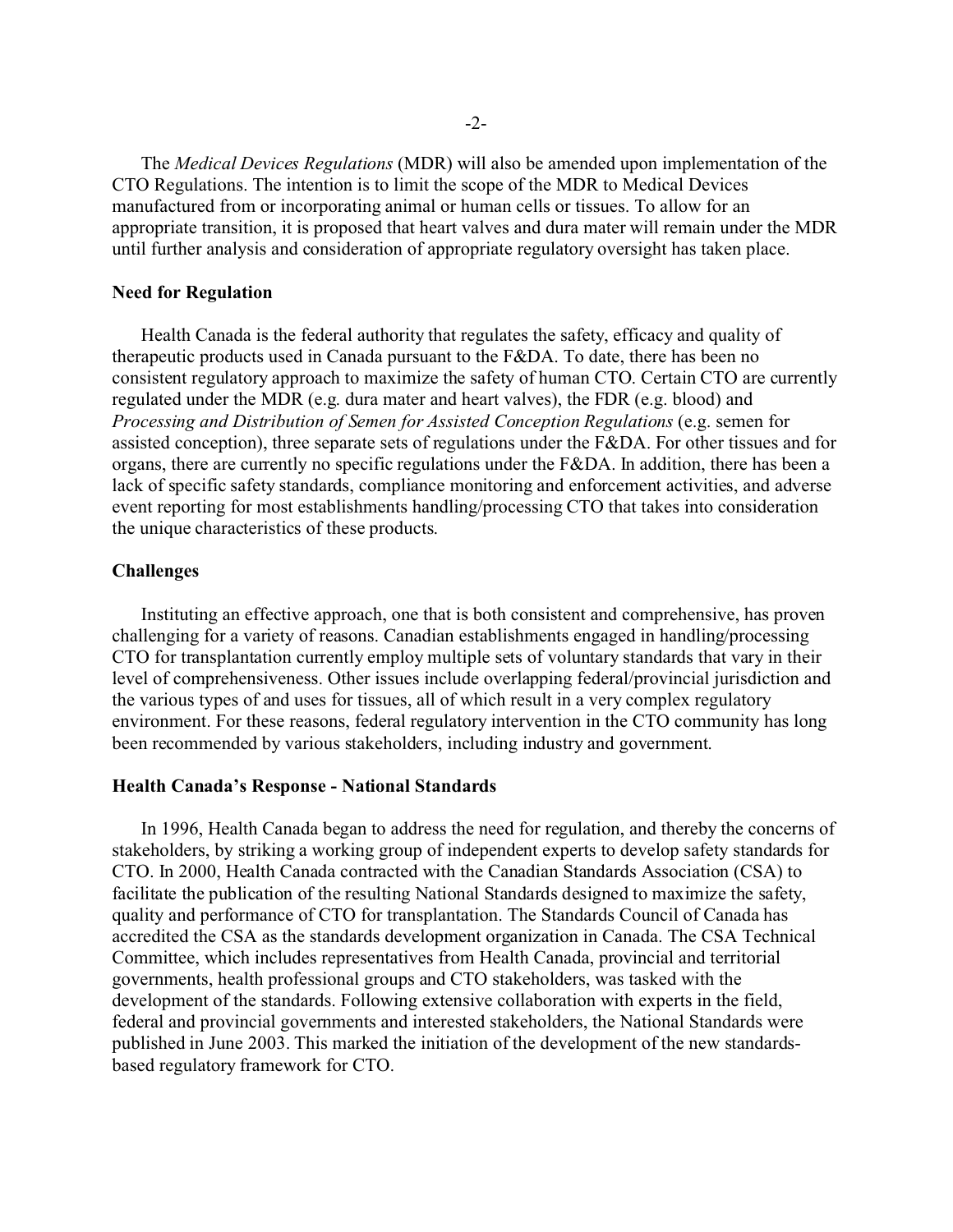The *Medical Devices Regulations* (MDR) will also be amended upon implementation of the CTO Regulations. The intention is to limit the scope of the MDR to Medical Devices manufactured from or incorporating animal or human cells or tissues. To allow for an appropriate transition, it is proposed that heart valves and dura mater will remain under the MDR until further analysis and consideration of appropriate regulatory oversight has taken place.

**Need for Regulation**

Health Canada is the federal authority that regulates the safety, efficacy and quality of therapeutic products used in Canada pursuant to the F&DA. To date, there has been no consistent regulatory approach to maximize the safety of human CTO. Certain CTO are currently regulated under the MDR (e.g. dura mater and heart valves), the FDR (e.g. blood) and *Processing and Distribution of Semen for Assisted Conception Regulations* (e.g. semen for assisted conception), three separate sets of regulations under the F&DA. For other tissues and for organs, there are currently no specific regulations under the F&DA. In addition, there has been a lack of specific safety standards, compliance monitoring and enforcement activities, and adverse event reporting for most establishments handling/processing CTO that takes into consideration the unique characteristics of these products.

**Challenges**

Instituting an effective approach, one that is both consistent and comprehensive, has proven challenging for a variety of reasons. Canadian establishments engaged in handling/processing CTO for transplantation currently employ multiple sets of voluntary standards that vary in their level of comprehensiveness. Other issues include overlapping federal/provincial jurisdiction and the various types of and uses for tissues, all of which result in a very complex regulatory environment. For these reasons, federal regulatory intervention in the CTO community has long been recommended by various stakeholders, including industry and government.

**Health Canada's Response - National Standards**

In 1996, Health Canada began to address the need for regulation, and thereby the concerns of stakeholders, by striking a working group of independent experts to develop safety standards for CTO. In 2000, Health Canada contracted with the Canadian Standards Association (CSA) to facilitate the publication of the resulting National Standards designed to maximize the safety, quality and performance of CTO for transplantation. The Standards Council of Canada has accredited the CSA as the standards development organization in Canada. The CSA Technical Committee, which includes representatives from Health Canada, provincial and territorial governments, health professional groups and CTO stakeholders, was tasked with the development of the standards. Following extensive collaboration with experts in the field, federal and provincial governments and interested stakeholders, the National Standards were published in June 2003. This marked the initiation of the development of the new standards-based regulatory framework for CTO.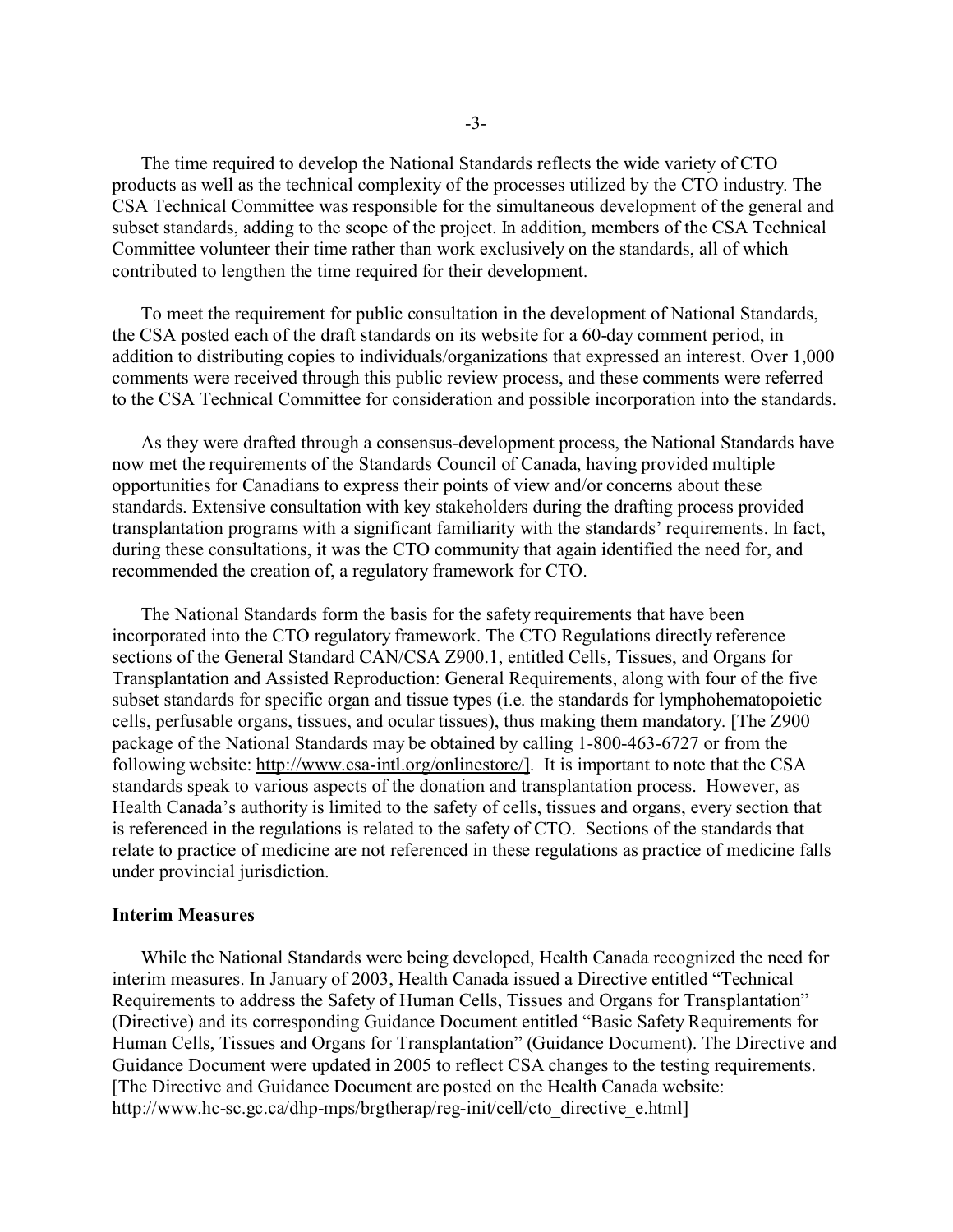The time required to develop the National Standards reflects the wide variety of CTO products as well as the technical complexity of the processes utilized by the CTO industry. The CSA Technical Committee was responsible for the simultaneous development of the general and subset standards, adding to the scope of the project. In addition, members of the CSA Technical Committee volunteer their time rather than work exclusively on the standards, all of which contributed to lengthen the time required for their development.

To meet the requirement for public consultation in the development of National Standards, the CSA posted each of the draft standards on its website for a 60-day comment period, in addition to distributing copies to individuals/organizations that expressed an interest. Over 1,000 comments were received through this public review process, and these comments were referred to the CSA Technical Committee for consideration and possible incorporation into the standards.

As they were drafted through a consensus-development process, the National Standards have now met the requirements of the Standards Council of Canada, having provided multiple opportunities for Canadians to express their points of view and/or concerns about these standards. Extensive consultation with key stakeholders during the drafting process provided transplantation programs with a significant familiarity with the standards' requirements. In fact, during these consultations, it was the CTO community that again identified the need for, and recommended the creation of, a regulatory framework for CTO.

The National Standards form the basis for the safety requirements that have been incorporated into the CTO regulatory framework. The CTO Regulations directly reference sections of the General Standard CAN/CSA Z900.1, entitled Cells, Tissues, and Organs for Transplantation and Assisted Reproduction: General Requirements, along with four of the five subset standards for specific organ and tissue types (i.e. the standards for lymphohematopoietic cells, perfusable organs, tissues, and ocular tissues), thus making them mandatory. [The Z900 package of the National Standards may be obtained by calling 1-800-463-6727 or from the following website: http://www.csa-intl.org/onlinestore/]. It is important to note that the CSA standards speak to various aspects of the donation and transplantation process. However, as Health Canada's authority is limited to the safety of cells, tissues and organs, every section that is referenced in the regulations is related to the safety of CTO. Sections of the standards that relate to practice of medicine are not referenced in these regulations as practice of medicine falls under provincial jurisdiction.

**Interim Measures**

While the National Standards were being developed, Health Canada recognized the need for interim measures. In January of 2003, Health Canada issued a Directive entitled "Technical Requirements to address the Safety of Human Cells, Tissues and Organs for Transplantation" (Directive) and its corresponding Guidance Document entitled "Basic Safety Requirements for Human Cells, Tissues and Organs for Transplantation" (Guidance Document). The Directive and Guidance Document were updated in 2005 to reflect CSA changes to the testing requirements. [The Directive and Guidance Document are posted on the Health Canada website: http://www.hc-sc.gc.ca/dhp-mps/brgtherap/reg-init/cell/cto_directive_e.html]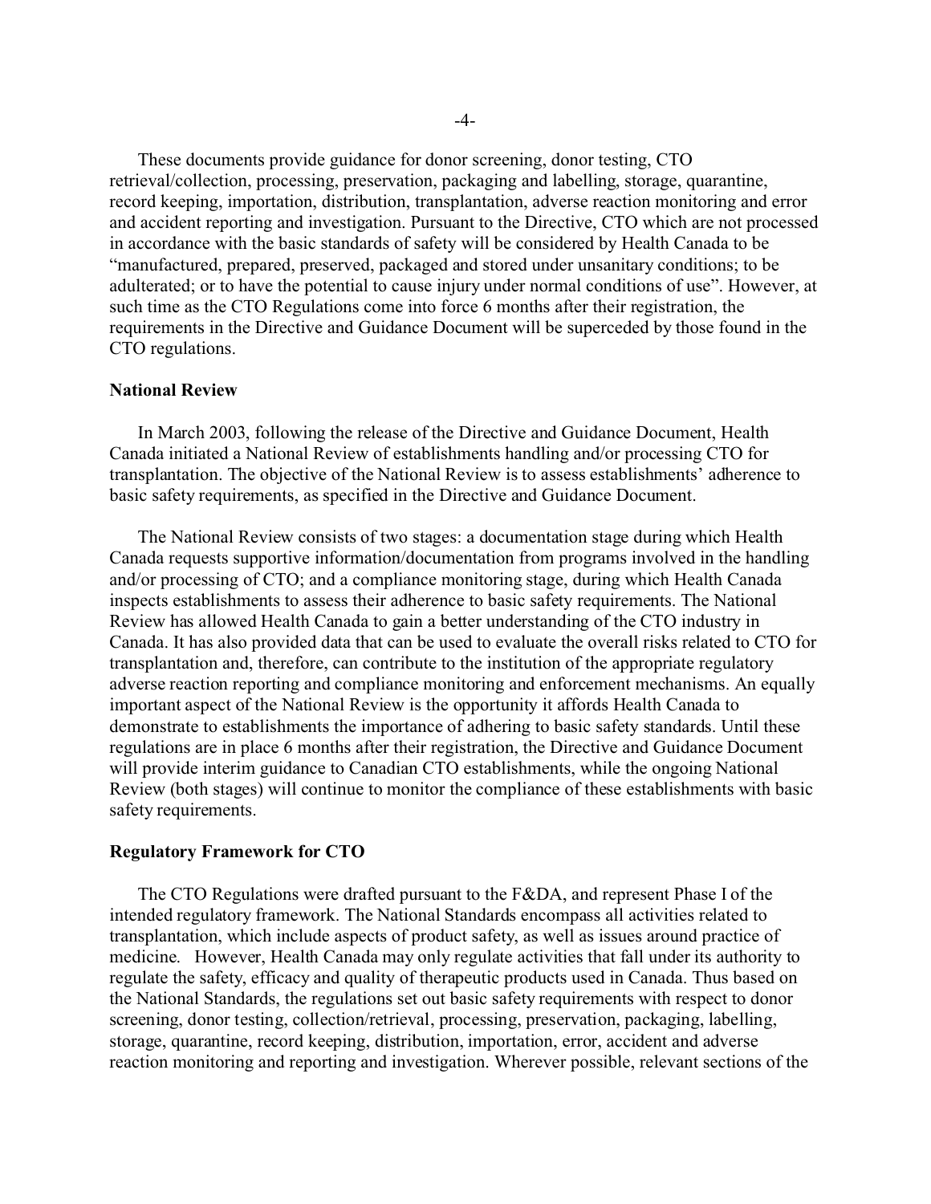These documents provide guidance for donor screening, donor testing, CTO retrieval/collection, processing, preservation, packaging and labelling, storage, quarantine, record keeping, importation, distribution, transplantation, adverse reaction monitoring and error and accident reporting and investigation. Pursuant to the Directive, CTO which are not processed in accordance with the basic standards of safety will be considered by Health Canada to be "manufactured, prepared, preserved, packaged and stored under unsanitary conditions; to be adulterated; or to have the potential to cause injury under normal conditions of use". However, at such time as the CTO Regulations come into force 6 months after their registration, the requirements in the Directive and Guidance Document will be superceded by those found in the CTO regulations.

**National Review**

In March 2003, following the release of the Directive and Guidance Document, Health Canada initiated a National Review of establishments handling and/or processing CTO for transplantation. The objective of the National Review is to assess establishments' adherence to basic safety requirements, as specified in the Directive and Guidance Document.

The National Review consists of two stages: a documentation stage during which Health Canada requests supportive information/documentation from programs involved in the handling and/or processing of CTO; and a compliance monitoring stage, during which Health Canada inspects establishments to assess their adherence to basic safety requirements. The National Review has allowed Health Canada to gain a better understanding of the CTO industry in Canada. It has also provided data that can be used to evaluate the overall risks related to CTO for transplantation and, therefore, can contribute to the institution of the appropriate regulatory adverse reaction reporting and compliance monitoring and enforcement mechanisms. An equally important aspect of the National Review is the opportunity it affords Health Canada to demonstrate to establishments the importance of adhering to basic safety standards. Until these regulations are in place 6 months after their registration, the Directive and Guidance Document will provide interim guidance to Canadian CTO establishments, while the ongoing National Review (both stages) will continue to monitor the compliance of these establishments with basic safety requirements.

**Regulatory Framework for CTO**

The CTO Regulations were drafted pursuant to the F&DA, and represent Phase I of the intended regulatory framework. The National Standards encompass all activities related to transplantation, which include aspects of product safety, as well as issues around practice of medicine. However, Health Canada may only regulate activities that fall under its authority to regulate the safety, efficacy and quality of therapeutic products used in Canada. Thus based on the National Standards, the regulations set out basic safety requirements with respect to donor screening, donor testing, collection/retrieval, processing, preservation, packaging, labelling, storage, quarantine, record keeping, distribution, importation, error, accident and adverse reaction monitoring and reporting and investigation. Wherever possible, relevant sections of the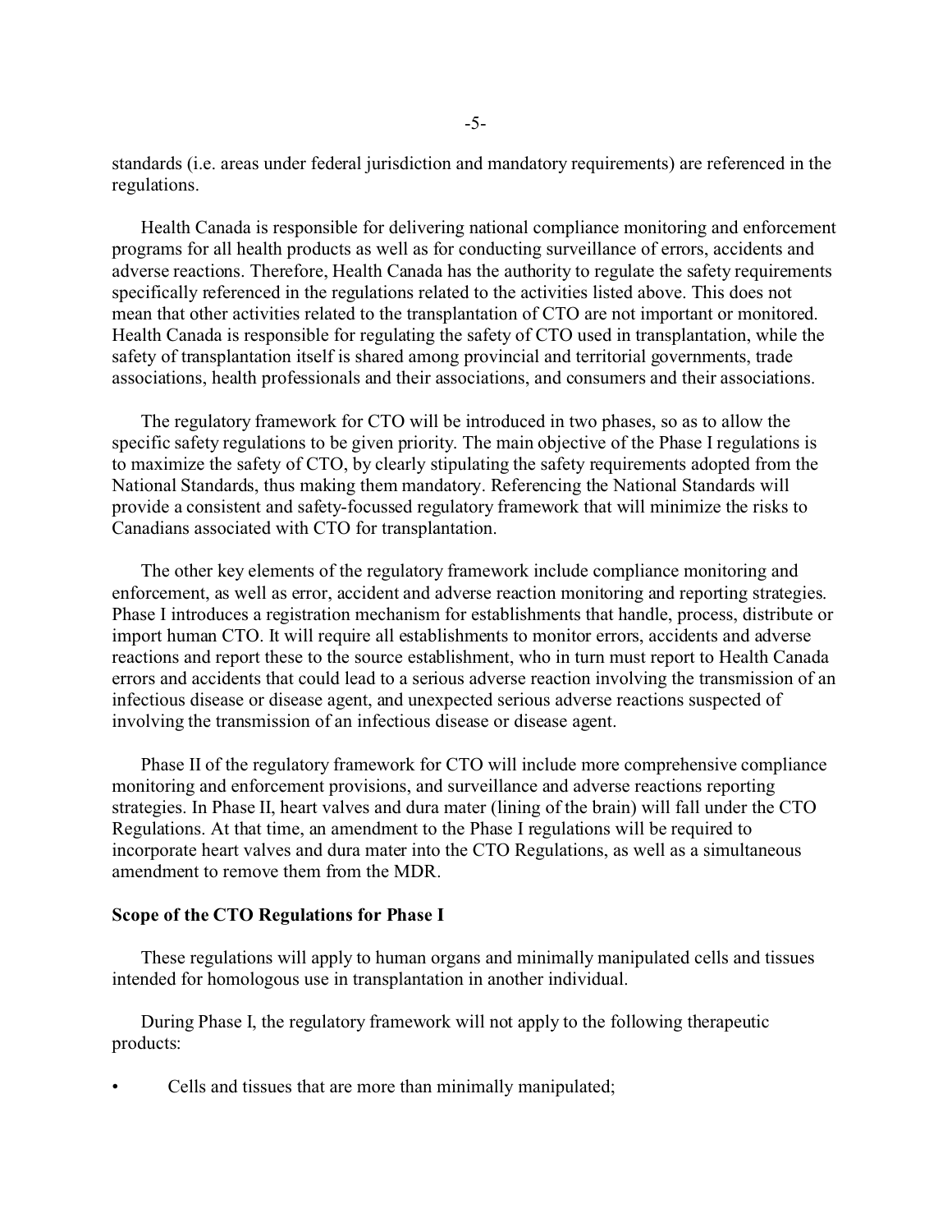standards (i.e. areas under federal jurisdiction and mandatory requirements) are referenced in the regulations.

Health Canada is responsible for delivering national compliance monitoring and enforcement programs for all health products as well as for conducting surveillance of errors, accidents and adverse reactions. Therefore, Health Canada has the authority to regulate the safety requirements specifically referenced in the regulations related to the activities listed above. This does not mean that other activities related to the transplantation of CTO are not important or monitored. Health Canada is responsible for regulating the safety of CTO used in transplantation, while the safety of transplantation itself is shared among provincial and territorial governments, trade associations, health professionals and their associations, and consumers and their associations.

The regulatory framework for CTO will be introduced in two phases, so as to allow the specific safety regulations to be given priority. The main objective of the Phase I regulations is to maximize the safety of CTO, by clearly stipulating the safety requirements adopted from the National Standards, thus making them mandatory. Referencing the National Standards will provide a consistent and safety-focussed regulatory framework that will minimize the risks to Canadians associated with CTO for transplantation.

The other key elements of the regulatory framework include compliance monitoring and enforcement, as well as error, accident and adverse reaction monitoring and reporting strategies. Phase I introduces a registration mechanism for establishments that handle, process, distribute or import human CTO. It will require all establishments to monitor errors, accidents and adverse reactions and report these to the source establishment, who in turn must report to Health Canada errors and accidents that could lead to a serious adverse reaction involving the transmission of an infectious disease or disease agent, and unexpected serious adverse reactions suspected of involving the transmission of an infectious disease or disease agent.

Phase II of the regulatory framework for CTO will include more comprehensive compliance monitoring and enforcement provisions, and surveillance and adverse reactions reporting strategies. In Phase II, heart valves and dura mater (lining of the brain) will fall under the CTO Regulations. At that time, an amendment to the Phase I regulations will be required to incorporate heart valves and dura mater into the CTO Regulations, as well as a simultaneous amendment to remove them from the MDR.

**Scope of the CTO Regulations for Phase I**

These regulations will apply to human organs and minimally manipulated cells and tissues intended for homologous use in transplantation in another individual.

During Phase I, the regulatory framework will not apply to the following therapeutic products:

- Cells and tissues that are more than minimally manipulated;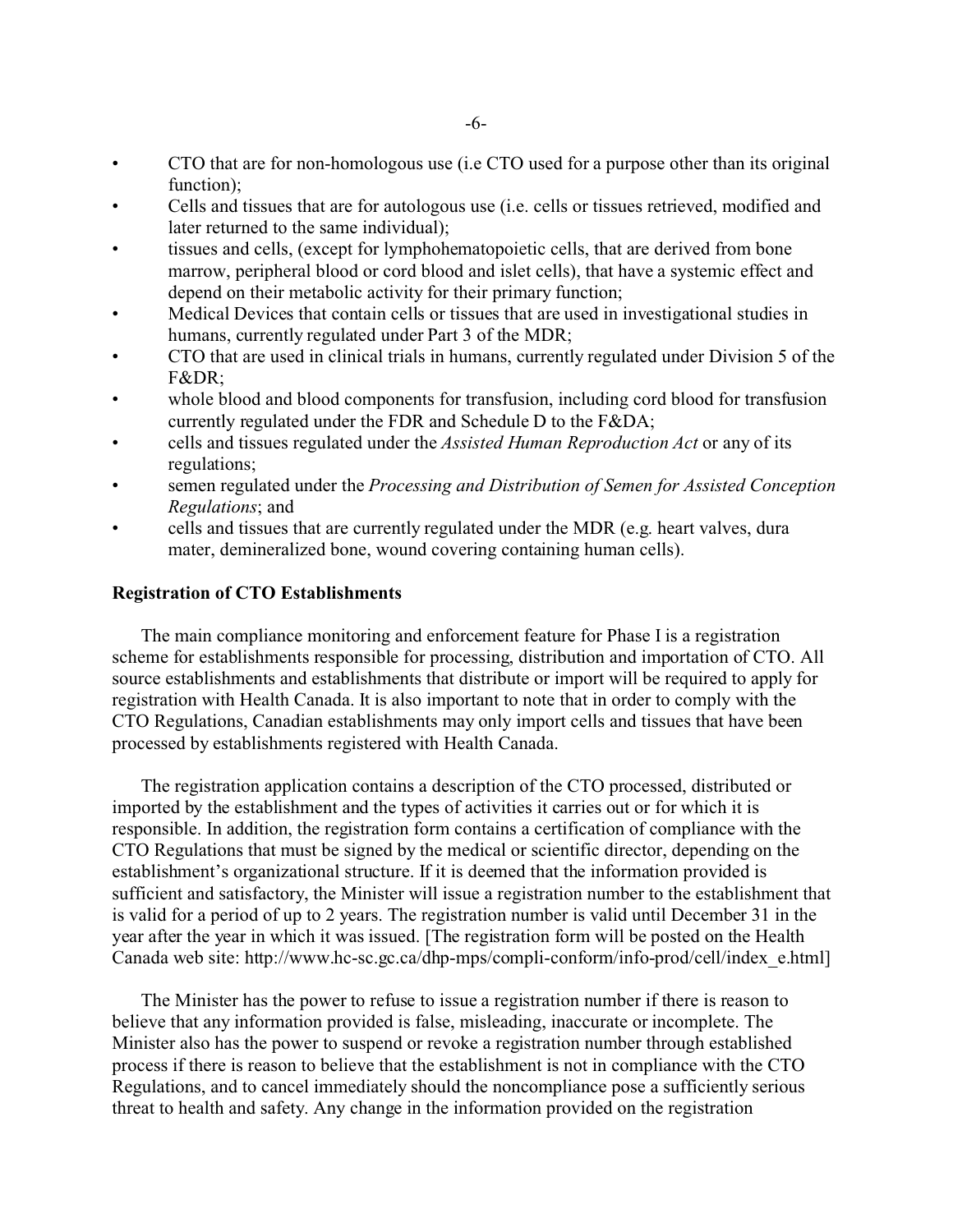- CTO that are for non-homologous use (i.e CTO used for a purpose other than its original function);
- Cells and tissues that are for autologous use (i.e. cells or tissues retrieved, modified and later returned to the same individual);
- tissues and cells, (except for lymphohematopoietic cells, that are derived from bone marrow, peripheral blood or cord blood and islet cells), that have a systemic effect and depend on their metabolic activity for their primary function;
- Medical Devices that contain cells or tissues that are used in investigational studies in humans, currently regulated under Part 3 of the MDR;
- CTO that are used in clinical trials in humans, currently regulated under Division 5 of the F&DR;
- whole blood and blood components for transfusion, including cord blood for transfusion currently regulated under the FDR and Schedule D to the F&DA;
- cells and tissues regulated under the *Assisted Human Reproduction Act* or any of its regulations;
- semen regulated under the *Processing and Distribution of Semen for Assisted Conception Regulations*; and
- cells and tissues that are currently regulated under the MDR (e.g. heart valves, dura mater, demineralized bone, wound covering containing human cells).

**Registration of CTO Establishments**

The main compliance monitoring and enforcement feature for Phase I is a registration scheme for establishments responsible for processing, distribution and importation of CTO. All source establishments and establishments that distribute or import will be required to apply for registration with Health Canada. It is also important to note that in order to comply with the CTO Regulations, Canadian establishments may only import cells and tissues that have been processed by establishments registered with Health Canada.

The registration application contains a description of the CTO processed, distributed or imported by the establishment and the types of activities it carries out or for which it is responsible. In addition, the registration form contains a certification of compliance with the CTO Regulations that must be signed by the medical or scientific director, depending on the establishment's organizational structure. If it is deemed that the information provided is sufficient and satisfactory, the Minister will issue a registration number to the establishment that is valid for a period of up to 2 years. The registration number is valid until December 31 in the year after the year in which it was issued. [The registration form will be posted on the Health Canada web site: http://www.hc-sc.gc.ca/dhp-mps/compli-conform/info-prod/cell/index_e.html]

The Minister has the power to refuse to issue a registration number if there is reason to believe that any information provided is false, misleading, inaccurate or incomplete. The Minister also has the power to suspend or revoke a registration number through established process if there is reason to believe that the establishment is not in compliance with the CTO Regulations, and to cancel immediately should the noncompliance pose a sufficiently serious threat to health and safety. Any change in the information provided on the registration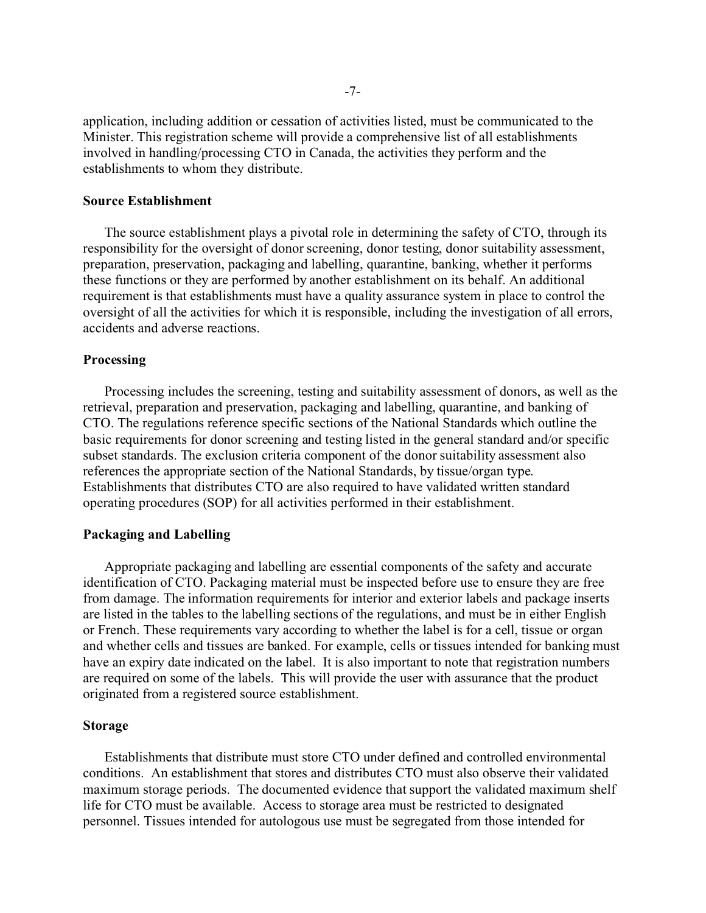application, including addition or cessation of activities listed, must be communicated to the Minister. This registration scheme will provide a comprehensive list of all establishments involved in handling/processing CTO in Canada, the activities they perform and the establishments to whom they distribute.

**Source Establishment**

The source establishment plays a pivotal role in determining the safety of CTO, through its responsibility for the oversight of donor screening, donor testing, donor suitability assessment, preparation, preservation, packaging and labelling, quarantine, banking, whether it performs these functions or they are performed by another establishment on its behalf. An additional requirement is that establishments must have a quality assurance system in place to control the oversight of all the activities for which it is responsible, including the investigation of all errors, accidents and adverse reactions.

**Processing**

Processing includes the screening, testing and suitability assessment of donors, as well as the retrieval, preparation and preservation, packaging and labelling, quarantine, and banking of CTO. The regulations reference specific sections of the National Standards which outline the basic requirements for donor screening and testing listed in the general standard and/or specific subset standards. The exclusion criteria component of the donor suitability assessment also references the appropriate section of the National Standards, by tissue/organ type. Establishments that distributes CTO are also required to have validated written standard operating procedures (SOP) for all activities performed in their establishment.

**Packaging and Labelling**

Appropriate packaging and labelling are essential components of the safety and accurate identification of CTO. Packaging material must be inspected before use to ensure they are free from damage. The information requirements for interior and exterior labels and package inserts are listed in the tables to the labelling sections of the regulations, and must be in either English or French. These requirements vary according to whether the label is for a cell, tissue or organ and whether cells and tissues are banked. For example, cells or tissues intended for banking must have an expiry date indicated on the label. It is also important to note that registration numbers are required on some of the labels. This will provide the user with assurance that the product originated from a registered source establishment.

**Storage**

Establishments that distribute must store CTO under defined and controlled environmental conditions. An establishment that stores and distributes CTO must also observe their validated maximum storage periods. The documented evidence that support the validated maximum shelf life for CTO must be available. Access to storage area must be restricted to designated personnel. Tissues intended for autologous use must be segregated from those intended for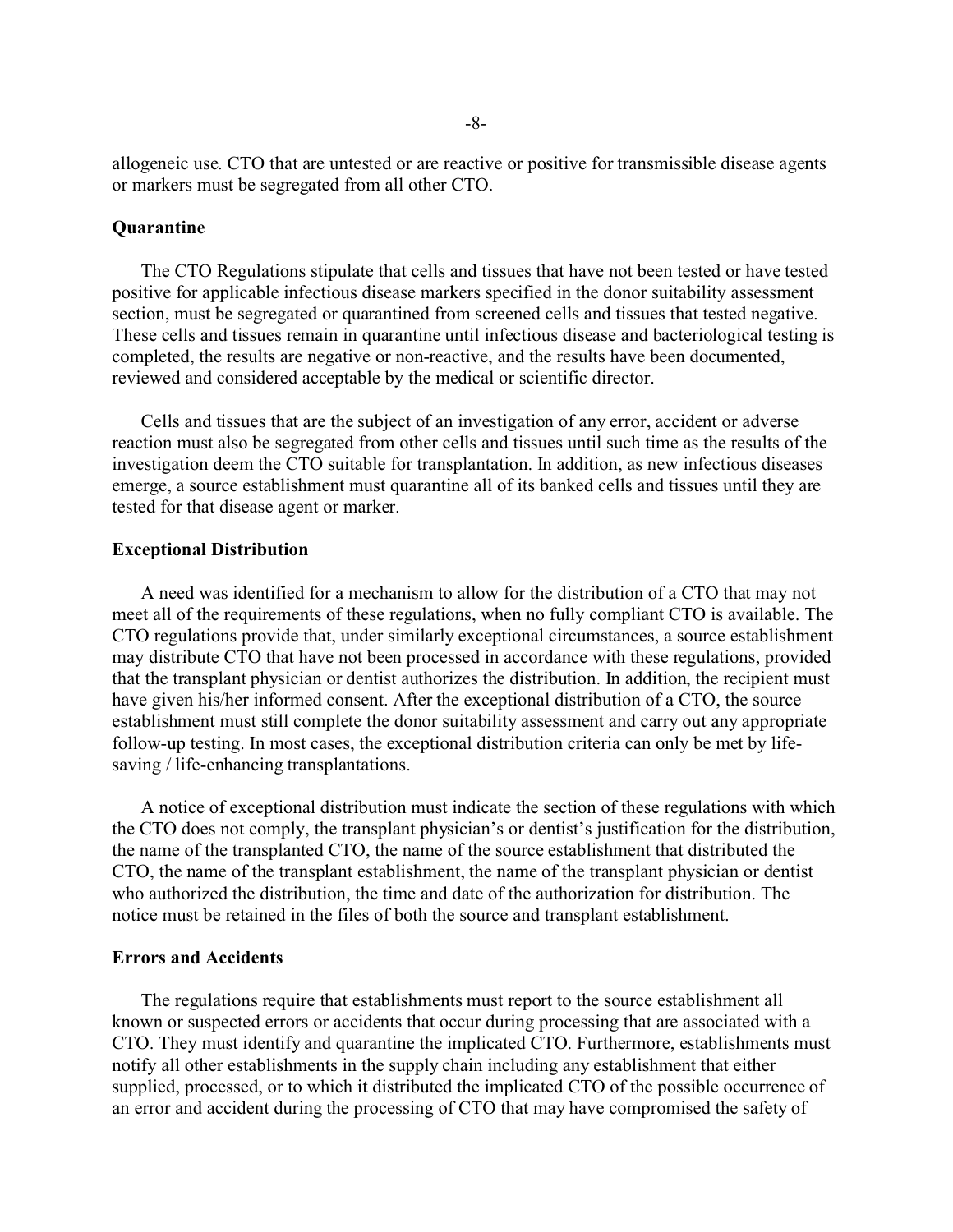allogeneic use. CTO that are untested or are reactive or positive for transmissible disease agents or markers must be segregated from all other CTO.

**Quarantine**

The CTO Regulations stipulate that cells and tissues that have not been tested or have tested positive for applicable infectious disease markers specified in the donor suitability assessment section, must be segregated or quarantined from screened cells and tissues that tested negative. These cells and tissues remain in quarantine until infectious disease and bacteriological testing is completed, the results are negative or non-reactive, and the results have been documented, reviewed and considered acceptable by the medical or scientific director.

Cells and tissues that are the subject of an investigation of any error, accident or adverse reaction must also be segregated from other cells and tissues until such time as the results of the investigation deem the CTO suitable for transplantation. In addition, as new infectious diseases emerge, a source establishment must quarantine all of its banked cells and tissues until they are tested for that disease agent or marker.

**Exceptional Distribution**

A need was identified for a mechanism to allow for the distribution of a CTO that may not meet all of the requirements of these regulations, when no fully compliant CTO is available. The CTO regulations provide that, under similarly exceptional circumstances, a source establishment may distribute CTO that have not been processed in accordance with these regulations, provided that the transplant physician or dentist authorizes the distribution. In addition, the recipient must have given his/her informed consent. After the exceptional distribution of a CTO, the source establishment must still complete the donor suitability assessment and carry out any appropriate follow-up testing. In most cases, the exceptional distribution criteria can only be met by life-saving / life-enhancing transplantations.

A notice of exceptional distribution must indicate the section of these regulations with which the CTO does not comply, the transplant physician's or dentist's justification for the distribution, the name of the transplanted CTO, the name of the source establishment that distributed the CTO, the name of the transplant establishment, the name of the transplant physician or dentist who authorized the distribution, the time and date of the authorization for distribution. The notice must be retained in the files of both the source and transplant establishment.

**Errors and Accidents**

The regulations require that establishments must report to the source establishment all known or suspected errors or accidents that occur during processing that are associated with a CTO. They must identify and quarantine the implicated CTO. Furthermore, establishments must notify all other establishments in the supply chain including any establishment that either supplied, processed, or to which it distributed the implicated CTO of the possible occurrence of an error and accident during the processing of CTO that may have compromised the safety of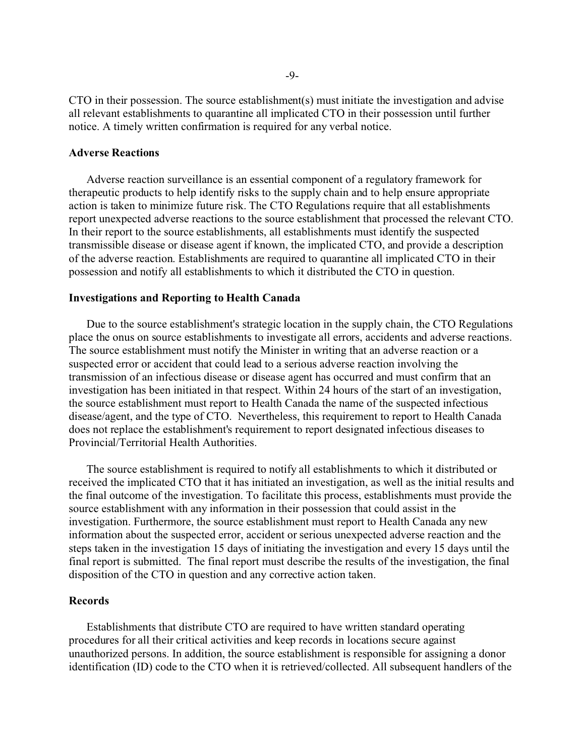CTO in their possession. The source establishment(s) must initiate the investigation and advise all relevant establishments to quarantine all implicated CTO in their possession until further notice. A timely written confirmation is required for any verbal notice.

**Adverse Reactions**

Adverse reaction surveillance is an essential component of a regulatory framework for therapeutic products to help identify risks to the supply chain and to help ensure appropriate action is taken to minimize future risk. The CTO Regulations require that all establishments report unexpected adverse reactions to the source establishment that processed the relevant CTO. In their report to the source establishments, all establishments must identify the suspected transmissible disease or disease agent if known, the implicated CTO, and provide a description of the adverse reaction. Establishments are required to quarantine all implicated CTO in their possession and notify all establishments to which it distributed the CTO in question.

**Investigations and Reporting to Health Canada**

Due to the source establishment's strategic location in the supply chain, the CTO Regulations place the onus on source establishments to investigate all errors, accidents and adverse reactions. The source establishment must notify the Minister in writing that an adverse reaction or a suspected error or accident that could lead to a serious adverse reaction involving the transmission of an infectious disease or disease agent has occurred and must confirm that an investigation has been initiated in that respect. Within 24 hours of the start of an investigation, the source establishment must report to Health Canada the name of the suspected infectious disease/agent, and the type of CTO. Nevertheless, this requirement to report to Health Canada does not replace the establishment's requirement to report designated infectious diseases to Provincial/Territorial Health Authorities.

The source establishment is required to notify all establishments to which it distributed or received the implicated CTO that it has initiated an investigation, as well as the initial results and the final outcome of the investigation. To facilitate this process, establishments must provide the source establishment with any information in their possession that could assist in the investigation. Furthermore, the source establishment must report to Health Canada any new information about the suspected error, accident or serious unexpected adverse reaction and the steps taken in the investigation 15 days of initiating the investigation and every 15 days until the final report is submitted. The final report must describe the results of the investigation, the final disposition of the CTO in question and any corrective action taken.

**Records**

Establishments that distribute CTO are required to have written standard operating procedures for all their critical activities and keep records in locations secure against unauthorized persons. In addition, the source establishment is responsible for assigning a donor identification (ID) code to the CTO when it is retrieved/collected. All subsequent handlers of the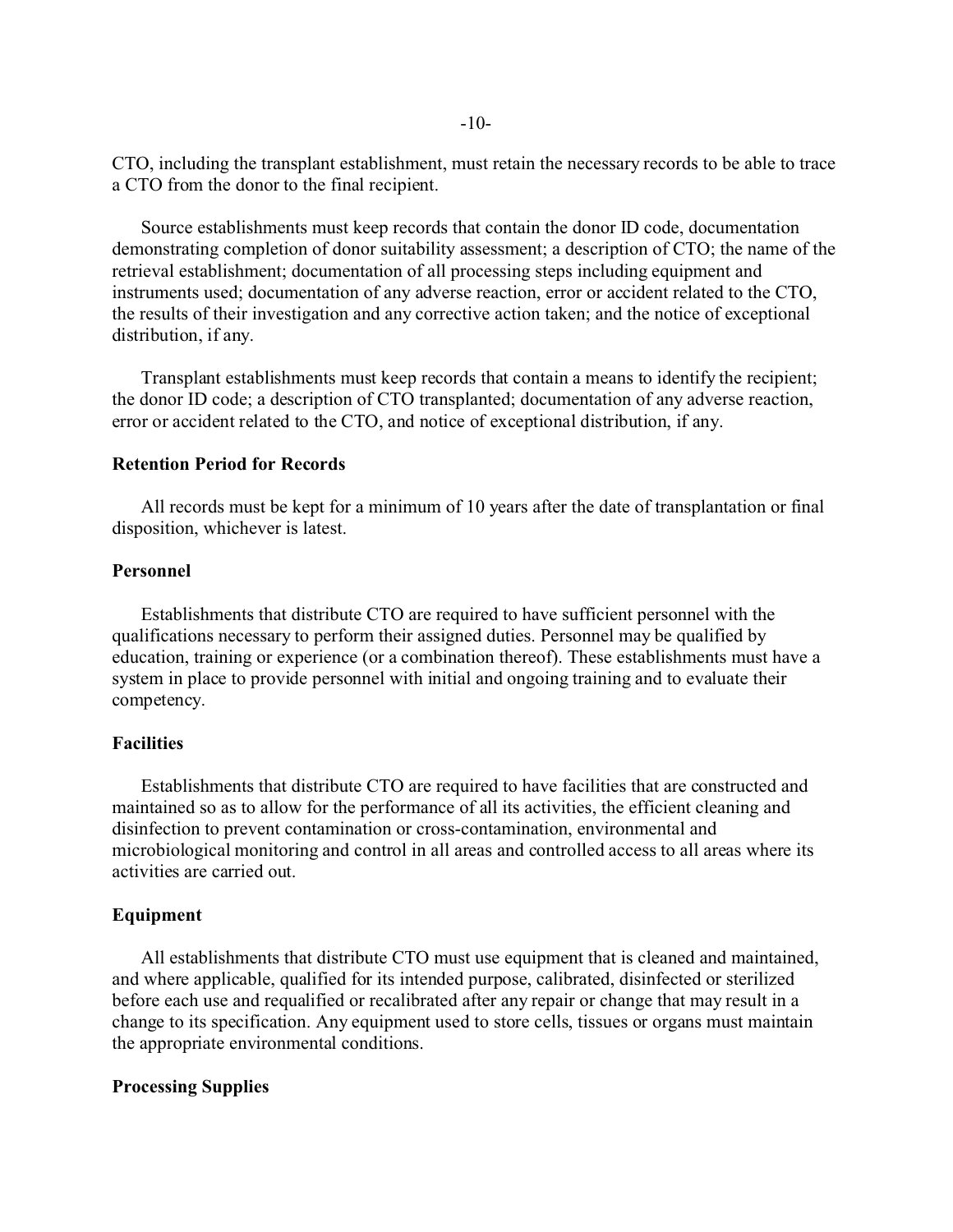CTO, including the transplant establishment, must retain the necessary records to be able to trace a CTO from the donor to the final recipient.

Source establishments must keep records that contain the donor ID code, documentation demonstrating completion of donor suitability assessment; a description of CTO; the name of the retrieval establishment; documentation of all processing steps including equipment and instruments used; documentation of any adverse reaction, error or accident related to the CTO, the results of their investigation and any corrective action taken; and the notice of exceptional distribution, if any.

Transplant establishments must keep records that contain a means to identify the recipient; the donor ID code; a description of CTO transplanted; documentation of any adverse reaction, error or accident related to the CTO, and notice of exceptional distribution, if any.

**Retention Period for Records**

All records must be kept for a minimum of 10 years after the date of transplantation or final disposition, whichever is latest.

**Personnel**

Establishments that distribute CTO are required to have sufficient personnel with the qualifications necessary to perform their assigned duties. Personnel may be qualified by education, training or experience (or a combination thereof). These establishments must have a system in place to provide personnel with initial and ongoing training and to evaluate their competency.

**Facilities**

Establishments that distribute CTO are required to have facilities that are constructed and maintained so as to allow for the performance of all its activities, the efficient cleaning and disinfection to prevent contamination or cross-contamination, environmental and microbiological monitoring and control in all areas and controlled access to all areas where its activities are carried out.

**Equipment**

All establishments that distribute CTO must use equipment that is cleaned and maintained, and where applicable, qualified for its intended purpose, calibrated, disinfected or sterilized before each use and requalified or recalibrated after any repair or change that may result in a change to its specification. Any equipment used to store cells, tissues or organs must maintain the appropriate environmental conditions.

**Processing Supplies**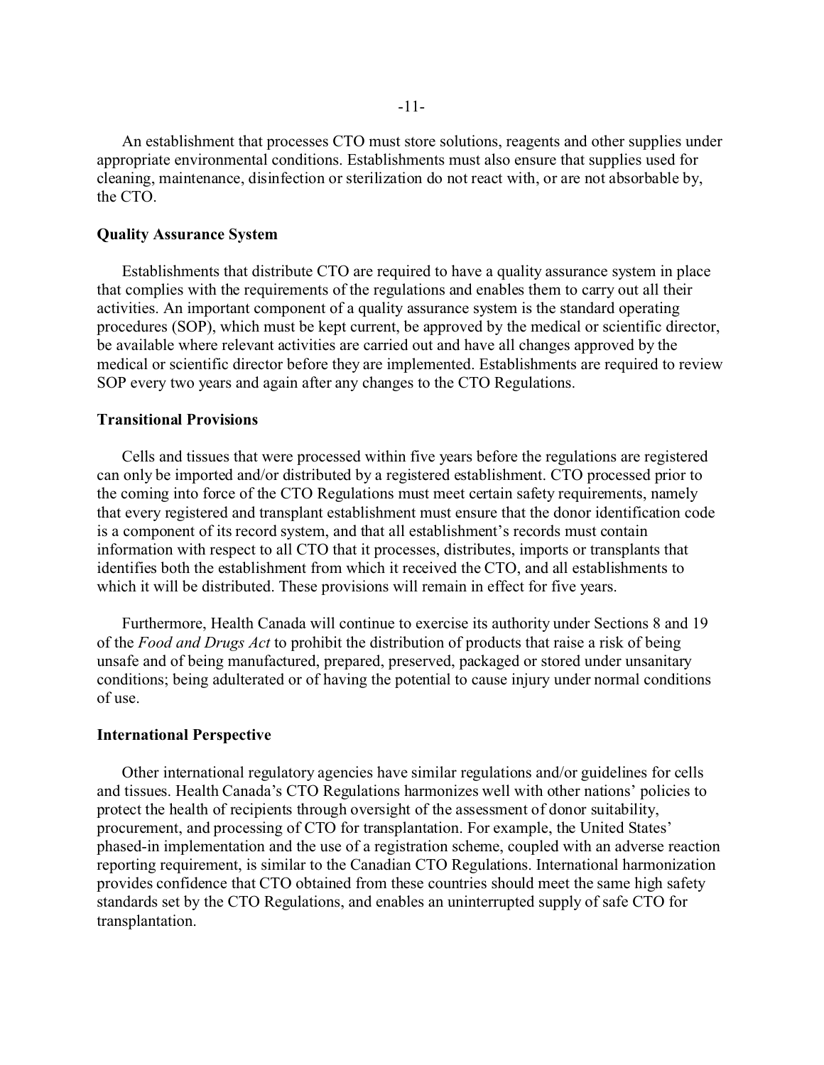An establishment that processes CTO must store solutions, reagents and other supplies under appropriate environmental conditions. Establishments must also ensure that supplies used for cleaning, maintenance, disinfection or sterilization do not react with, or are not absorbable by, the CTO.

**Quality Assurance System**

Establishments that distribute CTO are required to have a quality assurance system in place that complies with the requirements of the regulations and enables them to carry out all their activities. An important component of a quality assurance system is the standard operating procedures (SOP), which must be kept current, be approved by the medical or scientific director, be available where relevant activities are carried out and have all changes approved by the medical or scientific director before they are implemented. Establishments are required to review SOP every two years and again after any changes to the CTO Regulations.

**Transitional Provisions**

Cells and tissues that were processed within five years before the regulations are registered can only be imported and/or distributed by a registered establishment. CTO processed prior to the coming into force of the CTO Regulations must meet certain safety requirements, namely that every registered and transplant establishment must ensure that the donor identification code is a component of its record system, and that all establishment's records must contain information with respect to all CTO that it processes, distributes, imports or transplants that identifies both the establishment from which it received the CTO, and all establishments to which it will be distributed. These provisions will remain in effect for five years.

Furthermore, Health Canada will continue to exercise its authority under Sections 8 and 19 of the *Food and Drugs Act* to prohibit the distribution of products that raise a risk of being unsafe and of being manufactured, prepared, preserved, packaged or stored under unsanitary conditions; being adulterated or of having the potential to cause injury under normal conditions of use.

**International Perspective**

Other international regulatory agencies have similar regulations and/or guidelines for cells and tissues. Health Canada's CTO Regulations harmonizes well with other nations' policies to protect the health of recipients through oversight of the assessment of donor suitability, procurement, and processing of CTO for transplantation. For example, the United States' phased-in implementation and the use of a registration scheme, coupled with an adverse reaction reporting requirement, is similar to the Canadian CTO Regulations. International harmonization provides confidence that CTO obtained from these countries should meet the same high safety standards set by the CTO Regulations, and enables an uninterrupted supply of safe CTO for transplantation.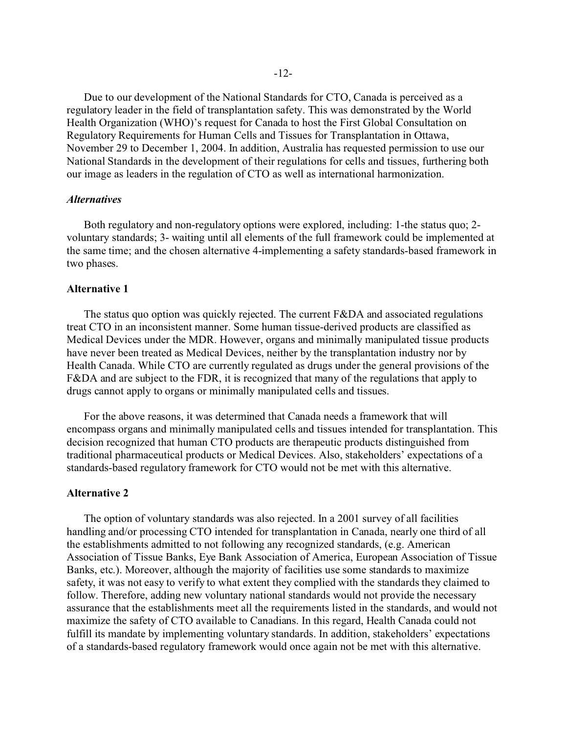Due to our development of the National Standards for CTO, Canada is perceived as a regulatory leader in the field of transplantation safety. This was demonstrated by the World Health Organization (WHO)'s request for Canada to host the First Global Consultation on Regulatory Requirements for Human Cells and Tissues for Transplantation in Ottawa, November 29 to December 1, 2004. In addition, Australia has requested permission to use our National Standards in the development of their regulations for cells and tissues, furthering both our image as leaders in the regulation of CTO as well as international harmonization.

### *Alternatives*

Both regulatory and non-regulatory options were explored, including: 1-the status quo; 2-voluntary standards; 3- waiting until all elements of the full framework could be implemented at the same time; and the chosen alternative 4-implementing a safety standards-based framework in two phases.

### **Alternative 1**

The status quo option was quickly rejected. The current F&DA and associated regulations treat CTO in an inconsistent manner. Some human tissue-derived products are classified as Medical Devices under the MDR. However, organs and minimally manipulated tissue products have never been treated as Medical Devices, neither by the transplantation industry nor by Health Canada. While CTO are currently regulated as drugs under the general provisions of the F&DA and are subject to the FDR, it is recognized that many of the regulations that apply to drugs cannot apply to organs or minimally manipulated cells and tissues.

For the above reasons, it was determined that Canada needs a framework that will encompass organs and minimally manipulated cells and tissues intended for transplantation. This decision recognized that human CTO products are therapeutic products distinguished from traditional pharmaceutical products or Medical Devices. Also, stakeholders' expectations of a standards-based regulatory framework for CTO would not be met with this alternative.

### **Alternative 2**

The option of voluntary standards was also rejected. In a 2001 survey of all facilities handling and/or processing CTO intended for transplantation in Canada, nearly one third of all the establishments admitted to not following any recognized standards, (e.g. American Association of Tissue Banks, Eye Bank Association of America, European Association of Tissue Banks, etc.). Moreover, although the majority of facilities use some standards to maximize safety, it was not easy to verify to what extent they complied with the standards they claimed to follow. Therefore, adding new voluntary national standards would not provide the necessary assurance that the establishments meet all the requirements listed in the standards, and would not maximize the safety of CTO available to Canadians. In this regard, Health Canada could not fulfill its mandate by implementing voluntary standards. In addition, stakeholders' expectations of a standards-based regulatory framework would once again not be met with this alternative.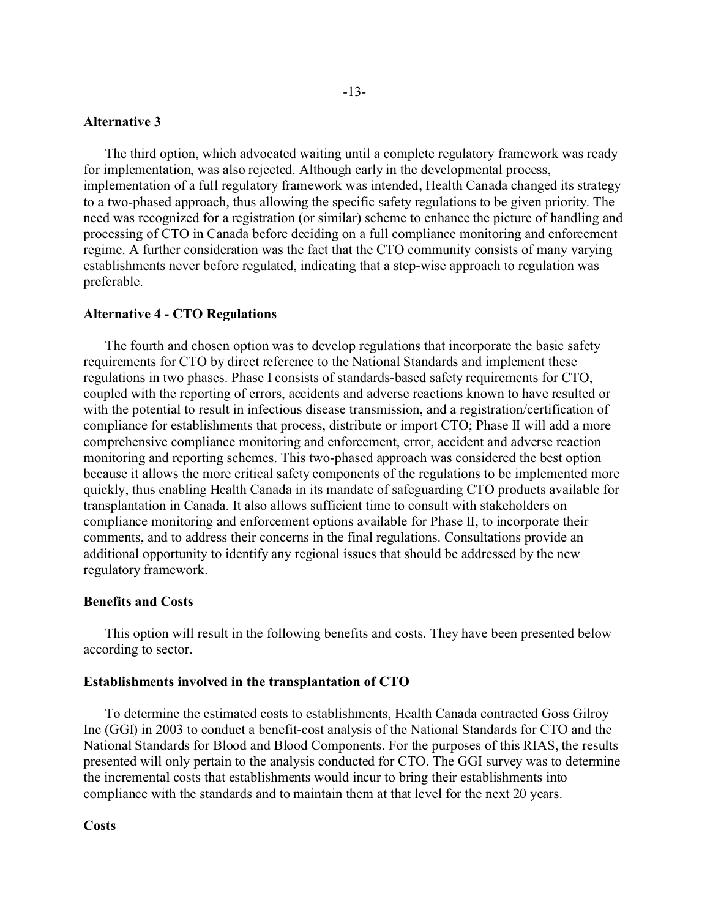**Alternative 3**

The third option, which advocated waiting until a complete regulatory framework was ready for implementation, was also rejected. Although early in the developmental process, implementation of a full regulatory framework was intended, Health Canada changed its strategy to a two-phased approach, thus allowing the specific safety regulations to be given priority. The need was recognized for a registration (or similar) scheme to enhance the picture of handling and processing of CTO in Canada before deciding on a full compliance monitoring and enforcement regime. A further consideration was the fact that the CTO community consists of many varying establishments never before regulated, indicating that a step-wise approach to regulation was preferable.

**Alternative 4 - CTO Regulations**

The fourth and chosen option was to develop regulations that incorporate the basic safety requirements for CTO by direct reference to the National Standards and implement these regulations in two phases. Phase I consists of standards-based safety requirements for CTO, coupled with the reporting of errors, accidents and adverse reactions known to have resulted or with the potential to result in infectious disease transmission, and a registration/certification of compliance for establishments that process, distribute or import CTO; Phase II will add a more comprehensive compliance monitoring and enforcement, error, accident and adverse reaction monitoring and reporting schemes. This two-phased approach was considered the best option because it allows the more critical safety components of the regulations to be implemented more quickly, thus enabling Health Canada in its mandate of safeguarding CTO products available for transplantation in Canada. It also allows sufficient time to consult with stakeholders on compliance monitoring and enforcement options available for Phase II, to incorporate their comments, and to address their concerns in the final regulations. Consultations provide an additional opportunity to identify any regional issues that should be addressed by the new regulatory framework.

**Benefits and Costs**

This option will result in the following benefits and costs. They have been presented below according to sector.

**Establishments involved in the transplantation of CTO**

To determine the estimated costs to establishments, Health Canada contracted Goss Gilroy Inc (GGI) in 2003 to conduct a benefit-cost analysis of the National Standards for CTO and the National Standards for Blood and Blood Components. For the purposes of this RIAS, the results presented will only pertain to the analysis conducted for CTO. The GGI survey was to determine the incremental costs that establishments would incur to bring their establishments into compliance with the standards and to maintain them at that level for the next 20 years.

**Costs**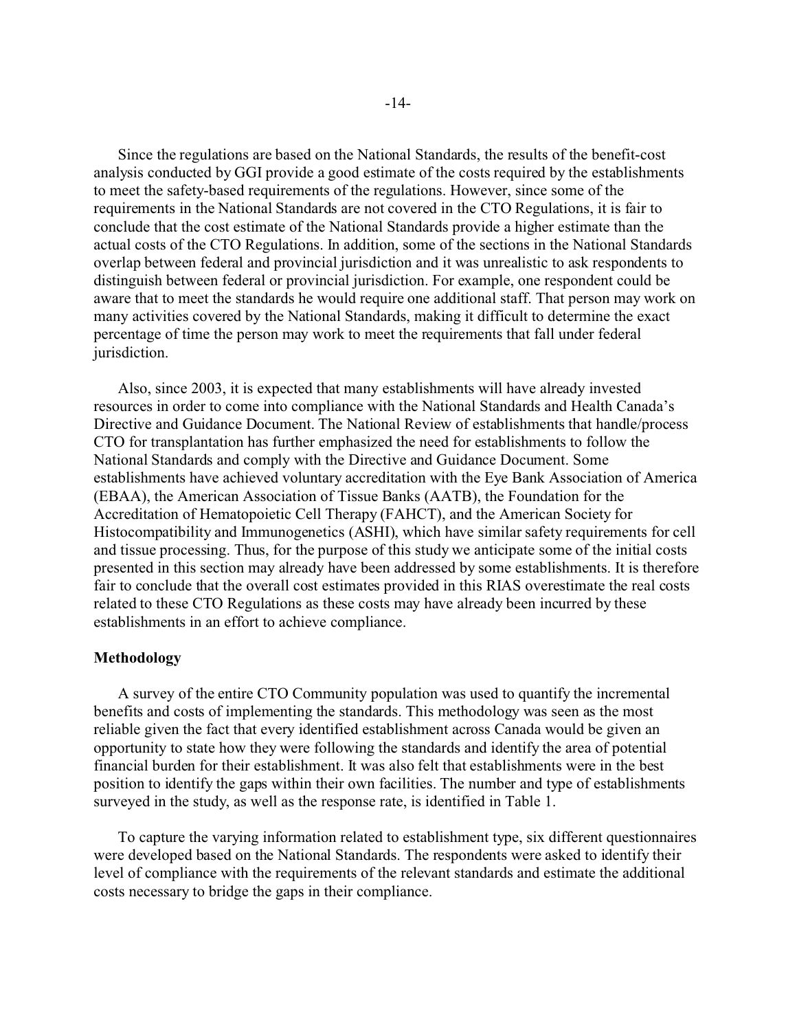Since the regulations are based on the National Standards, the results of the benefit-cost analysis conducted by GGI provide a good estimate of the costs required by the establishments to meet the safety-based requirements of the regulations. However, since some of the requirements in the National Standards are not covered in the CTO Regulations, it is fair to conclude that the cost estimate of the National Standards provide a higher estimate than the actual costs of the CTO Regulations. In addition, some of the sections in the National Standards overlap between federal and provincial jurisdiction and it was unrealistic to ask respondents to distinguish between federal or provincial jurisdiction. For example, one respondent could be aware that to meet the standards he would require one additional staff. That person may work on many activities covered by the National Standards, making it difficult to determine the exact percentage of time the person may work to meet the requirements that fall under federal jurisdiction.

Also, since 2003, it is expected that many establishments will have already invested resources in order to come into compliance with the National Standards and Health Canada's Directive and Guidance Document. The National Review of establishments that handle/process CTO for transplantation has further emphasized the need for establishments to follow the National Standards and comply with the Directive and Guidance Document. Some establishments have achieved voluntary accreditation with the Eye Bank Association of America (EBAA), the American Association of Tissue Banks (AATB), the Foundation for the Accreditation of Hematopoietic Cell Therapy (FAHCT), and the American Society for Histocompatibility and Immunogenetics (ASHI), which have similar safety requirements for cell and tissue processing. Thus, for the purpose of this study we anticipate some of the initial costs presented in this section may already have been addressed by some establishments. It is therefore fair to conclude that the overall cost estimates provided in this RIAS overestimate the real costs related to these CTO Regulations as these costs may have already been incurred by these establishments in an effort to achieve compliance.

**Methodology**

A survey of the entire CTO Community population was used to quantify the incremental benefits and costs of implementing the standards. This methodology was seen as the most reliable given the fact that every identified establishment across Canada would be given an opportunity to state how they were following the standards and identify the area of potential financial burden for their establishment. It was also felt that establishments were in the best position to identify the gaps within their own facilities. The number and type of establishments surveyed in the study, as well as the response rate, is identified in Table 1.

To capture the varying information related to establishment type, six different questionnaires were developed based on the National Standards. The respondents were asked to identify their level of compliance with the requirements of the relevant standards and estimate the additional costs necessary to bridge the gaps in their compliance.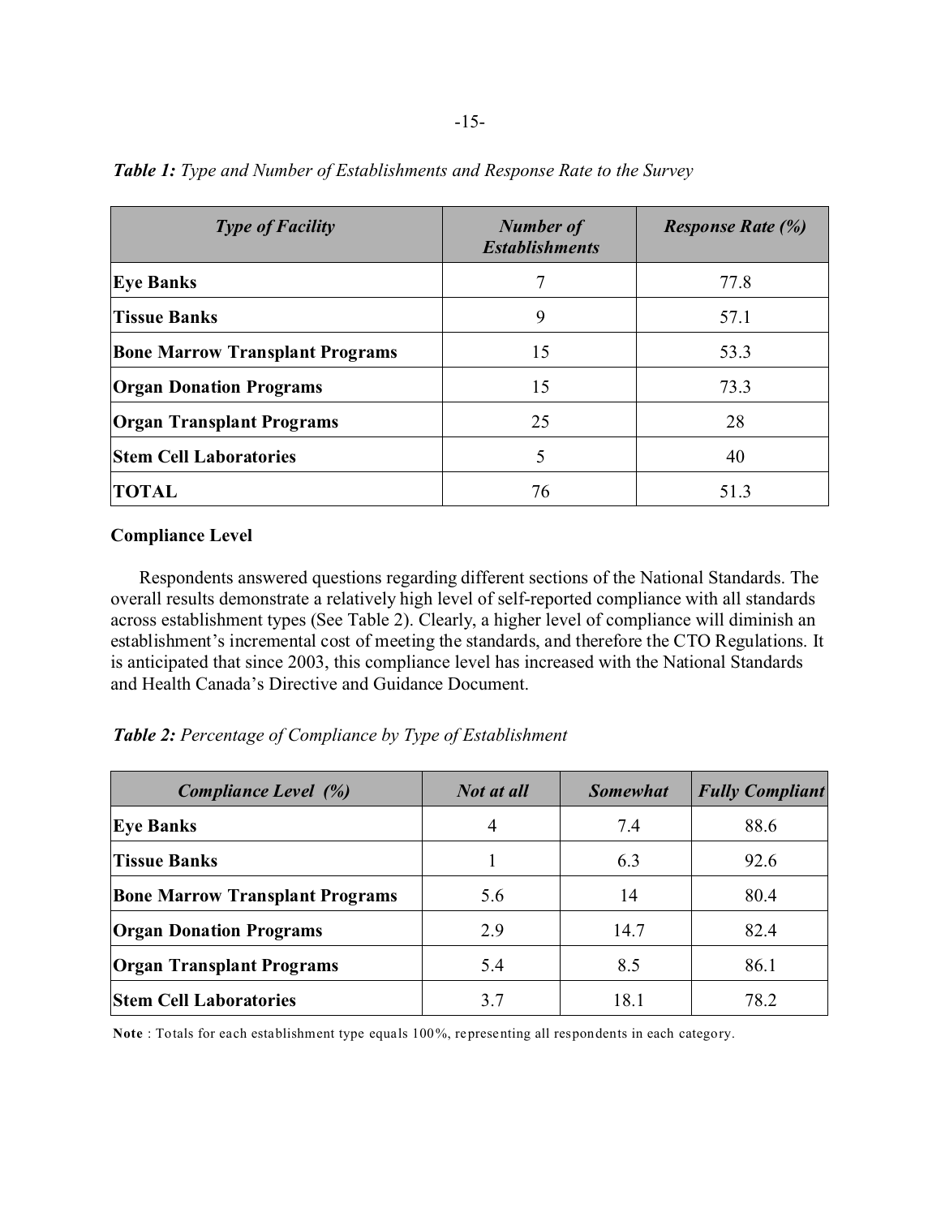***Table 1:*** *Type and Number of Establishments and Response Rate to the Survey*

| *Type of Facility* | *Number of Establishments* | *Response Rate (%)* |
| --- | --- | --- |
| **Eye Banks** | 7 | 77.8 |
| **Tissue Banks** | 9 | 57.1 |
| **Bone Marrow Transplant Programs** | 15 | 53.3 |
| **Organ Donation Programs** | 15 | 73.3 |
| **Organ Transplant Programs** | 25 | 28 |
| **Stem Cell Laboratories** | 5 | 40 |
| **TOTAL** | 76 | 51.3 |

**Compliance Level**

Respondents answered questions regarding different sections of the National Standards. The overall results demonstrate a relatively high level of self-reported compliance with all standards across establishment types (See Table 2). Clearly, a higher level of compliance will diminish an establishment's incremental cost of meeting the standards, and therefore the CTO Regulations. It is anticipated that since 2003, this compliance level has increased with the National Standards and Health Canada's Directive and Guidance Document.

***Table 2:*** *Percentage of Compliance by Type of Establishment*

| *Compliance Level (%)* | *Not at all* | *Somewhat* | *Fully Compliant* |
| --- | --- | --- | --- |
| **Eye Banks** | 4 | 7.4 | 88.6 |
| **Tissue Banks** | 1 | 6.3 | 92.6 |
| **Bone Marrow Transplant Programs** | 5.6 | 14 | 80.4 |
| **Organ Donation Programs** | 2.9 | 14.7 | 82.4 |
| **Organ Transplant Programs** | 5.4 | 8.5 | 86.1 |
| **Stem Cell Laboratories** | 3.7 | 18.1 | 78.2 |

**Note** : Totals for each establishment type equals 100%, representing all respondents in each category.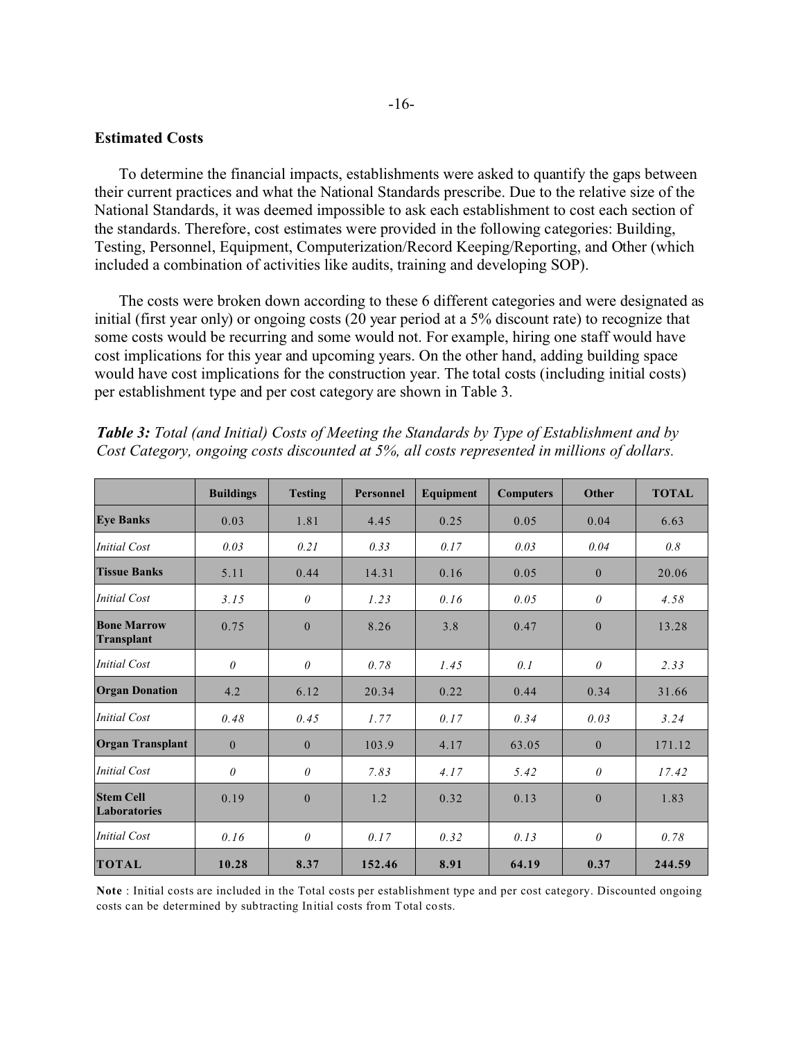## Estimated Costs

To determine the financial impacts, establishments were asked to quantify the gaps between their current practices and what the National Standards prescribe. Due to the relative size of the National Standards, it was deemed impossible to ask each establishment to cost each section of the standards. Therefore, cost estimates were provided in the following categories: Building, Testing, Personnel, Equipment, Computerization/Record Keeping/Reporting, and Other (which included a combination of activities like audits, training and developing SOP).

The costs were broken down according to these 6 different categories and were designated as initial (first year only) or ongoing costs (20 year period at a 5% discount rate) to recognize that some costs would be recurring and some would not. For example, hiring one staff would have cost implications for this year and upcoming years. On the other hand, adding building space would have cost implications for the construction year. The total costs (including initial costs) per establishment type and per cost category are shown in Table 3.

***Table 3:*** *Total (and Initial) Costs of Meeting the Standards by Type of Establishment and by Cost Category, ongoing costs discounted at 5%, all costs represented in millions of dollars.*

| | **Buildings** | **Testing** | **Personnel** | **Equipment** | **Computers** | **Other** | **TOTAL** |
|---|---|---|---|---|---|---|---|
| **Eye Banks** | 0.03 | 1.81 | 4.45 | 0.25 | 0.05 | 0.04 | 6.63 |
| *Initial Cost* | *0.03* | *0.21* | *0.33* | *0.17* | *0.03* | *0.04* | *0.8* |
| **Tissue Banks** | 5.11 | 0.44 | 14.31 | 0.16 | 0.05 | 0 | 20.06 |
| *Initial Cost* | *3.15* | *0* | *1.23* | *0.16* | *0.05* | *0* | *4.58* |
| **Bone Marrow Transplant** | 0.75 | 0 | 8.26 | 3.8 | 0.47 | 0 | 13.28 |
| *Initial Cost* | *0* | *0* | *0.78* | *1.45* | *0.1* | *0* | *2.33* |
| **Organ Donation** | 4.2 | 6.12 | 20.34 | 0.22 | 0.44 | 0.34 | 31.66 |
| *Initial Cost* | *0.48* | *0.45* | *1.77* | *0.17* | *0.34* | *0.03* | *3.24* |
| **Organ Transplant** | 0 | 0 | 103.9 | 4.17 | 63.05 | 0 | 171.12 |
| *Initial Cost* | *0* | *0* | *7.83* | *4.17* | *5.42* | *0* | *17.42* |
| **Stem Cell Laboratories** | 0.19 | 0 | 1.2 | 0.32 | 0.13 | 0 | 1.83 |
| *Initial Cost* | *0.16* | *0* | *0.17* | *0.32* | *0.13* | *0* | *0.78* |
| **TOTAL** | **10.28** | **8.37** | **152.46** | **8.91** | **64.19** | **0.37** | **244.59** |

**Note** : Initial costs are included in the Total costs per establishment type and per cost category. Discounted ongoing costs can be determined by subtracting Initial costs from Total costs.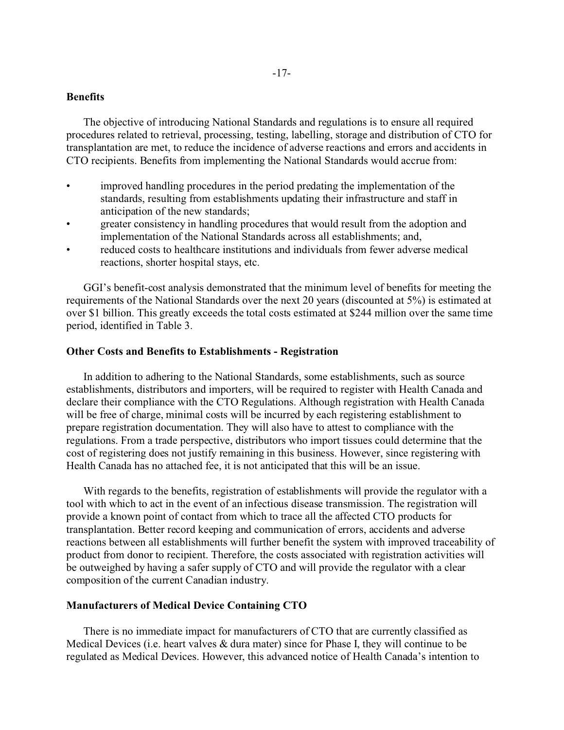**Benefits**

The objective of introducing National Standards and regulations is to ensure all required procedures related to retrieval, processing, testing, labelling, storage and distribution of CTO for transplantation are met, to reduce the incidence of adverse reactions and errors and accidents in CTO recipients. Benefits from implementing the National Standards would accrue from:

- improved handling procedures in the period predating the implementation of the standards, resulting from establishments updating their infrastructure and staff in anticipation of the new standards;
- greater consistency in handling procedures that would result from the adoption and implementation of the National Standards across all establishments; and,
- reduced costs to healthcare institutions and individuals from fewer adverse medical reactions, shorter hospital stays, etc.

GGI's benefit-cost analysis demonstrated that the minimum level of benefits for meeting the requirements of the National Standards over the next 20 years (discounted at 5%) is estimated at over $1 billion. This greatly exceeds the total costs estimated at $244 million over the same time period, identified in Table 3.

**Other Costs and Benefits to Establishments - Registration**

In addition to adhering to the National Standards, some establishments, such as source establishments, distributors and importers, will be required to register with Health Canada and declare their compliance with the CTO Regulations. Although registration with Health Canada will be free of charge, minimal costs will be incurred by each registering establishment to prepare registration documentation. They will also have to attest to compliance with the regulations. From a trade perspective, distributors who import tissues could determine that the cost of registering does not justify remaining in this business. However, since registering with Health Canada has no attached fee, it is not anticipated that this will be an issue.

With regards to the benefits, registration of establishments will provide the regulator with a tool with which to act in the event of an infectious disease transmission. The registration will provide a known point of contact from which to trace all the affected CTO products for transplantation. Better record keeping and communication of errors, accidents and adverse reactions between all establishments will further benefit the system with improved traceability of product from donor to recipient. Therefore, the costs associated with registration activities will be outweighed by having a safer supply of CTO and will provide the regulator with a clear composition of the current Canadian industry.

**Manufacturers of Medical Device Containing CTO**

There is no immediate impact for manufacturers of CTO that are currently classified as Medical Devices (i.e. heart valves & dura mater) since for Phase I, they will continue to be regulated as Medical Devices. However, this advanced notice of Health Canada's intention to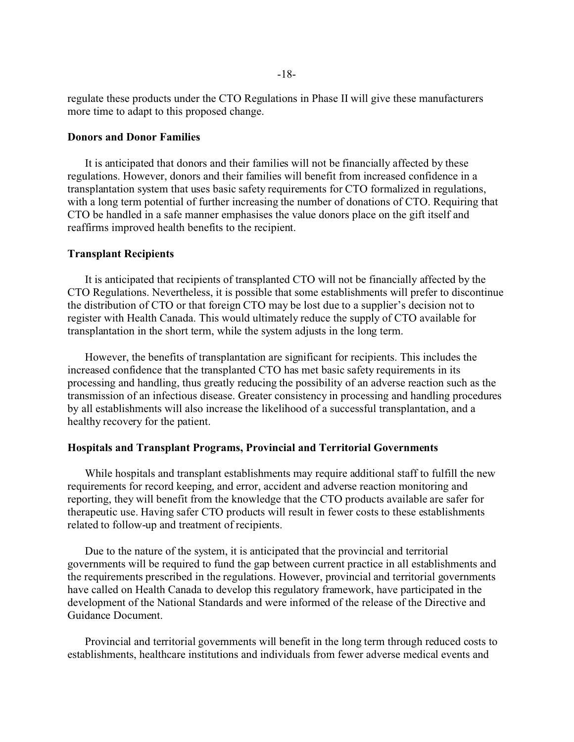regulate these products under the CTO Regulations in Phase II will give these manufacturers more time to adapt to this proposed change.

**Donors and Donor Families**

It is anticipated that donors and their families will not be financially affected by these regulations. However, donors and their families will benefit from increased confidence in a transplantation system that uses basic safety requirements for CTO formalized in regulations, with a long term potential of further increasing the number of donations of CTO. Requiring that CTO be handled in a safe manner emphasises the value donors place on the gift itself and reaffirms improved health benefits to the recipient.

**Transplant Recipients**

It is anticipated that recipients of transplanted CTO will not be financially affected by the CTO Regulations. Nevertheless, it is possible that some establishments will prefer to discontinue the distribution of CTO or that foreign CTO may be lost due to a supplier's decision not to register with Health Canada. This would ultimately reduce the supply of CTO available for transplantation in the short term, while the system adjusts in the long term.

However, the benefits of transplantation are significant for recipients. This includes the increased confidence that the transplanted CTO has met basic safety requirements in its processing and handling, thus greatly reducing the possibility of an adverse reaction such as the transmission of an infectious disease. Greater consistency in processing and handling procedures by all establishments will also increase the likelihood of a successful transplantation, and a healthy recovery for the patient.

**Hospitals and Transplant Programs, Provincial and Territorial Governments**

While hospitals and transplant establishments may require additional staff to fulfill the new requirements for record keeping, and error, accident and adverse reaction monitoring and reporting, they will benefit from the knowledge that the CTO products available are safer for therapeutic use. Having safer CTO products will result in fewer costs to these establishments related to follow-up and treatment of recipients.

Due to the nature of the system, it is anticipated that the provincial and territorial governments will be required to fund the gap between current practice in all establishments and the requirements prescribed in the regulations. However, provincial and territorial governments have called on Health Canada to develop this regulatory framework, have participated in the development of the National Standards and were informed of the release of the Directive and Guidance Document.

Provincial and territorial governments will benefit in the long term through reduced costs to establishments, healthcare institutions and individuals from fewer adverse medical events and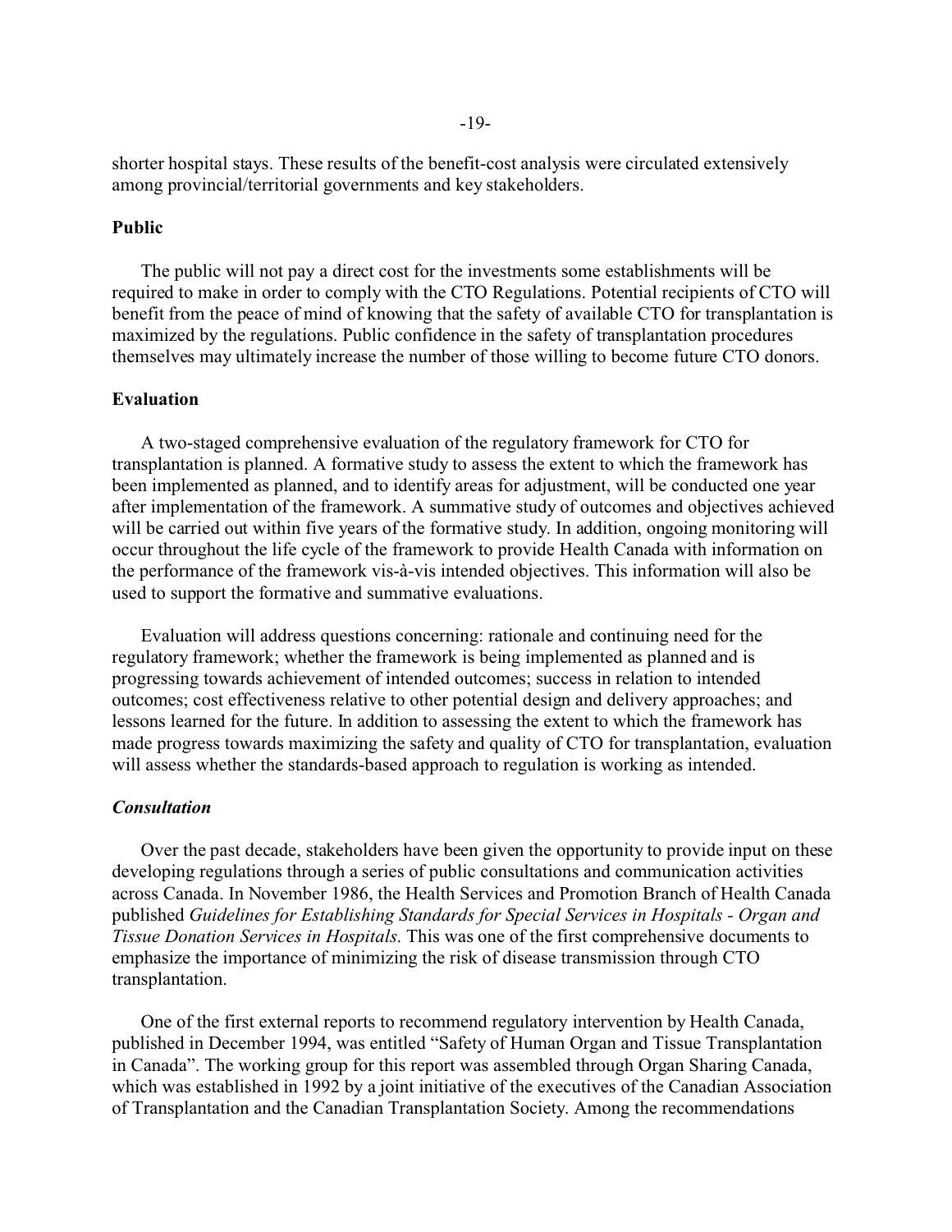shorter hospital stays. These results of the benefit-cost analysis were circulated extensively among provincial/territorial governments and key stakeholders.

**Public**

The public will not pay a direct cost for the investments some establishments will be required to make in order to comply with the CTO Regulations. Potential recipients of CTO will benefit from the peace of mind of knowing that the safety of available CTO for transplantation is maximized by the regulations. Public confidence in the safety of transplantation procedures themselves may ultimately increase the number of those willing to become future CTO donors.

**Evaluation**

A two-staged comprehensive evaluation of the regulatory framework for CTO for transplantation is planned. A formative study to assess the extent to which the framework has been implemented as planned, and to identify areas for adjustment, will be conducted one year after implementation of the framework. A summative study of outcomes and objectives achieved will be carried out within five years of the formative study. In addition, ongoing monitoring will occur throughout the life cycle of the framework to provide Health Canada with information on the performance of the framework vis-à-vis intended objectives. This information will also be used to support the formative and summative evaluations.

Evaluation will address questions concerning: rationale and continuing need for the regulatory framework; whether the framework is being implemented as planned and is progressing towards achievement of intended outcomes; success in relation to intended outcomes; cost effectiveness relative to other potential design and delivery approaches; and lessons learned for the future. In addition to assessing the extent to which the framework has made progress towards maximizing the safety and quality of CTO for transplantation, evaluation will assess whether the standards-based approach to regulation is working as intended.

***Consultation***

Over the past decade, stakeholders have been given the opportunity to provide input on these developing regulations through a series of public consultations and communication activities across Canada. In November 1986, the Health Services and Promotion Branch of Health Canada published *Guidelines for Establishing Standards for Special Services in Hospitals - Organ and Tissue Donation Services in Hospitals*. This was one of the first comprehensive documents to emphasize the importance of minimizing the risk of disease transmission through CTO transplantation.

One of the first external reports to recommend regulatory intervention by Health Canada, published in December 1994, was entitled "Safety of Human Organ and Tissue Transplantation in Canada". The working group for this report was assembled through Organ Sharing Canada, which was established in 1992 by a joint initiative of the executives of the Canadian Association of Transplantation and the Canadian Transplantation Society. Among the recommendations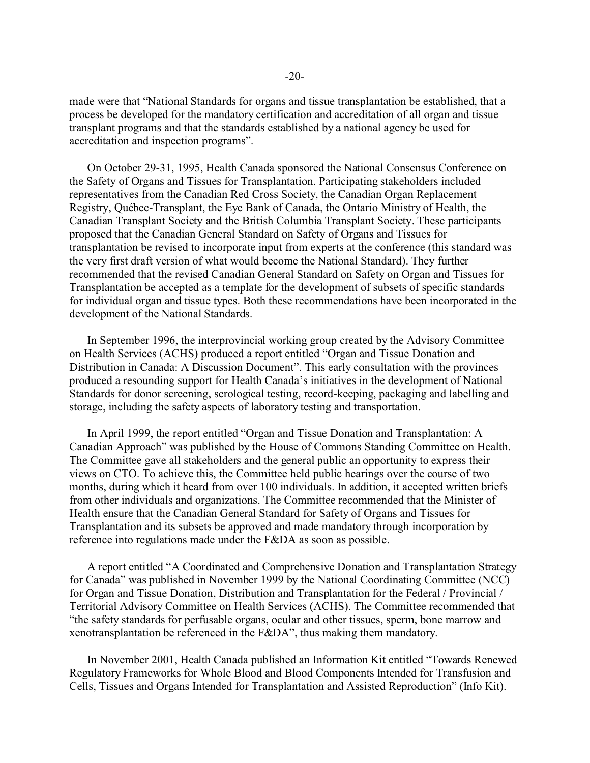made were that "National Standards for organs and tissue transplantation be established, that a process be developed for the mandatory certification and accreditation of all organ and tissue transplant programs and that the standards established by a national agency be used for accreditation and inspection programs".

On October 29-31, 1995, Health Canada sponsored the National Consensus Conference on the Safety of Organs and Tissues for Transplantation. Participating stakeholders included representatives from the Canadian Red Cross Society, the Canadian Organ Replacement Registry, Québec-Transplant, the Eye Bank of Canada, the Ontario Ministry of Health, the Canadian Transplant Society and the British Columbia Transplant Society. These participants proposed that the Canadian General Standard on Safety of Organs and Tissues for transplantation be revised to incorporate input from experts at the conference (this standard was the very first draft version of what would become the National Standard). They further recommended that the revised Canadian General Standard on Safety on Organ and Tissues for Transplantation be accepted as a template for the development of subsets of specific standards for individual organ and tissue types. Both these recommendations have been incorporated in the development of the National Standards.

In September 1996, the interprovincial working group created by the Advisory Committee on Health Services (ACHS) produced a report entitled "Organ and Tissue Donation and Distribution in Canada: A Discussion Document". This early consultation with the provinces produced a resounding support for Health Canada's initiatives in the development of National Standards for donor screening, serological testing, record-keeping, packaging and labelling and storage, including the safety aspects of laboratory testing and transportation.

In April 1999, the report entitled "Organ and Tissue Donation and Transplantation: A Canadian Approach" was published by the House of Commons Standing Committee on Health. The Committee gave all stakeholders and the general public an opportunity to express their views on CTO. To achieve this, the Committee held public hearings over the course of two months, during which it heard from over 100 individuals. In addition, it accepted written briefs from other individuals and organizations. The Committee recommended that the Minister of Health ensure that the Canadian General Standard for Safety of Organs and Tissues for Transplantation and its subsets be approved and made mandatory through incorporation by reference into regulations made under the F&DA as soon as possible.

A report entitled "A Coordinated and Comprehensive Donation and Transplantation Strategy for Canada" was published in November 1999 by the National Coordinating Committee (NCC) for Organ and Tissue Donation, Distribution and Transplantation for the Federal / Provincial / Territorial Advisory Committee on Health Services (ACHS). The Committee recommended that "the safety standards for perfusable organs, ocular and other tissues, sperm, bone marrow and xenotransplantation be referenced in the F&DA", thus making them mandatory.

In November 2001, Health Canada published an Information Kit entitled "Towards Renewed Regulatory Frameworks for Whole Blood and Blood Components Intended for Transfusion and Cells, Tissues and Organs Intended for Transplantation and Assisted Reproduction" (Info Kit).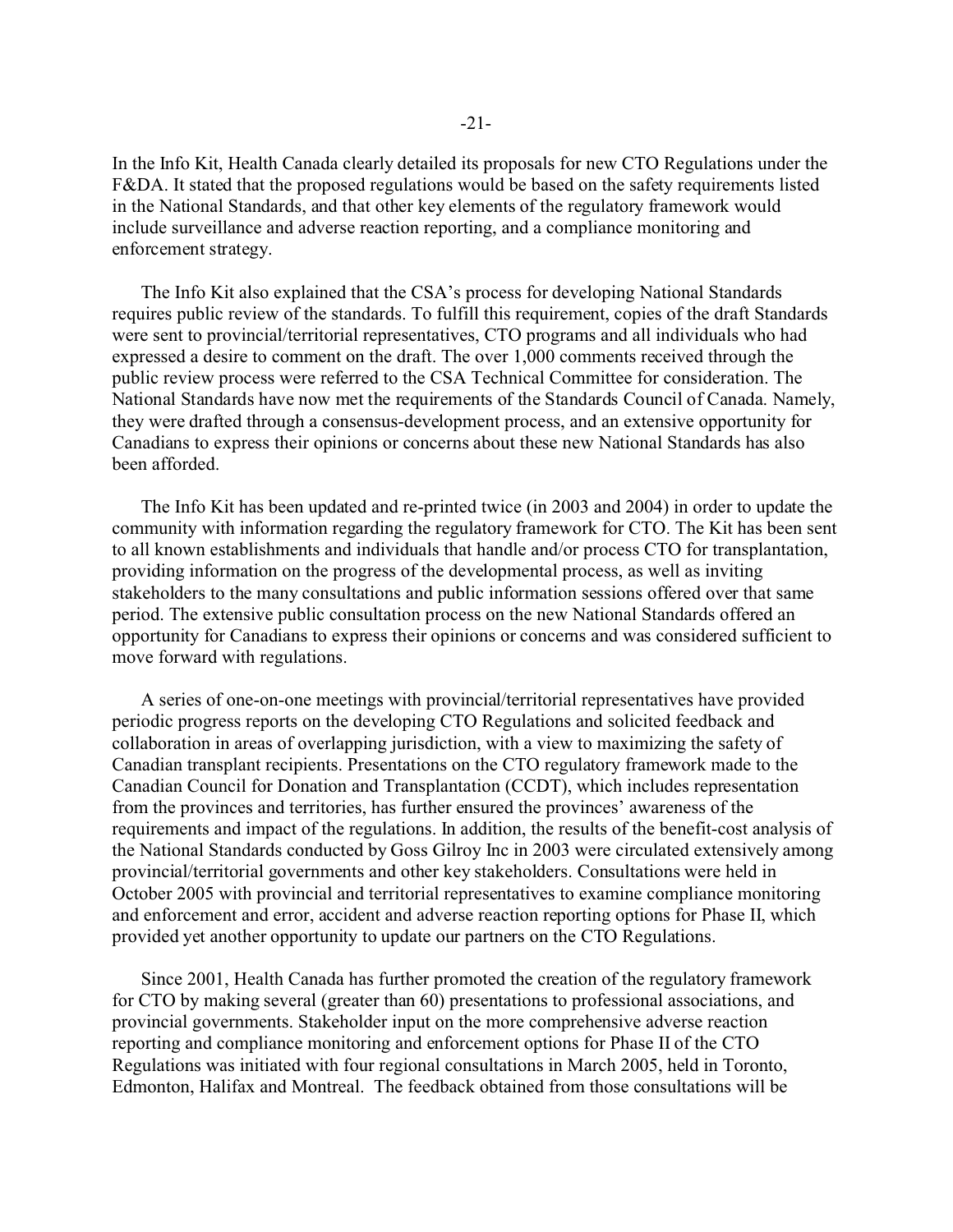In the Info Kit, Health Canada clearly detailed its proposals for new CTO Regulations under the F&DA. It stated that the proposed regulations would be based on the safety requirements listed in the National Standards, and that other key elements of the regulatory framework would include surveillance and adverse reaction reporting, and a compliance monitoring and enforcement strategy.

The Info Kit also explained that the CSA's process for developing National Standards requires public review of the standards. To fulfill this requirement, copies of the draft Standards were sent to provincial/territorial representatives, CTO programs and all individuals who had expressed a desire to comment on the draft. The over 1,000 comments received through the public review process were referred to the CSA Technical Committee for consideration. The National Standards have now met the requirements of the Standards Council of Canada. Namely, they were drafted through a consensus-development process, and an extensive opportunity for Canadians to express their opinions or concerns about these new National Standards has also been afforded.

The Info Kit has been updated and re-printed twice (in 2003 and 2004) in order to update the community with information regarding the regulatory framework for CTO. The Kit has been sent to all known establishments and individuals that handle and/or process CTO for transplantation, providing information on the progress of the developmental process, as well as inviting stakeholders to the many consultations and public information sessions offered over that same period. The extensive public consultation process on the new National Standards offered an opportunity for Canadians to express their opinions or concerns and was considered sufficient to move forward with regulations.

A series of one-on-one meetings with provincial/territorial representatives have provided periodic progress reports on the developing CTO Regulations and solicited feedback and collaboration in areas of overlapping jurisdiction, with a view to maximizing the safety of Canadian transplant recipients. Presentations on the CTO regulatory framework made to the Canadian Council for Donation and Transplantation (CCDT), which includes representation from the provinces and territories, has further ensured the provinces' awareness of the requirements and impact of the regulations. In addition, the results of the benefit-cost analysis of the National Standards conducted by Goss Gilroy Inc in 2003 were circulated extensively among provincial/territorial governments and other key stakeholders. Consultations were held in October 2005 with provincial and territorial representatives to examine compliance monitoring and enforcement and error, accident and adverse reaction reporting options for Phase II, which provided yet another opportunity to update our partners on the CTO Regulations.

Since 2001, Health Canada has further promoted the creation of the regulatory framework for CTO by making several (greater than 60) presentations to professional associations, and provincial governments. Stakeholder input on the more comprehensive adverse reaction reporting and compliance monitoring and enforcement options for Phase II of the CTO Regulations was initiated with four regional consultations in March 2005, held in Toronto, Edmonton, Halifax and Montreal. The feedback obtained from those consultations will be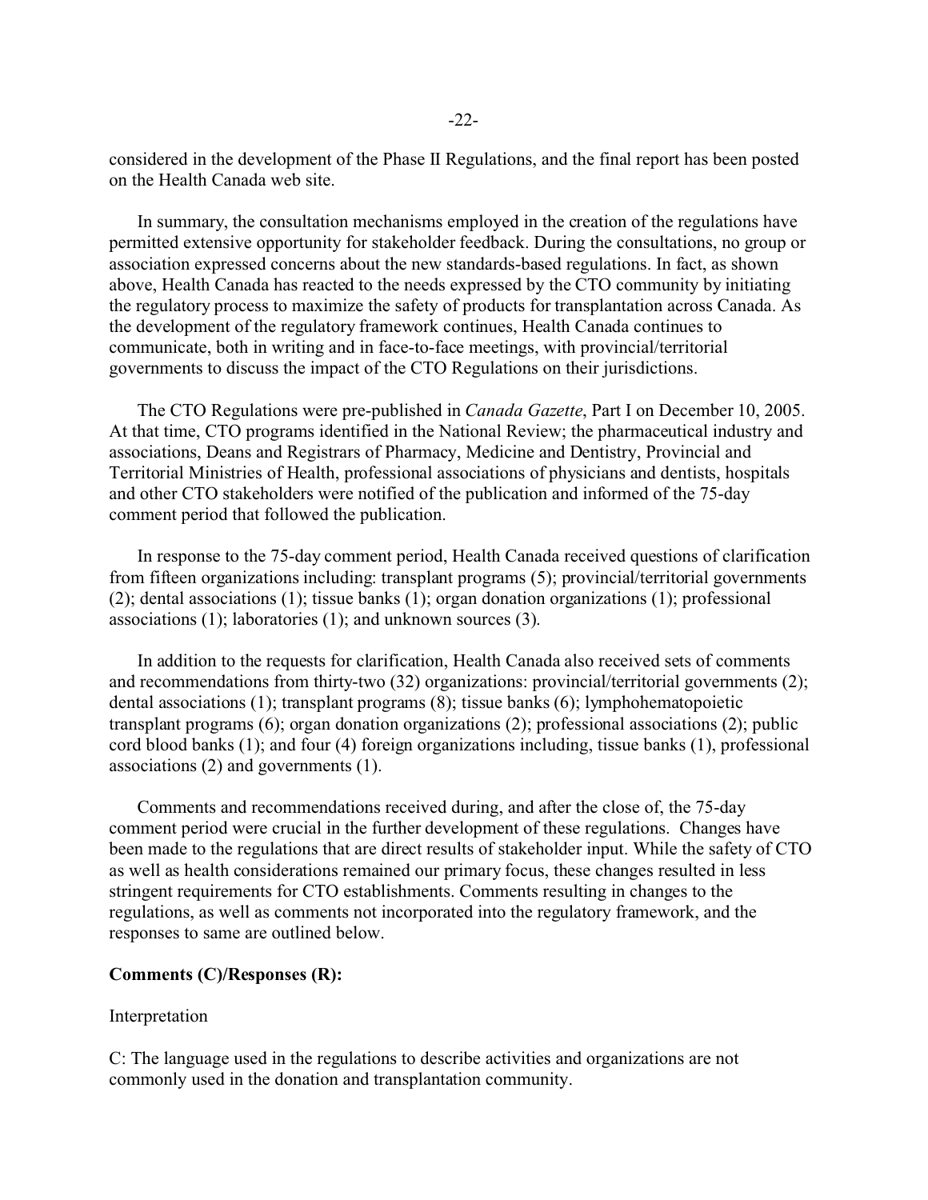considered in the development of the Phase II Regulations, and the final report has been posted on the Health Canada web site.

In summary, the consultation mechanisms employed in the creation of the regulations have permitted extensive opportunity for stakeholder feedback. During the consultations, no group or association expressed concerns about the new standards-based regulations. In fact, as shown above, Health Canada has reacted to the needs expressed by the CTO community by initiating the regulatory process to maximize the safety of products for transplantation across Canada. As the development of the regulatory framework continues, Health Canada continues to communicate, both in writing and in face-to-face meetings, with provincial/territorial governments to discuss the impact of the CTO Regulations on their jurisdictions.

The CTO Regulations were pre-published in *Canada Gazette*, Part I on December 10, 2005. At that time, CTO programs identified in the National Review; the pharmaceutical industry and associations, Deans and Registrars of Pharmacy, Medicine and Dentistry, Provincial and Territorial Ministries of Health, professional associations of physicians and dentists, hospitals and other CTO stakeholders were notified of the publication and informed of the 75-day comment period that followed the publication.

In response to the 75-day comment period, Health Canada received questions of clarification from fifteen organizations including: transplant programs (5); provincial/territorial governments (2); dental associations (1); tissue banks (1); organ donation organizations (1); professional associations (1); laboratories (1); and unknown sources (3).

In addition to the requests for clarification, Health Canada also received sets of comments and recommendations from thirty-two (32) organizations: provincial/territorial governments (2); dental associations (1); transplant programs (8); tissue banks (6); lymphohematopoietic transplant programs (6); organ donation organizations (2); professional associations (2); public cord blood banks (1); and four (4) foreign organizations including, tissue banks (1), professional associations (2) and governments (1).

Comments and recommendations received during, and after the close of, the 75-day comment period were crucial in the further development of these regulations. Changes have been made to the regulations that are direct results of stakeholder input. While the safety of CTO as well as health considerations remained our primary focus, these changes resulted in less stringent requirements for CTO establishments. Comments resulting in changes to the regulations, as well as comments not incorporated into the regulatory framework, and the responses to same are outlined below.

**Comments (C)/Responses (R):**

Interpretation

C: The language used in the regulations to describe activities and organizations are not commonly used in the donation and transplantation community.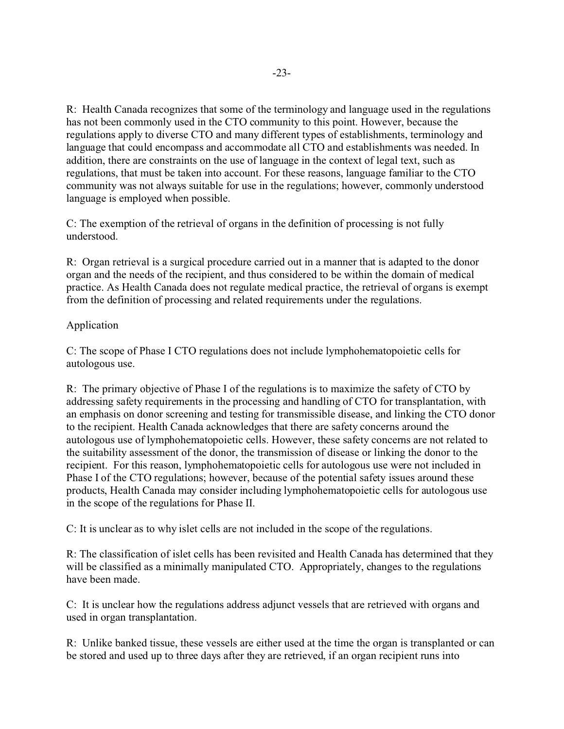R: Health Canada recognizes that some of the terminology and language used in the regulations has not been commonly used in the CTO community to this point. However, because the regulations apply to diverse CTO and many different types of establishments, terminology and language that could encompass and accommodate all CTO and establishments was needed. In addition, there are constraints on the use of language in the context of legal text, such as regulations, that must be taken into account. For these reasons, language familiar to the CTO community was not always suitable for use in the regulations; however, commonly understood language is employed when possible.

C: The exemption of the retrieval of organs in the definition of processing is not fully understood.

R: Organ retrieval is a surgical procedure carried out in a manner that is adapted to the donor organ and the needs of the recipient, and thus considered to be within the domain of medical practice. As Health Canada does not regulate medical practice, the retrieval of organs is exempt from the definition of processing and related requirements under the regulations.

Application

C: The scope of Phase I CTO regulations does not include lymphohematopoietic cells for autologous use.

R: The primary objective of Phase I of the regulations is to maximize the safety of CTO by addressing safety requirements in the processing and handling of CTO for transplantation, with an emphasis on donor screening and testing for transmissible disease, and linking the CTO donor to the recipient. Health Canada acknowledges that there are safety concerns around the autologous use of lymphohematopoietic cells. However, these safety concerns are not related to the suitability assessment of the donor, the transmission of disease or linking the donor to the recipient. For this reason, lymphohematopoietic cells for autologous use were not included in Phase I of the CTO regulations; however, because of the potential safety issues around these products, Health Canada may consider including lymphohematopoietic cells for autologous use in the scope of the regulations for Phase II.

C: It is unclear as to why islet cells are not included in the scope of the regulations.

R: The classification of islet cells has been revisited and Health Canada has determined that they will be classified as a minimally manipulated CTO. Appropriately, changes to the regulations have been made.

C: It is unclear how the regulations address adjunct vessels that are retrieved with organs and used in organ transplantation.

R: Unlike banked tissue, these vessels are either used at the time the organ is transplanted or can be stored and used up to three days after they are retrieved, if an organ recipient runs into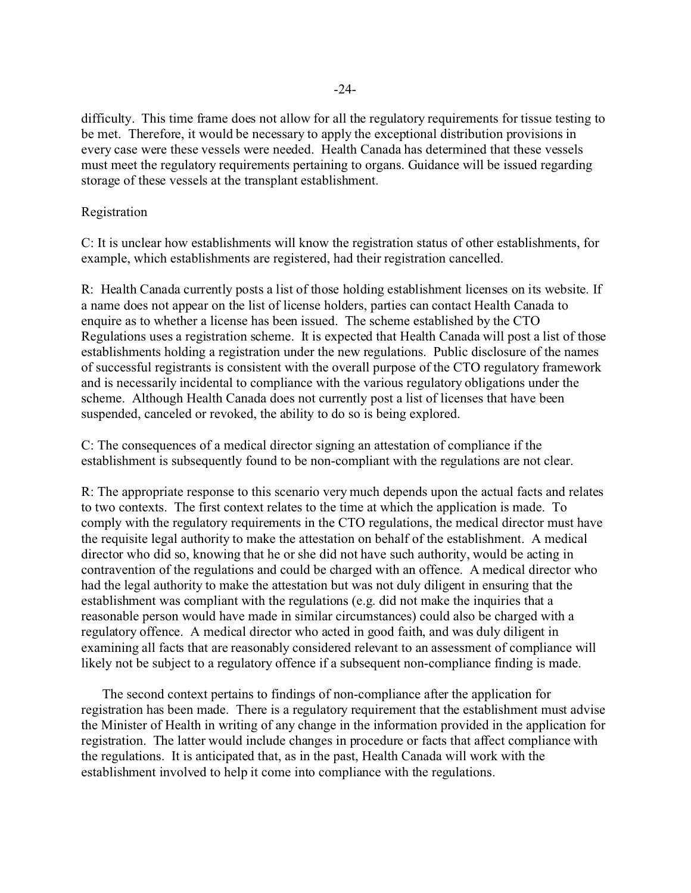difficulty. This time frame does not allow for all the regulatory requirements for tissue testing to be met. Therefore, it would be necessary to apply the exceptional distribution provisions in every case were these vessels were needed. Health Canada has determined that these vessels must meet the regulatory requirements pertaining to organs. Guidance will be issued regarding storage of these vessels at the transplant establishment.

Registration

C: It is unclear how establishments will know the registration status of other establishments, for example, which establishments are registered, had their registration cancelled.

R: Health Canada currently posts a list of those holding establishment licenses on its website. If a name does not appear on the list of license holders, parties can contact Health Canada to enquire as to whether a license has been issued. The scheme established by the CTO Regulations uses a registration scheme. It is expected that Health Canada will post a list of those establishments holding a registration under the new regulations. Public disclosure of the names of successful registrants is consistent with the overall purpose of the CTO regulatory framework and is necessarily incidental to compliance with the various regulatory obligations under the scheme. Although Health Canada does not currently post a list of licenses that have been suspended, canceled or revoked, the ability to do so is being explored.

C: The consequences of a medical director signing an attestation of compliance if the establishment is subsequently found to be non-compliant with the regulations are not clear.

R: The appropriate response to this scenario very much depends upon the actual facts and relates to two contexts. The first context relates to the time at which the application is made. To comply with the regulatory requirements in the CTO regulations, the medical director must have the requisite legal authority to make the attestation on behalf of the establishment. A medical director who did so, knowing that he or she did not have such authority, would be acting in contravention of the regulations and could be charged with an offence. A medical director who had the legal authority to make the attestation but was not duly diligent in ensuring that the establishment was compliant with the regulations (e.g. did not make the inquiries that a reasonable person would have made in similar circumstances) could also be charged with a regulatory offence. A medical director who acted in good faith, and was duly diligent in examining all facts that are reasonably considered relevant to an assessment of compliance will likely not be subject to a regulatory offence if a subsequent non-compliance finding is made.

The second context pertains to findings of non-compliance after the application for registration has been made. There is a regulatory requirement that the establishment must advise the Minister of Health in writing of any change in the information provided in the application for registration. The latter would include changes in procedure or facts that affect compliance with the regulations. It is anticipated that, as in the past, Health Canada will work with the establishment involved to help it come into compliance with the regulations.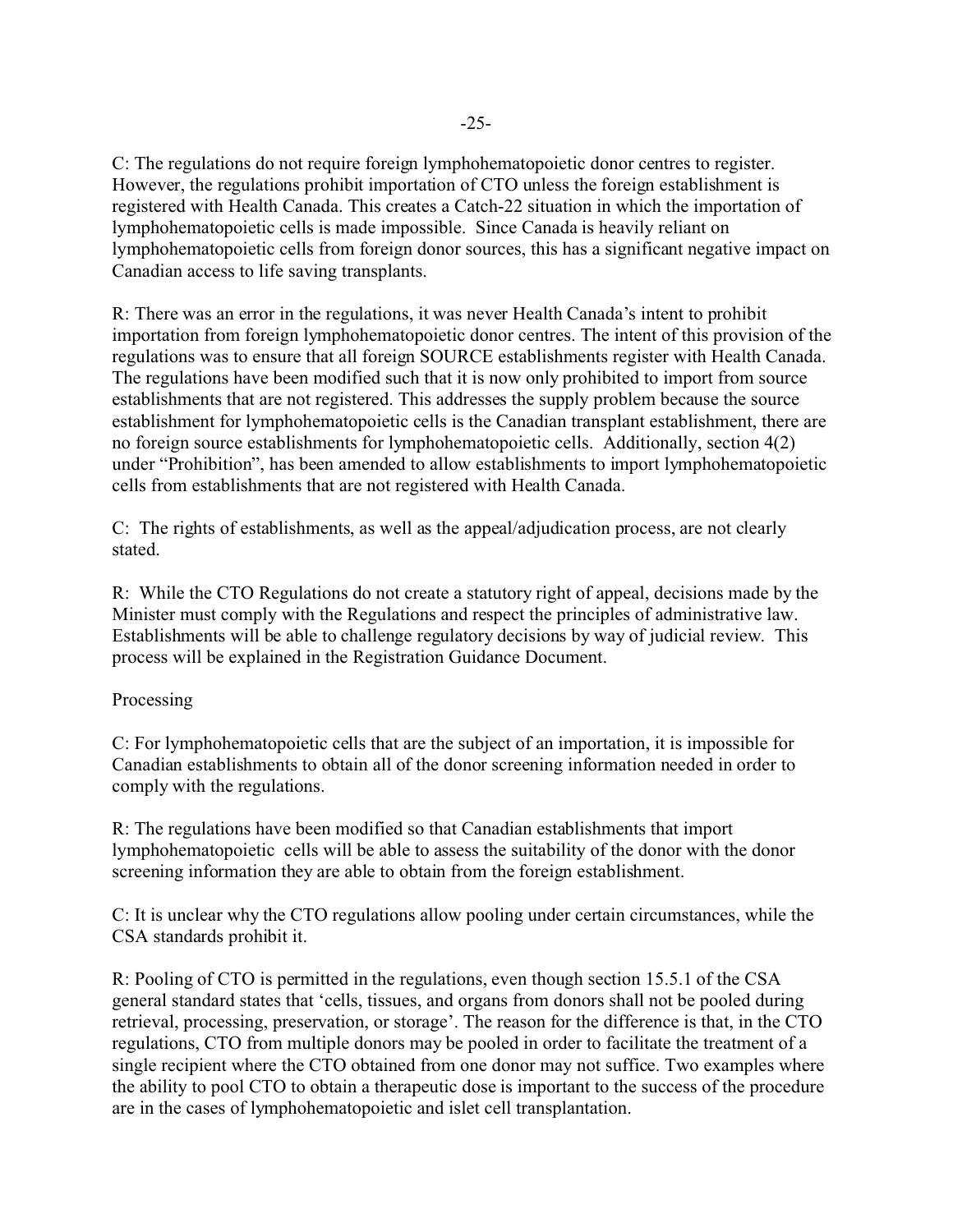C: The regulations do not require foreign lymphohematopoietic donor centres to register. However, the regulations prohibit importation of CTO unless the foreign establishment is registered with Health Canada. This creates a Catch-22 situation in which the importation of lymphohematopoietic cells is made impossible. Since Canada is heavily reliant on lymphohematopoietic cells from foreign donor sources, this has a significant negative impact on Canadian access to life saving transplants.

R: There was an error in the regulations, it was never Health Canada's intent to prohibit importation from foreign lymphohematopoietic donor centres. The intent of this provision of the regulations was to ensure that all foreign SOURCE establishments register with Health Canada. The regulations have been modified such that it is now only prohibited to import from source establishments that are not registered. This addresses the supply problem because the source establishment for lymphohematopoietic cells is the Canadian transplant establishment, there are no foreign source establishments for lymphohematopoietic cells. Additionally, section 4(2) under "Prohibition", has been amended to allow establishments to import lymphohematopoietic cells from establishments that are not registered with Health Canada.

C: The rights of establishments, as well as the appeal/adjudication process, are not clearly stated.

R: While the CTO Regulations do not create a statutory right of appeal, decisions made by the Minister must comply with the Regulations and respect the principles of administrative law. Establishments will be able to challenge regulatory decisions by way of judicial review. This process will be explained in the Registration Guidance Document.

Processing

C: For lymphohematopoietic cells that are the subject of an importation, it is impossible for Canadian establishments to obtain all of the donor screening information needed in order to comply with the regulations.

R: The regulations have been modified so that Canadian establishments that import lymphohematopoietic cells will be able to assess the suitability of the donor with the donor screening information they are able to obtain from the foreign establishment.

C: It is unclear why the CTO regulations allow pooling under certain circumstances, while the CSA standards prohibit it.

R: Pooling of CTO is permitted in the regulations, even though section 15.5.1 of the CSA general standard states that 'cells, tissues, and organs from donors shall not be pooled during retrieval, processing, preservation, or storage'. The reason for the difference is that, in the CTO regulations, CTO from multiple donors may be pooled in order to facilitate the treatment of a single recipient where the CTO obtained from one donor may not suffice. Two examples where the ability to pool CTO to obtain a therapeutic dose is important to the success of the procedure are in the cases of lymphohematopoietic and islet cell transplantation.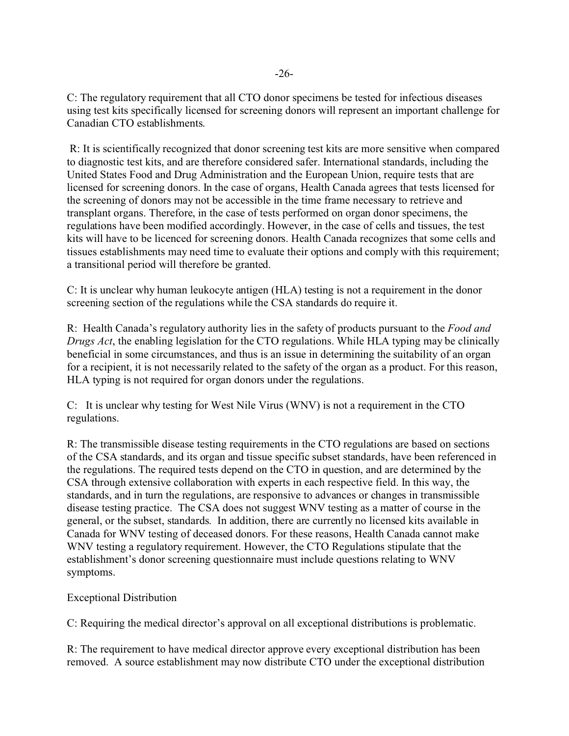C: The regulatory requirement that all CTO donor specimens be tested for infectious diseases using test kits specifically licensed for screening donors will represent an important challenge for Canadian CTO establishments.

R: It is scientifically recognized that donor screening test kits are more sensitive when compared to diagnostic test kits, and are therefore considered safer. International standards, including the United States Food and Drug Administration and the European Union, require tests that are licensed for screening donors. In the case of organs, Health Canada agrees that tests licensed for the screening of donors may not be accessible in the time frame necessary to retrieve and transplant organs. Therefore, in the case of tests performed on organ donor specimens, the regulations have been modified accordingly. However, in the case of cells and tissues, the test kits will have to be licenced for screening donors. Health Canada recognizes that some cells and tissues establishments may need time to evaluate their options and comply with this requirement; a transitional period will therefore be granted.

C: It is unclear why human leukocyte antigen (HLA) testing is not a requirement in the donor screening section of the regulations while the CSA standards do require it.

R: Health Canada's regulatory authority lies in the safety of products pursuant to the *Food and Drugs Act*, the enabling legislation for the CTO regulations. While HLA typing may be clinically beneficial in some circumstances, and thus is an issue in determining the suitability of an organ for a recipient, it is not necessarily related to the safety of the organ as a product. For this reason, HLA typing is not required for organ donors under the regulations.

C: It is unclear why testing for West Nile Virus (WNV) is not a requirement in the CTO regulations.

R: The transmissible disease testing requirements in the CTO regulations are based on sections of the CSA standards, and its organ and tissue specific subset standards, have been referenced in the regulations. The required tests depend on the CTO in question, and are determined by the CSA through extensive collaboration with experts in each respective field. In this way, the standards, and in turn the regulations, are responsive to advances or changes in transmissible disease testing practice. The CSA does not suggest WNV testing as a matter of course in the general, or the subset, standards. In addition, there are currently no licensed kits available in Canada for WNV testing of deceased donors. For these reasons, Health Canada cannot make WNV testing a regulatory requirement. However, the CTO Regulations stipulate that the establishment's donor screening questionnaire must include questions relating to WNV symptoms.

Exceptional Distribution

C: Requiring the medical director's approval on all exceptional distributions is problematic.

R: The requirement to have medical director approve every exceptional distribution has been removed. A source establishment may now distribute CTO under the exceptional distribution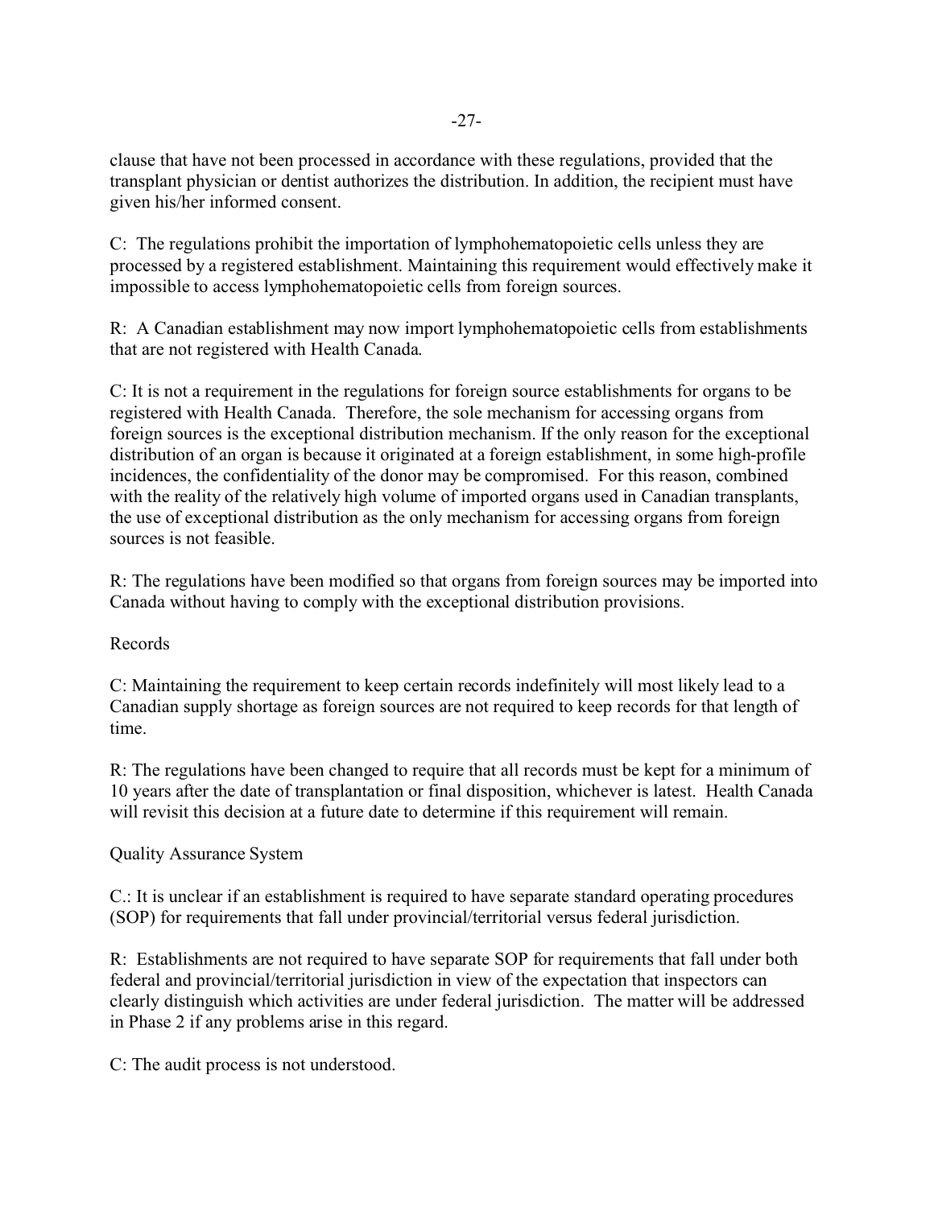clause that have not been processed in accordance with these regulations, provided that the transplant physician or dentist authorizes the distribution. In addition, the recipient must have given his/her informed consent.

C: The regulations prohibit the importation of lymphohematopoietic cells unless they are processed by a registered establishment. Maintaining this requirement would effectively make it impossible to access lymphohematopoietic cells from foreign sources.

R: A Canadian establishment may now import lymphohematopoietic cells from establishments that are not registered with Health Canada.

C: It is not a requirement in the regulations for foreign source establishments for organs to be registered with Health Canada. Therefore, the sole mechanism for accessing organs from foreign sources is the exceptional distribution mechanism. If the only reason for the exceptional distribution of an organ is because it originated at a foreign establishment, in some high-profile incidences, the confidentiality of the donor may be compromised. For this reason, combined with the reality of the relatively high volume of imported organs used in Canadian transplants, the use of exceptional distribution as the only mechanism for accessing organs from foreign sources is not feasible.

R: The regulations have been modified so that organs from foreign sources may be imported into Canada without having to comply with the exceptional distribution provisions.

Records

C: Maintaining the requirement to keep certain records indefinitely will most likely lead to a Canadian supply shortage as foreign sources are not required to keep records for that length of time.

R: The regulations have been changed to require that all records must be kept for a minimum of 10 years after the date of transplantation or final disposition, whichever is latest. Health Canada will revisit this decision at a future date to determine if this requirement will remain.

Quality Assurance System

C.: It is unclear if an establishment is required to have separate standard operating procedures (SOP) for requirements that fall under provincial/territorial versus federal jurisdiction.

R: Establishments are not required to have separate SOP for requirements that fall under both federal and provincial/territorial jurisdiction in view of the expectation that inspectors can clearly distinguish which activities are under federal jurisdiction. The matter will be addressed in Phase 2 if any problems arise in this regard.

C: The audit process is not understood.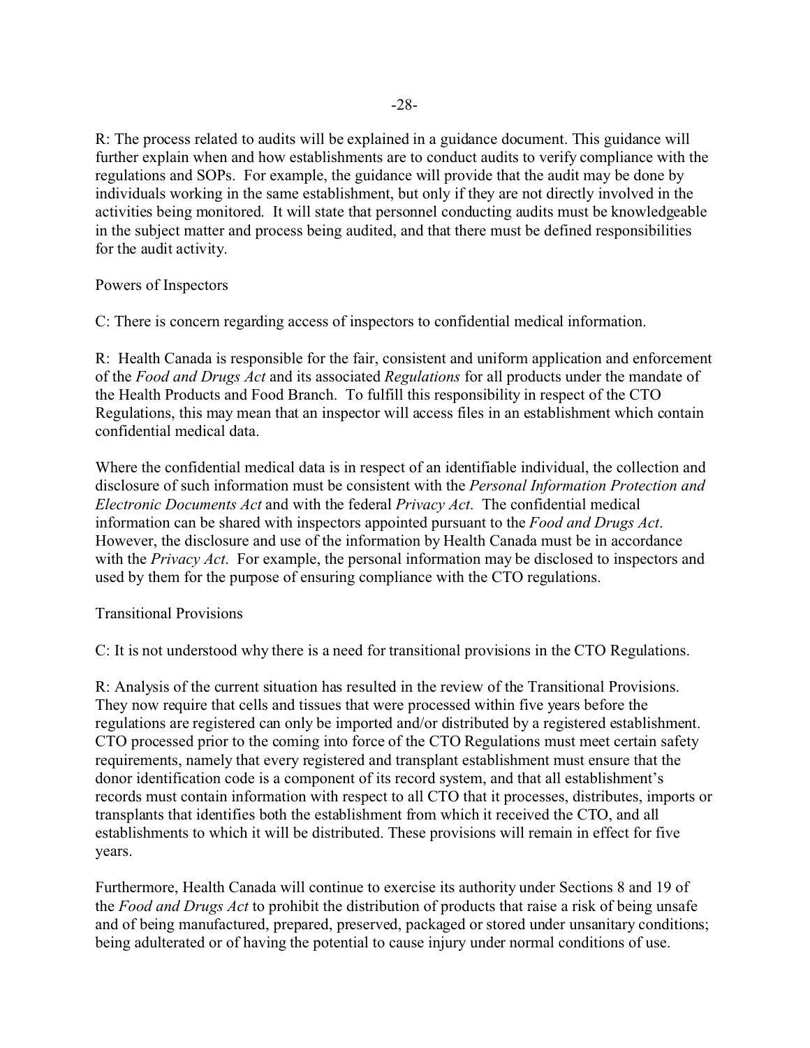R: The process related to audits will be explained in a guidance document. This guidance will further explain when and how establishments are to conduct audits to verify compliance with the regulations and SOPs. For example, the guidance will provide that the audit may be done by individuals working in the same establishment, but only if they are not directly involved in the activities being monitored. It will state that personnel conducting audits must be knowledgeable in the subject matter and process being audited, and that there must be defined responsibilities for the audit activity.

Powers of Inspectors

C: There is concern regarding access of inspectors to confidential medical information.

R: Health Canada is responsible for the fair, consistent and uniform application and enforcement of the *Food and Drugs Act* and its associated *Regulations* for all products under the mandate of the Health Products and Food Branch. To fulfill this responsibility in respect of the CTO Regulations, this may mean that an inspector will access files in an establishment which contain confidential medical data.

Where the confidential medical data is in respect of an identifiable individual, the collection and disclosure of such information must be consistent with the *Personal Information Protection and Electronic Documents Act* and with the federal *Privacy Act*. The confidential medical information can be shared with inspectors appointed pursuant to the *Food and Drugs Act*. However, the disclosure and use of the information by Health Canada must be in accordance with the *Privacy Act*. For example, the personal information may be disclosed to inspectors and used by them for the purpose of ensuring compliance with the CTO regulations.

Transitional Provisions

C: It is not understood why there is a need for transitional provisions in the CTO Regulations.

R: Analysis of the current situation has resulted in the review of the Transitional Provisions. They now require that cells and tissues that were processed within five years before the regulations are registered can only be imported and/or distributed by a registered establishment. CTO processed prior to the coming into force of the CTO Regulations must meet certain safety requirements, namely that every registered and transplant establishment must ensure that the donor identification code is a component of its record system, and that all establishment's records must contain information with respect to all CTO that it processes, distributes, imports or transplants that identifies both the establishment from which it received the CTO, and all establishments to which it will be distributed. These provisions will remain in effect for five years.

Furthermore, Health Canada will continue to exercise its authority under Sections 8 and 19 of the *Food and Drugs Act* to prohibit the distribution of products that raise a risk of being unsafe and of being manufactured, prepared, preserved, packaged or stored under unsanitary conditions; being adulterated or of having the potential to cause injury under normal conditions of use.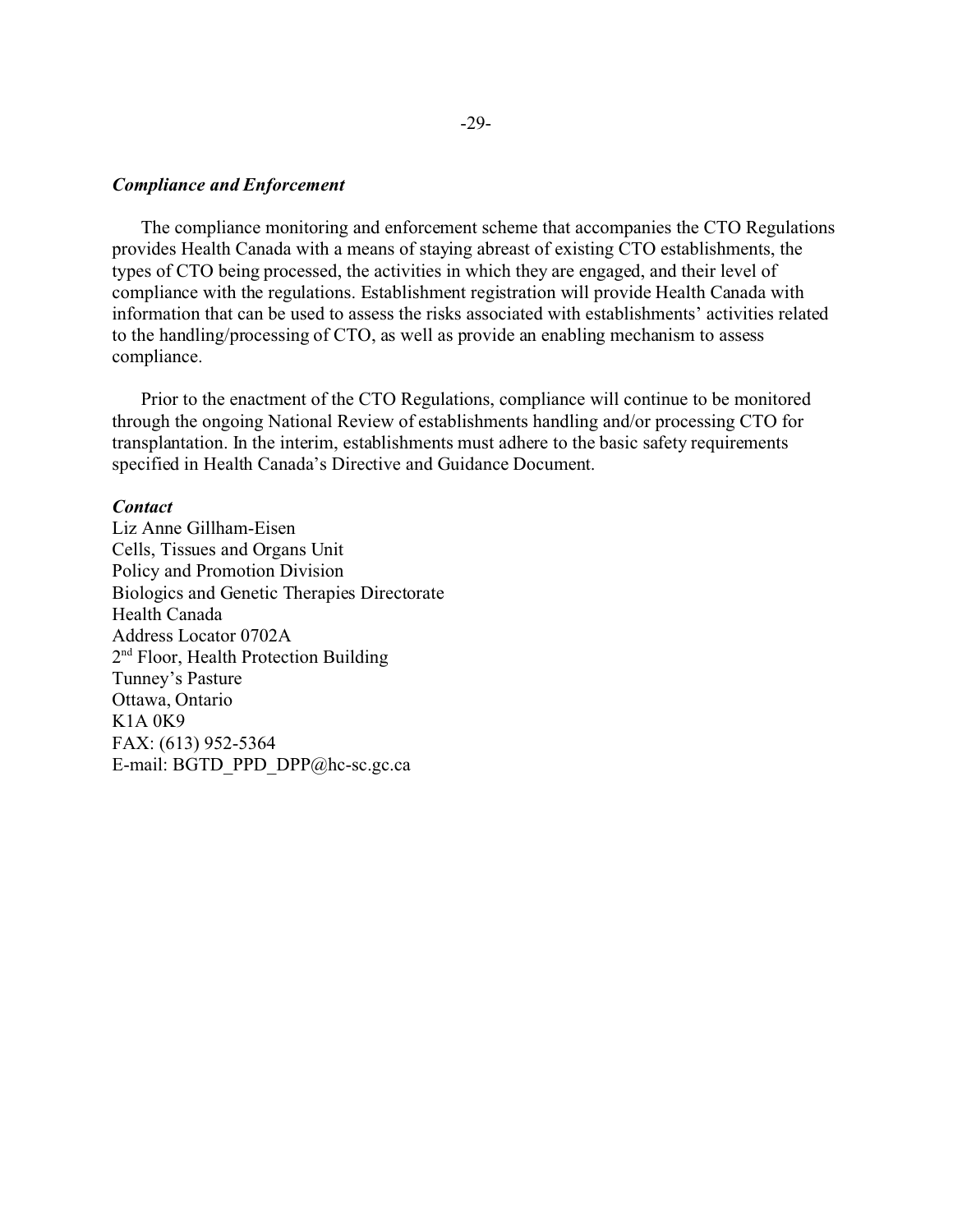### *Compliance and Enforcement*

The compliance monitoring and enforcement scheme that accompanies the CTO Regulations provides Health Canada with a means of staying abreast of existing CTO establishments, the types of CTO being processed, the activities in which they are engaged, and their level of compliance with the regulations. Establishment registration will provide Health Canada with information that can be used to assess the risks associated with establishments' activities related to the handling/processing of CTO, as well as provide an enabling mechanism to assess compliance.

Prior to the enactment of the CTO Regulations, compliance will continue to be monitored through the ongoing National Review of establishments handling and/or processing CTO for transplantation. In the interim, establishments must adhere to the basic safety requirements specified in Health Canada's Directive and Guidance Document.

### *Contact*

Liz Anne Gillham-Eisen
Cells, Tissues and Organs Unit
Policy and Promotion Division
Biologics and Genetic Therapies Directorate
Health Canada
Address Locator 0702A
2nd Floor, Health Protection Building
Tunney's Pasture
Ottawa, Ontario
K1A 0K9
FAX: (613) 952-5364
E-mail: BGTD_PPD_DPP@hc-sc.gc.ca